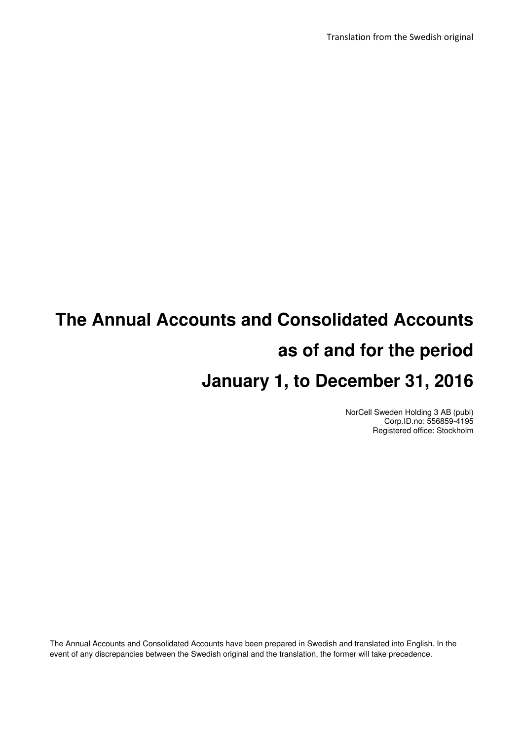Translation from the Swedish original

# The Annual Accounts and Consolidated Accounts as of and for the period January 1, to December 31, 2016

NorCell Sweden Holding 3 AB (publ)
Corp.ID.no: 556859-4195
Registered office: Stockholm

The Annual Accounts and Consolidated Accounts have been prepared in Swedish and translated into English. In the event of any discrepancies between the Swedish original and the translation, the former will take precedence.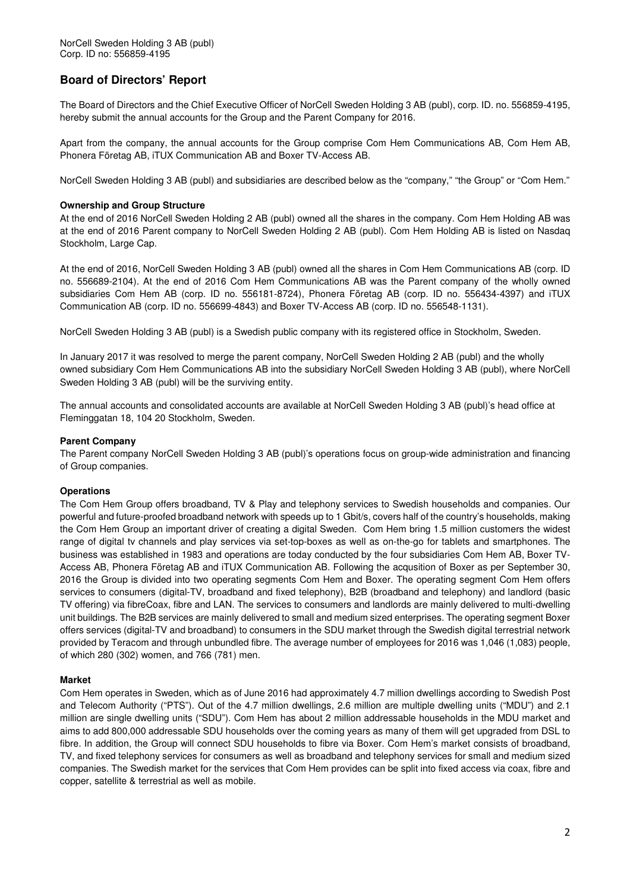NorCell Sweden Holding 3 AB (publ)
Corp. ID no: 556859-4195

## Board of Directors' Report

The Board of Directors and the Chief Executive Officer of NorCell Sweden Holding 3 AB (publ), corp. ID. no. 556859-4195, hereby submit the annual accounts for the Group and the Parent Company for 2016.

Apart from the company, the annual accounts for the Group comprise Com Hem Communications AB, Com Hem AB, Phonera Företag AB, iTUX Communication AB and Boxer TV-Access AB.

NorCell Sweden Holding 3 AB (publ) and subsidiaries are described below as the "company," "the Group" or "Com Hem."

**Ownership and Group Structure**

At the end of 2016 NorCell Sweden Holding 2 AB (publ) owned all the shares in the company. Com Hem Holding AB was at the end of 2016 Parent company to NorCell Sweden Holding 2 AB (publ). Com Hem Holding AB is listed on Nasdaq Stockholm, Large Cap.

At the end of 2016, NorCell Sweden Holding 3 AB (publ) owned all the shares in Com Hem Communications AB (corp. ID no. 556689-2104). At the end of 2016 Com Hem Communications AB was the Parent company of the wholly owned subsidiaries Com Hem AB (corp. ID no. 556181-8724), Phonera Företag AB (corp. ID no. 556434-4397) and iTUX Communication AB (corp. ID no. 556699-4843) and Boxer TV-Access AB (corp. ID no. 556548-1131).

NorCell Sweden Holding 3 AB (publ) is a Swedish public company with its registered office in Stockholm, Sweden.

In January 2017 it was resolved to merge the parent company, NorCell Sweden Holding 2 AB (publ) and the wholly owned subsidiary Com Hem Communications AB into the subsidiary NorCell Sweden Holding 3 AB (publ), where NorCell Sweden Holding 3 AB (publ) will be the surviving entity.

The annual accounts and consolidated accounts are available at NorCell Sweden Holding 3 AB (publ)'s head office at Fleminggatan 18, 104 20 Stockholm, Sweden.

**Parent Company**

The Parent company NorCell Sweden Holding 3 AB (publ)'s operations focus on group-wide administration and financing of Group companies.

**Operations**

The Com Hem Group offers broadband, TV & Play and telephony services to Swedish households and companies. Our powerful and future-proofed broadband network with speeds up to 1 Gbit/s, covers half of the country's households, making the Com Hem Group an important driver of creating a digital Sweden. Com Hem bring 1.5 million customers the widest range of digital tv channels and play services via set-top-boxes as well as on-the-go for tablets and smartphones. The business was established in 1983 and operations are today conducted by the four subsidiaries Com Hem AB, Boxer TV-Access AB, Phonera Företag AB and iTUX Communication AB. Following the acqusition of Boxer as per September 30, 2016 the Group is divided into two operating segments Com Hem and Boxer. The operating segment Com Hem offers services to consumers (digital-TV, broadband and fixed telephony), B2B (broadband and telephony) and landlord (basic TV offering) via fibreCoax, fibre and LAN. The services to consumers and landlords are mainly delivered to multi-dwelling unit buildings. The B2B services are mainly delivered to small and medium sized enterprises. The operating segment Boxer offers services (digital-TV and broadband) to consumers in the SDU market through the Swedish digital terrestrial network provided by Teracom and through unbundled fibre. The average number of employees for 2016 was 1,046 (1,083) people, of which 280 (302) women, and 766 (781) men.

**Market**

Com Hem operates in Sweden, which as of June 2016 had approximately 4.7 million dwellings according to Swedish Post and Telecom Authority ("PTS"). Out of the 4.7 million dwellings, 2.6 million are multiple dwelling units ("MDU") and 2.1 million are single dwelling units ("SDU"). Com Hem has about 2 million addressable households in the MDU market and aims to add 800,000 addressable SDU households over the coming years as many of them will get upgraded from DSL to fibre. In addition, the Group will connect SDU households to fibre via Boxer. Com Hem's market consists of broadband, TV, and fixed telephony services for consumers as well as broadband and telephony services for small and medium sized companies. The Swedish market for the services that Com Hem provides can be split into fixed access via coax, fibre and copper, satellite & terrestrial as well as mobile.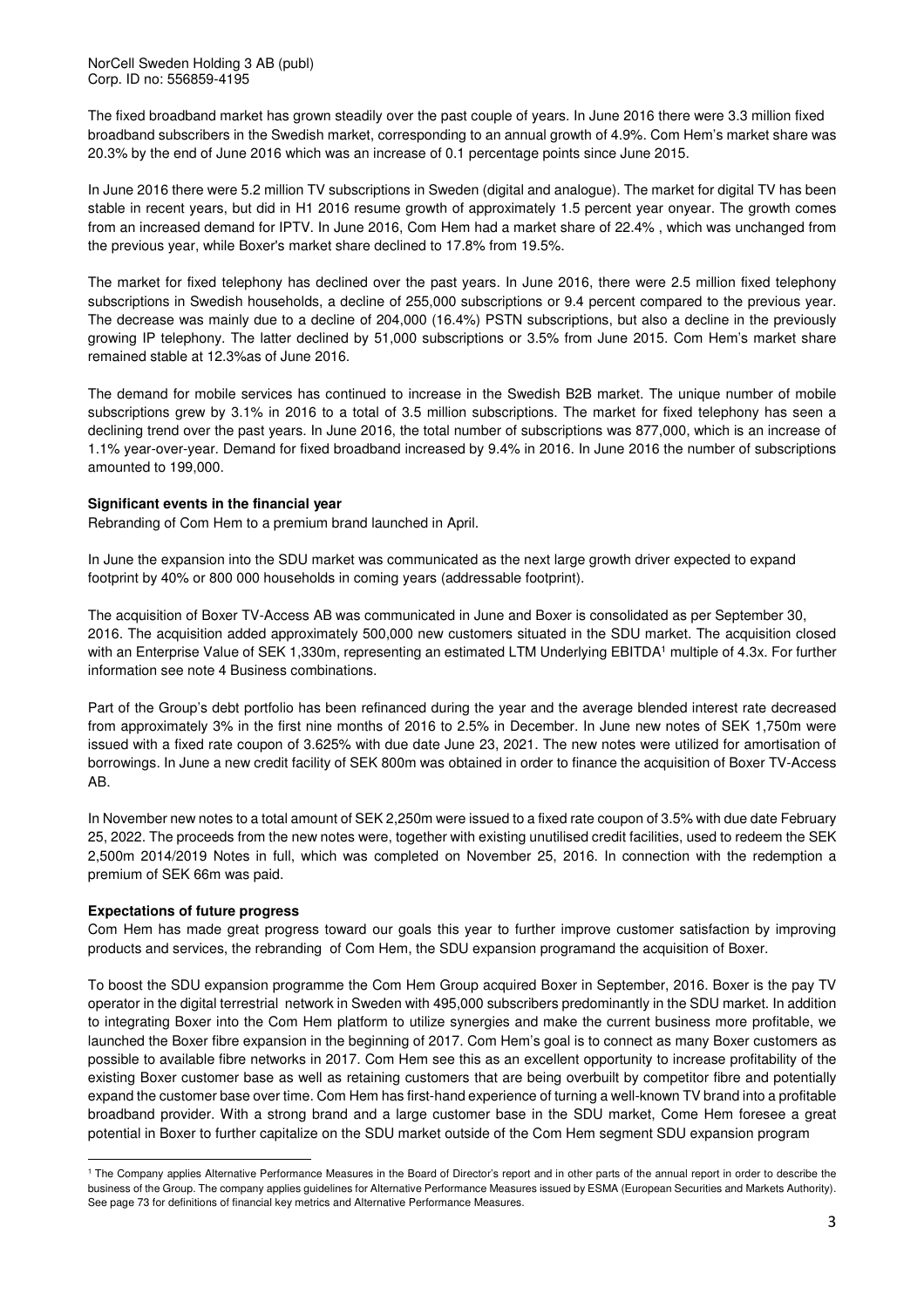The fixed broadband market has grown steadily over the past couple of years. In June 2016 there were 3.3 million fixed broadband subscribers in the Swedish market, corresponding to an annual growth of 4.9%. Com Hem's market share was 20.3% by the end of June 2016 which was an increase of 0.1 percentage points since June 2015.

In June 2016 there were 5.2 million TV subscriptions in Sweden (digital and analogue). The market for digital TV has been stable in recent years, but did in H1 2016 resume growth of approximately 1.5 percent year onyear. The growth comes from an increased demand for IPTV. In June 2016, Com Hem had a market share of 22.4% , which was unchanged from the previous year, while Boxer's market share declined to 17.8% from 19.5%.

The market for fixed telephony has declined over the past years. In June 2016, there were 2.5 million fixed telephony subscriptions in Swedish households, a decline of 255,000 subscriptions or 9.4 percent compared to the previous year. The decrease was mainly due to a decline of 204,000 (16.4%) PSTN subscriptions, but also a decline in the previously growing IP telephony. The latter declined by 51,000 subscriptions or 3.5% from June 2015. Com Hem's market share remained stable at 12.3%as of June 2016.

The demand for mobile services has continued to increase in the Swedish B2B market. The unique number of mobile subscriptions grew by 3.1% in 2016 to a total of 3.5 million subscriptions. The market for fixed telephony has seen a declining trend over the past years. In June 2016, the total number of subscriptions was 877,000, which is an increase of 1.1% year-over-year. Demand for fixed broadband increased by 9.4% in 2016. In June 2016 the number of subscriptions amounted to 199,000.

**Significant events in the financial year**

Rebranding of Com Hem to a premium brand launched in April.

In June the expansion into the SDU market was communicated as the next large growth driver expected to expand footprint by 40% or 800 000 households in coming years (addressable footprint).

The acquisition of Boxer TV-Access AB was communicated in June and Boxer is consolidated as per September 30, 2016. The acquisition added approximately 500,000 new customers situated in the SDU market. The acquisition closed with an Enterprise Value of SEK 1,330m, representing an estimated LTM Underlying EBITDA[1] multiple of 4.3x. For further information see note 4 Business combinations.

Part of the Group's debt portfolio has been refinanced during the year and the average blended interest rate decreased from approximately 3% in the first nine months of 2016 to 2.5% in December. In June new notes of SEK 1,750m were issued with a fixed rate coupon of 3.625% with due date June 23, 2021. The new notes were utilized for amortisation of borrowings. In June a new credit facility of SEK 800m was obtained in order to finance the acquisition of Boxer TV-Access AB.

In November new notes to a total amount of SEK 2,250m were issued to a fixed rate coupon of 3.5% with due date February 25, 2022. The proceeds from the new notes were, together with existing unutilised credit facilities, used to redeem the SEK 2,500m 2014/2019 Notes in full, which was completed on November 25, 2016. In connection with the redemption a premium of SEK 66m was paid.

**Expectations of future progress**

Com Hem has made great progress toward our goals this year to further improve customer satisfaction by improving products and services, the rebranding of Com Hem, the SDU expansion programand the acquisition of Boxer.

To boost the SDU expansion programme the Com Hem Group acquired Boxer in September, 2016. Boxer is the pay TV operator in the digital terrestrial network in Sweden with 495,000 subscribers predominantly in the SDU market. In addition to integrating Boxer into the Com Hem platform to utilize synergies and make the current business more profitable, we launched the Boxer fibre expansion in the beginning of 2017. Com Hem's goal is to connect as many Boxer customers as possible to available fibre networks in 2017. Com Hem see this as an excellent opportunity to increase profitability of the existing Boxer customer base as well as retaining customers that are being overbuilt by competitor fibre and potentially expand the customer base over time. Com Hem has first-hand experience of turning a well-known TV brand into a profitable broadband provider. With a strong brand and a large customer base in the SDU market, Come Hem foresee a great potential in Boxer to further capitalize on the SDU market outside of the Com Hem segment SDU expansion program

[1] The Company applies Alternative Performance Measures in the Board of Director's report and in other parts of the annual report in order to describe the business of the Group. The company applies guidelines for Alternative Performance Measures issued by ESMA (European Securities and Markets Authority). See page 73 for definitions of financial key metrics and Alternative Performance Measures.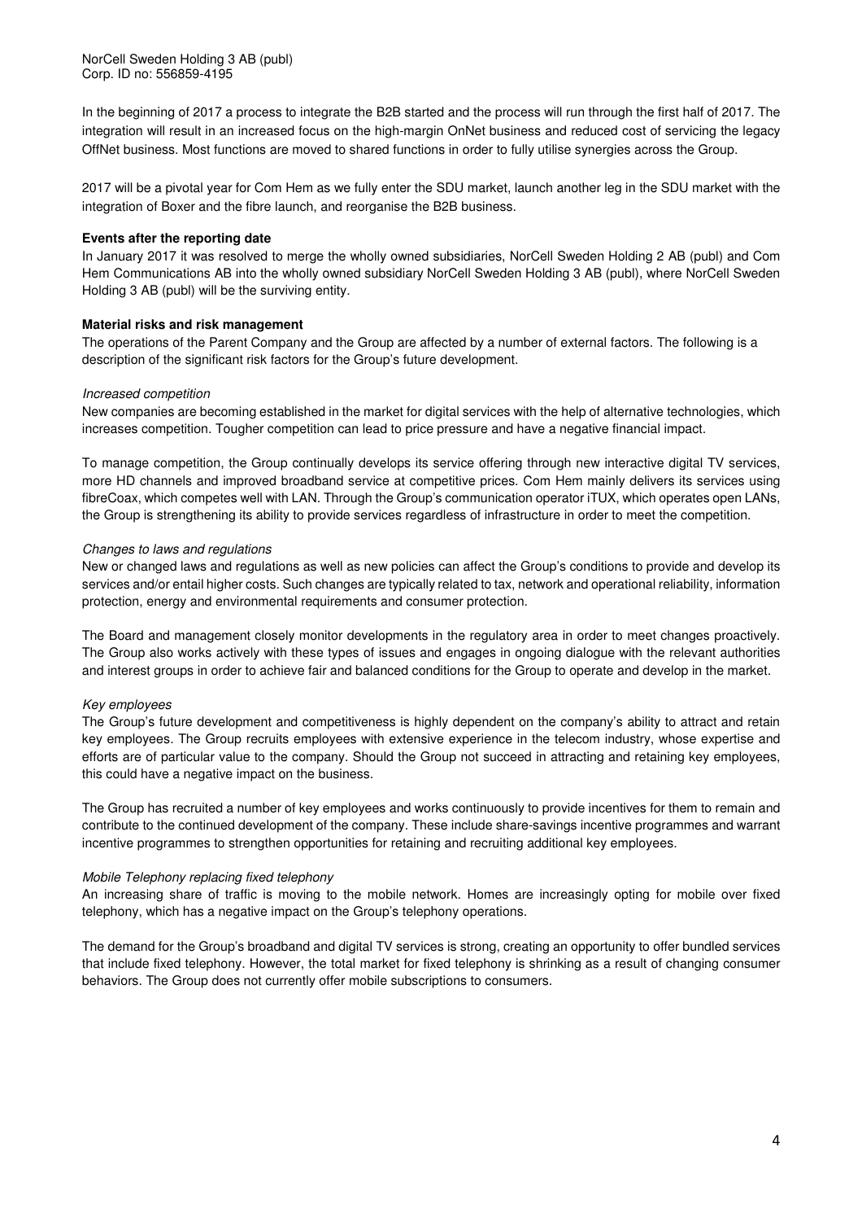In the beginning of 2017 a process to integrate the B2B started and the process will run through the first half of 2017. The integration will result in an increased focus on the high-margin OnNet business and reduced cost of servicing the legacy OffNet business. Most functions are moved to shared functions in order to fully utilise synergies across the Group.

2017 will be a pivotal year for Com Hem as we fully enter the SDU market, launch another leg in the SDU market with the integration of Boxer and the fibre launch, and reorganise the B2B business.

**Events after the reporting date**

In January 2017 it was resolved to merge the wholly owned subsidiaries, NorCell Sweden Holding 2 AB (publ) and Com Hem Communications AB into the wholly owned subsidiary NorCell Sweden Holding 3 AB (publ), where NorCell Sweden Holding 3 AB (publ) will be the surviving entity.

**Material risks and risk management**

The operations of the Parent Company and the Group are affected by a number of external factors. The following is a description of the significant risk factors for the Group's future development.

*Increased competition*

New companies are becoming established in the market for digital services with the help of alternative technologies, which increases competition. Tougher competition can lead to price pressure and have a negative financial impact.

To manage competition, the Group continually develops its service offering through new interactive digital TV services, more HD channels and improved broadband service at competitive prices. Com Hem mainly delivers its services using fibreCoax, which competes well with LAN. Through the Group's communication operator iTUX, which operates open LANs, the Group is strengthening its ability to provide services regardless of infrastructure in order to meet the competition.

*Changes to laws and regulations*

New or changed laws and regulations as well as new policies can affect the Group's conditions to provide and develop its services and/or entail higher costs. Such changes are typically related to tax, network and operational reliability, information protection, energy and environmental requirements and consumer protection.

The Board and management closely monitor developments in the regulatory area in order to meet changes proactively. The Group also works actively with these types of issues and engages in ongoing dialogue with the relevant authorities and interest groups in order to achieve fair and balanced conditions for the Group to operate and develop in the market.

*Key employees*

The Group's future development and competitiveness is highly dependent on the company's ability to attract and retain key employees. The Group recruits employees with extensive experience in the telecom industry, whose expertise and efforts are of particular value to the company. Should the Group not succeed in attracting and retaining key employees, this could have a negative impact on the business.

The Group has recruited a number of key employees and works continuously to provide incentives for them to remain and contribute to the continued development of the company. These include share-savings incentive programmes and warrant incentive programmes to strengthen opportunities for retaining and recruiting additional key employees.

*Mobile Telephony replacing fixed telephony*

An increasing share of traffic is moving to the mobile network. Homes are increasingly opting for mobile over fixed telephony, which has a negative impact on the Group's telephony operations.

The demand for the Group's broadband and digital TV services is strong, creating an opportunity to offer bundled services that include fixed telephony. However, the total market for fixed telephony is shrinking as a result of changing consumer behaviors. The Group does not currently offer mobile subscriptions to consumers.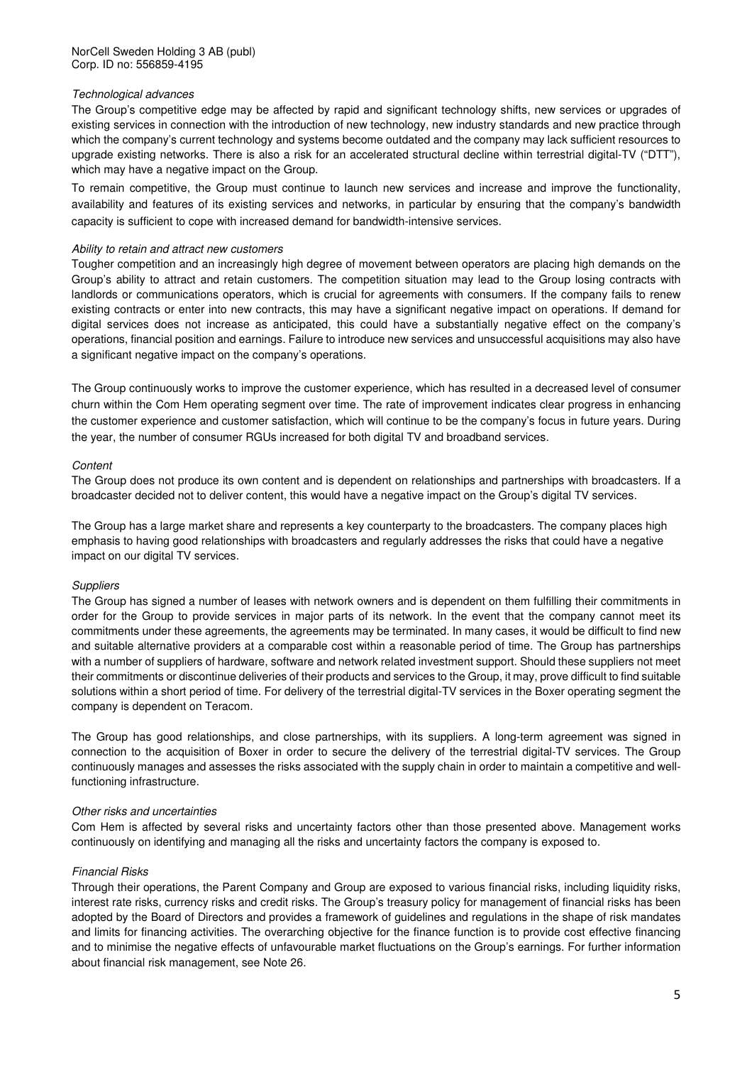*Technological advances*

The Group's competitive edge may be affected by rapid and significant technology shifts, new services or upgrades of existing services in connection with the introduction of new technology, new industry standards and new practice through which the company's current technology and systems become outdated and the company may lack sufficient resources to upgrade existing networks. There is also a risk for an accelerated structural decline within terrestrial digital-TV ("DTT"), which may have a negative impact on the Group.

To remain competitive, the Group must continue to launch new services and increase and improve the functionality, availability and features of its existing services and networks, in particular by ensuring that the company's bandwidth capacity is sufficient to cope with increased demand for bandwidth-intensive services.

*Ability to retain and attract new customers*

Tougher competition and an increasingly high degree of movement between operators are placing high demands on the Group's ability to attract and retain customers. The competition situation may lead to the Group losing contracts with landlords or communications operators, which is crucial for agreements with consumers. If the company fails to renew existing contracts or enter into new contracts, this may have a significant negative impact on operations. If demand for digital services does not increase as anticipated, this could have a substantially negative effect on the company's operations, financial position and earnings. Failure to introduce new services and unsuccessful acquisitions may also have a significant negative impact on the company's operations.

The Group continuously works to improve the customer experience, which has resulted in a decreased level of consumer churn within the Com Hem operating segment over time. The rate of improvement indicates clear progress in enhancing the customer experience and customer satisfaction, which will continue to be the company's focus in future years. During the year, the number of consumer RGUs increased for both digital TV and broadband services.

*Content*

The Group does not produce its own content and is dependent on relationships and partnerships with broadcasters. If a broadcaster decided not to deliver content, this would have a negative impact on the Group's digital TV services.

The Group has a large market share and represents a key counterparty to the broadcasters. The company places high emphasis to having good relationships with broadcasters and regularly addresses the risks that could have a negative impact on our digital TV services.

*Suppliers*

The Group has signed a number of leases with network owners and is dependent on them fulfilling their commitments in order for the Group to provide services in major parts of its network. In the event that the company cannot meet its commitments under these agreements, the agreements may be terminated. In many cases, it would be difficult to find new and suitable alternative providers at a comparable cost within a reasonable period of time. The Group has partnerships with a number of suppliers of hardware, software and network related investment support. Should these suppliers not meet their commitments or discontinue deliveries of their products and services to the Group, it may, prove difficult to find suitable solutions within a short period of time. For delivery of the terrestrial digital-TV services in the Boxer operating segment the company is dependent on Teracom.

The Group has good relationships, and close partnerships, with its suppliers. A long-term agreement was signed in connection to the acquisition of Boxer in order to secure the delivery of the terrestrial digital-TV services. The Group continuously manages and assesses the risks associated with the supply chain in order to maintain a competitive and well-functioning infrastructure.

*Other risks and uncertainties*

Com Hem is affected by several risks and uncertainty factors other than those presented above. Management works continuously on identifying and managing all the risks and uncertainty factors the company is exposed to.

*Financial Risks*

Through their operations, the Parent Company and Group are exposed to various financial risks, including liquidity risks, interest rate risks, currency risks and credit risks. The Group's treasury policy for management of financial risks has been adopted by the Board of Directors and provides a framework of guidelines and regulations in the shape of risk mandates and limits for financing activities. The overarching objective for the finance function is to provide cost effective financing and to minimise the negative effects of unfavourable market fluctuations on the Group's earnings. For further information about financial risk management, see Note 26.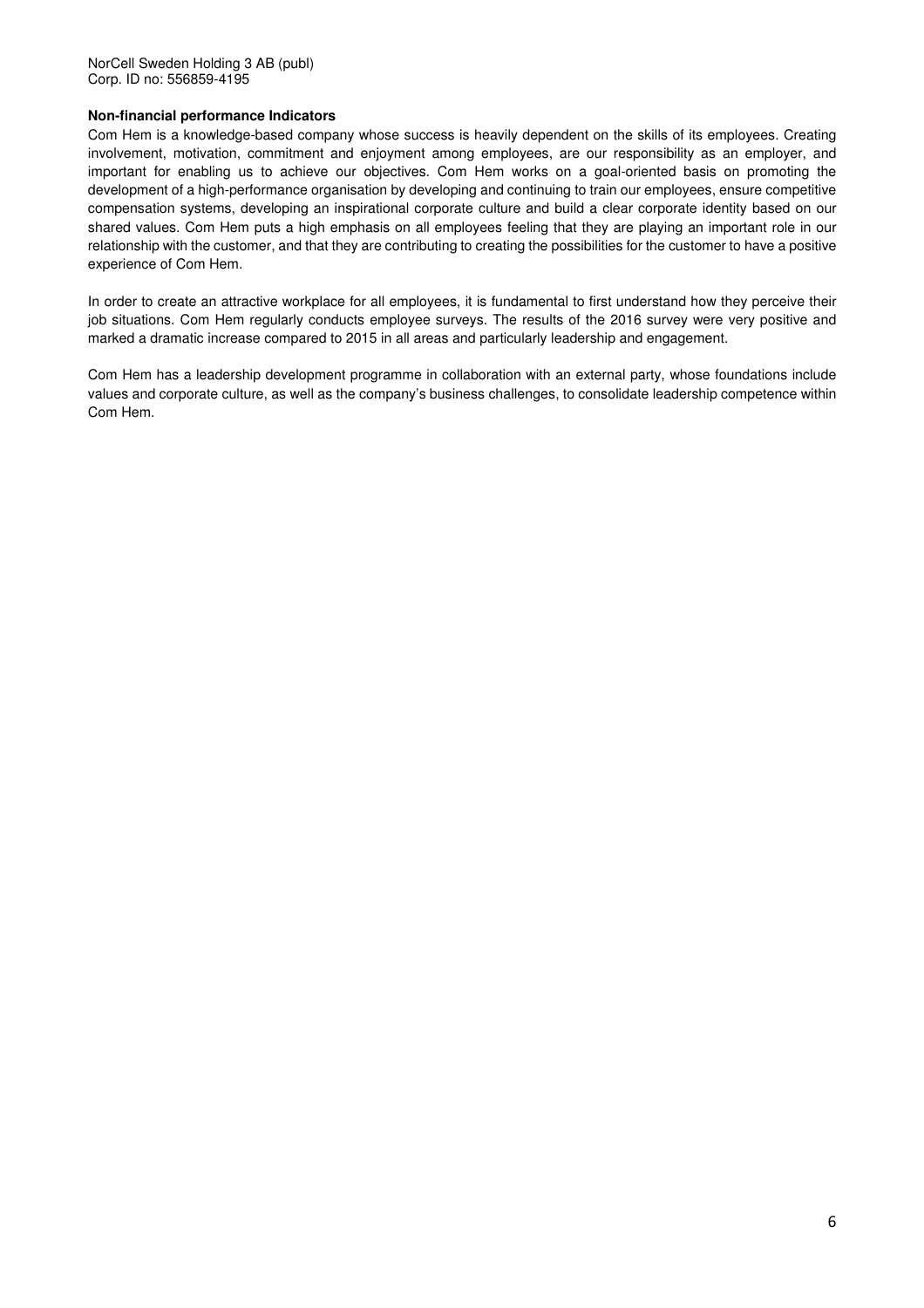**Non-financial performance Indicators**

Com Hem is a knowledge-based company whose success is heavily dependent on the skills of its employees. Creating involvement, motivation, commitment and enjoyment among employees, are our responsibility as an employer, and important for enabling us to achieve our objectives. Com Hem works on a goal-oriented basis on promoting the development of a high-performance organisation by developing and continuing to train our employees, ensure competitive compensation systems, developing an inspirational corporate culture and build a clear corporate identity based on our shared values. Com Hem puts a high emphasis on all employees feeling that they are playing an important role in our relationship with the customer, and that they are contributing to creating the possibilities for the customer to have a positive experience of Com Hem.

In order to create an attractive workplace for all employees, it is fundamental to first understand how they perceive their job situations. Com Hem regularly conducts employee surveys. The results of the 2016 survey were very positive and marked a dramatic increase compared to 2015 in all areas and particularly leadership and engagement.

Com Hem has a leadership development programme in collaboration with an external party, whose foundations include values and corporate culture, as well as the company's business challenges, to consolidate leadership competence within Com Hem.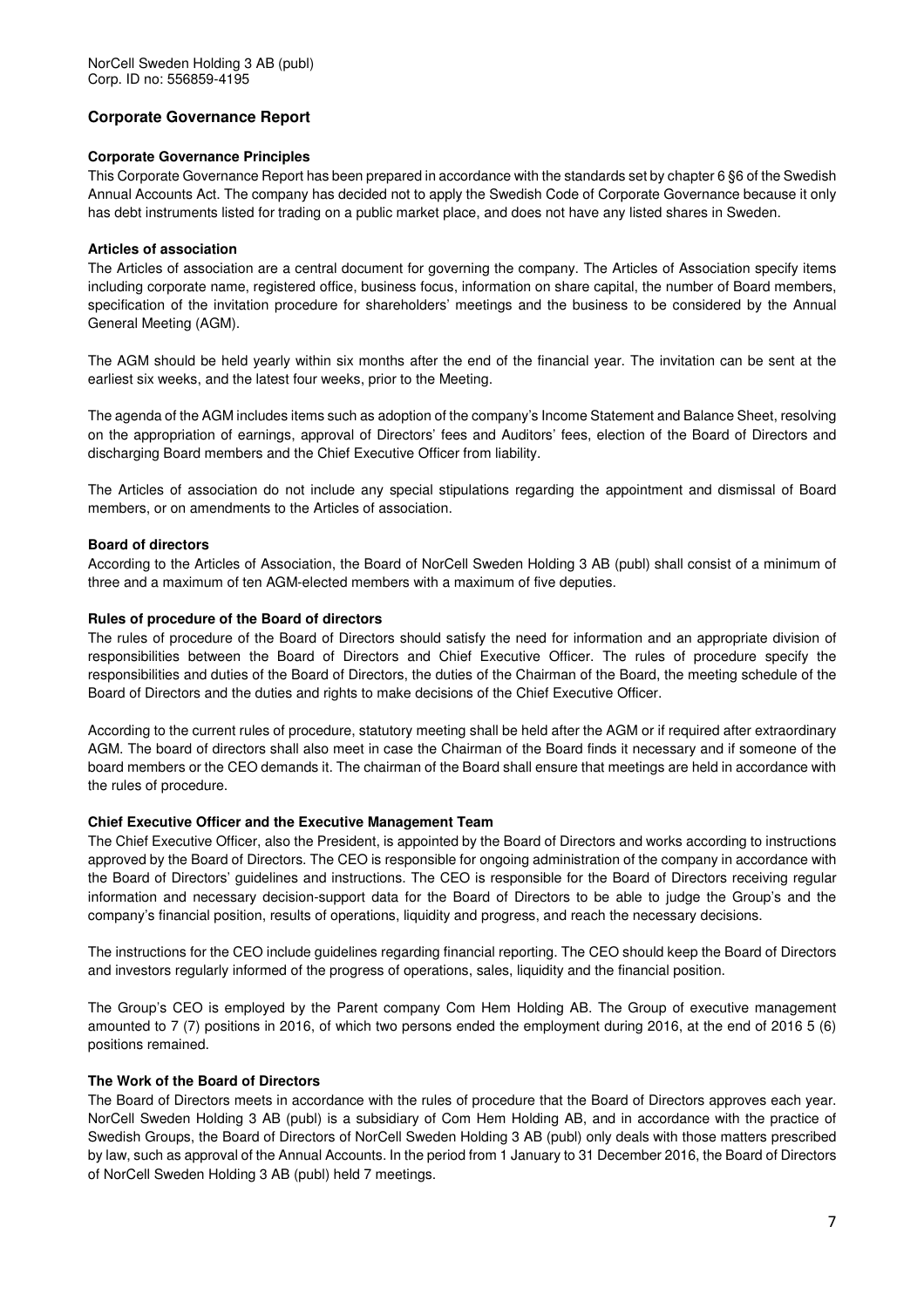NorCell Sweden Holding 3 AB (publ)
Corp. ID no: 556859-4195

## Corporate Governance Report

### Corporate Governance Principles

This Corporate Governance Report has been prepared in accordance with the standards set by chapter 6 §6 of the Swedish Annual Accounts Act. The company has decided not to apply the Swedish Code of Corporate Governance because it only has debt instruments listed for trading on a public market place, and does not have any listed shares in Sweden.

### Articles of association

The Articles of association are a central document for governing the company. The Articles of Association specify items including corporate name, registered office, business focus, information on share capital, the number of Board members, specification of the invitation procedure for shareholders' meetings and the business to be considered by the Annual General Meeting (AGM).

The AGM should be held yearly within six months after the end of the financial year. The invitation can be sent at the earliest six weeks, and the latest four weeks, prior to the Meeting.

The agenda of the AGM includes items such as adoption of the company's Income Statement and Balance Sheet, resolving on the appropriation of earnings, approval of Directors' fees and Auditors' fees, election of the Board of Directors and discharging Board members and the Chief Executive Officer from liability.

The Articles of association do not include any special stipulations regarding the appointment and dismissal of Board members, or on amendments to the Articles of association.

### Board of directors

According to the Articles of Association, the Board of NorCell Sweden Holding 3 AB (publ) shall consist of a minimum of three and a maximum of ten AGM-elected members with a maximum of five deputies.

### Rules of procedure of the Board of directors

The rules of procedure of the Board of Directors should satisfy the need for information and an appropriate division of responsibilities between the Board of Directors and Chief Executive Officer. The rules of procedure specify the responsibilities and duties of the Board of Directors, the duties of the Chairman of the Board, the meeting schedule of the Board of Directors and the duties and rights to make decisions of the Chief Executive Officer.

According to the current rules of procedure, statutory meeting shall be held after the AGM or if required after extraordinary AGM. The board of directors shall also meet in case the Chairman of the Board finds it necessary and if someone of the board members or the CEO demands it. The chairman of the Board shall ensure that meetings are held in accordance with the rules of procedure.

### Chief Executive Officer and the Executive Management Team

The Chief Executive Officer, also the President, is appointed by the Board of Directors and works according to instructions approved by the Board of Directors. The CEO is responsible for ongoing administration of the company in accordance with the Board of Directors' guidelines and instructions. The CEO is responsible for the Board of Directors receiving regular information and necessary decision-support data for the Board of Directors to be able to judge the Group's and the company's financial position, results of operations, liquidity and progress, and reach the necessary decisions.

The instructions for the CEO include guidelines regarding financial reporting. The CEO should keep the Board of Directors and investors regularly informed of the progress of operations, sales, liquidity and the financial position.

The Group's CEO is employed by the Parent company Com Hem Holding AB. The Group of executive management amounted to 7 (7) positions in 2016, of which two persons ended the employment during 2016, at the end of 2016 5 (6) positions remained.

### The Work of the Board of Directors

The Board of Directors meets in accordance with the rules of procedure that the Board of Directors approves each year. NorCell Sweden Holding 3 AB (publ) is a subsidiary of Com Hem Holding AB, and in accordance with the practice of Swedish Groups, the Board of Directors of NorCell Sweden Holding 3 AB (publ) only deals with those matters prescribed by law, such as approval of the Annual Accounts. In the period from 1 January to 31 December 2016, the Board of Directors of NorCell Sweden Holding 3 AB (publ) held 7 meetings.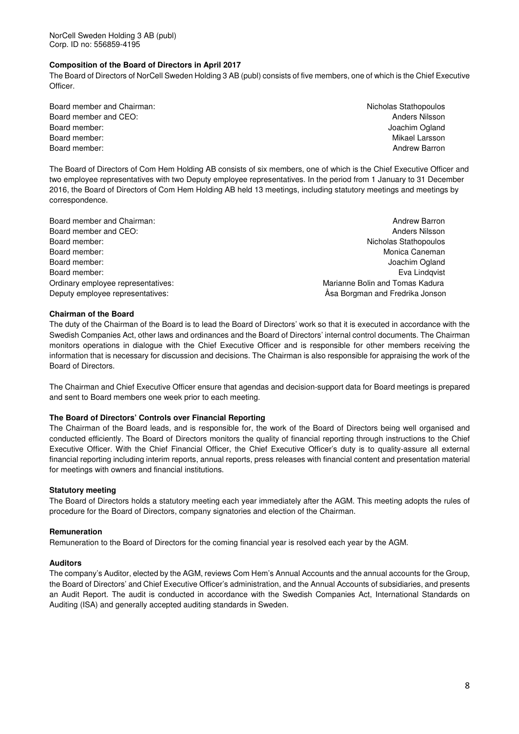NorCell Sweden Holding 3 AB (publ)
Corp. ID no: 556859-4195

**Composition of the Board of Directors in April 2017**

The Board of Directors of NorCell Sweden Holding 3 AB (publ) consists of five members, one of which is the Chief Executive Officer.

| | |
|---|---|
| Board member and Chairman: | Nicholas Stathopoulos |
| Board member and CEO: | Anders Nilsson |
| Board member: | Joachim Ogland |
| Board member: | Mikael Larsson |
| Board member: | Andrew Barron |

The Board of Directors of Com Hem Holding AB consists of six members, one of which is the Chief Executive Officer and two employee representatives with two Deputy employee representatives. In the period from 1 January to 31 December 2016, the Board of Directors of Com Hem Holding AB held 13 meetings, including statutory meetings and meetings by correspondence.

| | |
|---|---|
| Board member and Chairman: | Andrew Barron |
| Board member and CEO: | Anders Nilsson |
| Board member: | Nicholas Stathopoulos |
| Board member: | Monica Caneman |
| Board member: | Joachim Ogland |
| Board member: | Eva Lindqvist |
| Ordinary employee representatives: | Marianne Bolin and Tomas Kadura |
| Deputy employee representatives: | Åsa Borgman and Fredrika Jonson |

**Chairman of the Board**

The duty of the Chairman of the Board is to lead the Board of Directors' work so that it is executed in accordance with the Swedish Companies Act, other laws and ordinances and the Board of Directors' internal control documents. The Chairman monitors operations in dialogue with the Chief Executive Officer and is responsible for other members receiving the information that is necessary for discussion and decisions. The Chairman is also responsible for appraising the work of the Board of Directors.

The Chairman and Chief Executive Officer ensure that agendas and decision-support data for Board meetings is prepared and sent to Board members one week prior to each meeting.

**The Board of Directors' Controls over Financial Reporting**

The Chairman of the Board leads, and is responsible for, the work of the Board of Directors being well organised and conducted efficiently. The Board of Directors monitors the quality of financial reporting through instructions to the Chief Executive Officer. With the Chief Financial Officer, the Chief Executive Officer's duty is to quality-assure all external financial reporting including interim reports, annual reports, press releases with financial content and presentation material for meetings with owners and financial institutions.

**Statutory meeting**

The Board of Directors holds a statutory meeting each year immediately after the AGM. This meeting adopts the rules of procedure for the Board of Directors, company signatories and election of the Chairman.

**Remuneration**

Remuneration to the Board of Directors for the coming financial year is resolved each year by the AGM.

**Auditors**

The company's Auditor, elected by the AGM, reviews Com Hem's Annual Accounts and the annual accounts for the Group, the Board of Directors' and Chief Executive Officer's administration, and the Annual Accounts of subsidiaries, and presents an Audit Report. The audit is conducted in accordance with the Swedish Companies Act, International Standards on Auditing (ISA) and generally accepted auditing standards in Sweden.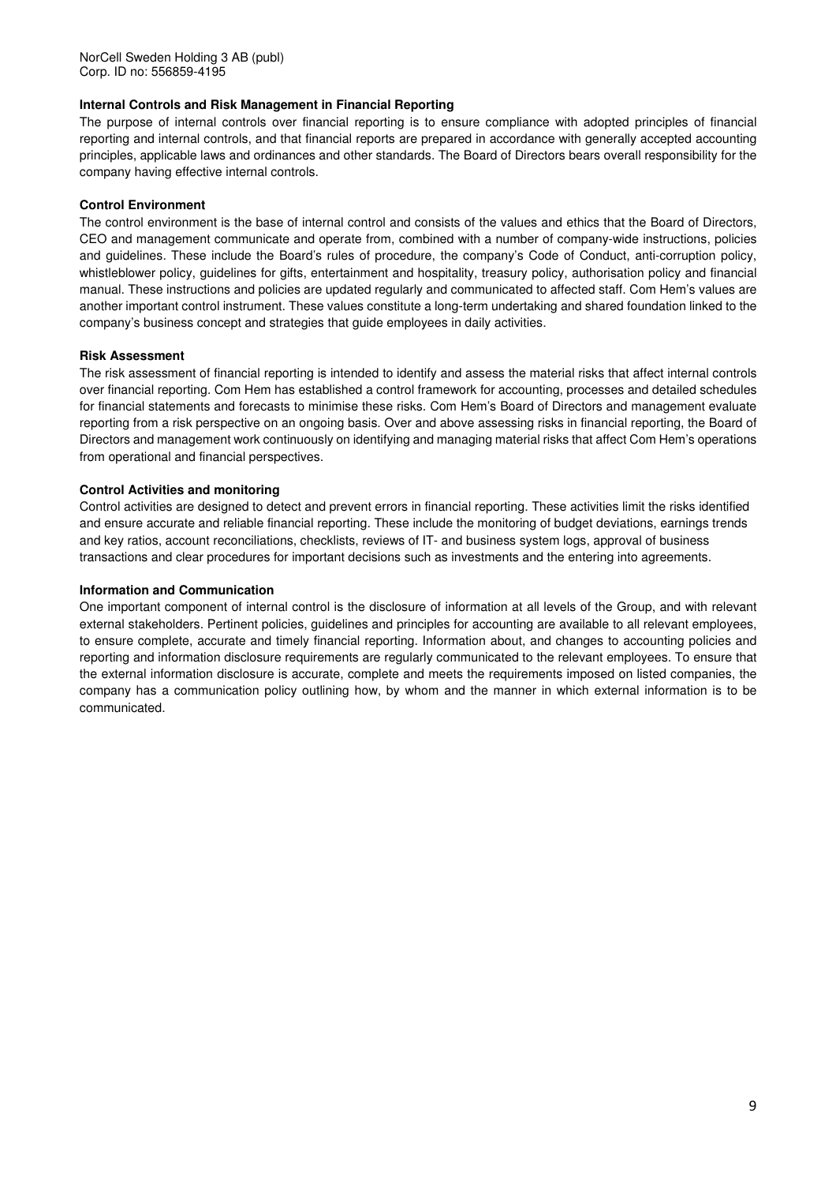## Internal Controls and Risk Management in Financial Reporting

The purpose of internal controls over financial reporting is to ensure compliance with adopted principles of financial reporting and internal controls, and that financial reports are prepared in accordance with generally accepted accounting principles, applicable laws and ordinances and other standards. The Board of Directors bears overall responsibility for the company having effective internal controls.

### Control Environment

The control environment is the base of internal control and consists of the values and ethics that the Board of Directors, CEO and management communicate and operate from, combined with a number of company-wide instructions, policies and guidelines. These include the Board's rules of procedure, the company's Code of Conduct, anti-corruption policy, whistleblower policy, guidelines for gifts, entertainment and hospitality, treasury policy, authorisation policy and financial manual. These instructions and policies are updated regularly and communicated to affected staff. Com Hem's values are another important control instrument. These values constitute a long-term undertaking and shared foundation linked to the company's business concept and strategies that guide employees in daily activities.

### Risk Assessment

The risk assessment of financial reporting is intended to identify and assess the material risks that affect internal controls over financial reporting. Com Hem has established a control framework for accounting, processes and detailed schedules for financial statements and forecasts to minimise these risks. Com Hem's Board of Directors and management evaluate reporting from a risk perspective on an ongoing basis. Over and above assessing risks in financial reporting, the Board of Directors and management work continuously on identifying and managing material risks that affect Com Hem's operations from operational and financial perspectives.

### Control Activities and monitoring

Control activities are designed to detect and prevent errors in financial reporting. These activities limit the risks identified and ensure accurate and reliable financial reporting. These include the monitoring of budget deviations, earnings trends and key ratios, account reconciliations, checklists, reviews of IT- and business system logs, approval of business transactions and clear procedures for important decisions such as investments and the entering into agreements.

### Information and Communication

One important component of internal control is the disclosure of information at all levels of the Group, and with relevant external stakeholders. Pertinent policies, guidelines and principles for accounting are available to all relevant employees, to ensure complete, accurate and timely financial reporting. Information about, and changes to accounting policies and reporting and information disclosure requirements are regularly communicated to the relevant employees. To ensure that the external information disclosure is accurate, complete and meets the requirements imposed on listed companies, the company has a communication policy outlining how, by whom and the manner in which external information is to be communicated.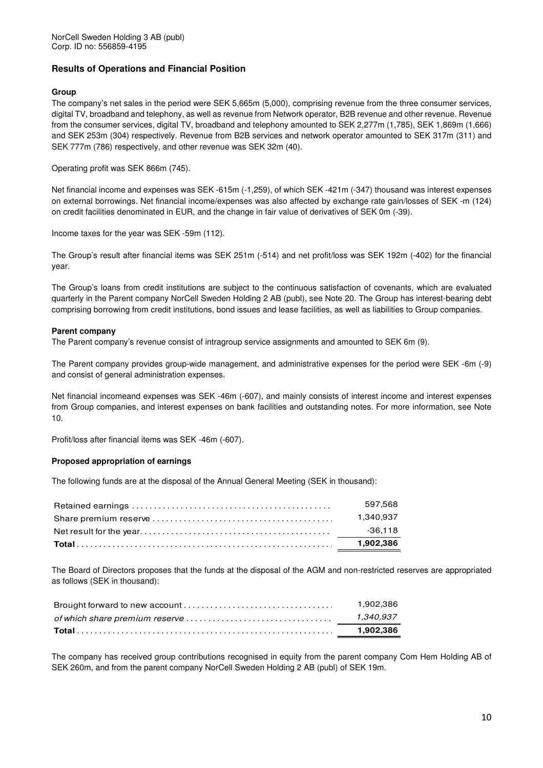NorCell Sweden Holding 3 AB (publ)
Corp. ID no: 556859-4195

## Results of Operations and Financial Position

### Group

The company's net sales in the period were SEK 5,665m (5,000), comprising revenue from the three consumer services, digital TV, broadband and telephony, as well as revenue from Network operator, B2B revenue and other revenue. Revenue from the consumer services, digital TV, broadband and telephony amounted to SEK 2,277m (1,785), SEK 1,869m (1,666) and SEK 253m (304) respectively. Revenue from B2B services and network operator amounted to SEK 317m (311) and SEK 777m (786) respectively, and other revenue was SEK 32m (40).

Operating profit was SEK 866m (745).

Net financial income and expenses was SEK -615m (-1,259), of which SEK -421m (-347) thousand was interest expenses on external borrowings. Net financial income/expenses was also affected by exchange rate gain/losses of SEK -m (124) on credit facilities denominated in EUR, and the change in fair value of derivatives of SEK 0m (-39).

Income taxes for the year was SEK -59m (112).

The Group's result after financial items was SEK 251m (-514) and net profit/loss was SEK 192m (-402) for the financial year.

The Group's loans from credit institutions are subject to the continuous satisfaction of covenants, which are evaluated quarterly in the Parent company NorCell Sweden Holding 2 AB (publ), see Note 20. The Group has interest-bearing debt comprising borrowing from credit institutions, bond issues and lease facilities, as well as liabilities to Group companies.

### Parent company

The Parent company's revenue consist of intragroup service assignments and amounted to SEK 6m (9).

The Parent company provides group-wide management, and administrative expenses for the period were SEK -6m (-9) and consist of general administration expenses.

Net financial incomeand expenses was SEK -46m (-607), and mainly consists of interest income and interest expenses from Group companies, and interest expenses on bank facilities and outstanding notes. For more information, see Note 10.

Profit/loss after financial items was SEK -46m (-607).

### Proposed appropriation of earnings

The following funds are at the disposal of the Annual General Meeting (SEK in thousand):

| | |
|---|---:|
| Retained earnings | 597,568 |
| Share premium reserve | 1,340,937 |
| Net result for the year | -36,118 |
| **Total** | **1,902,386** |

The Board of Directors proposes that the funds at the disposal of the AGM and non-restricted reserves are appropriated as follows (SEK in thousand):

| | |
|---|---:|
| Brought forward to new account | 1,902,386 |
| *of which share premium reserve* | *1,340,937* |
| **Total** | **1,902,386** |

The company has received group contributions recognised in equity from the parent company Com Hem Holding AB of SEK 260m, and from the parent company NorCell Sweden Holding 2 AB (publ) of SEK 19m.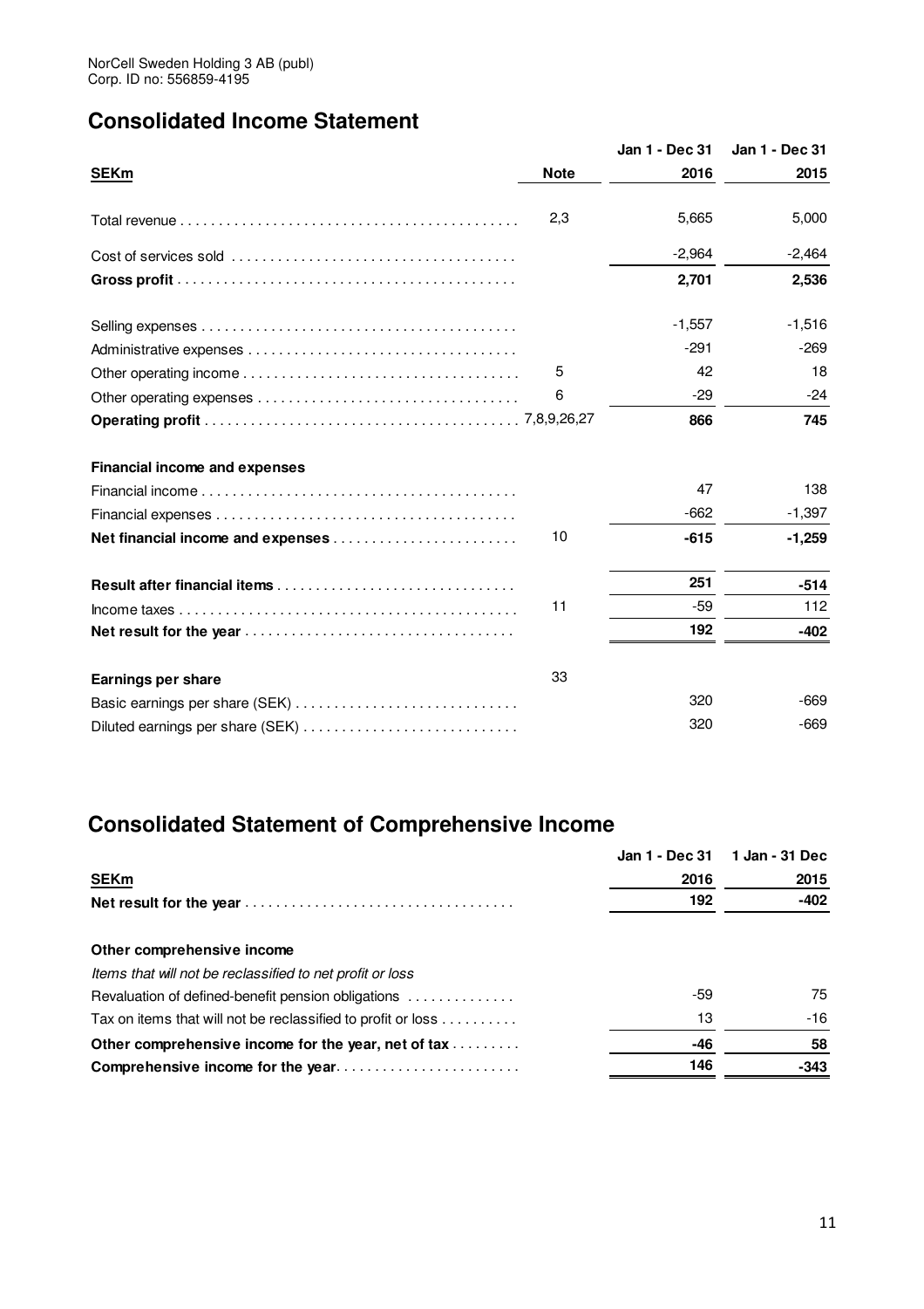NorCell Sweden Holding 3 AB (publ)
Corp. ID no: 556859-4195

## Consolidated Income Statement

| SEKm | Note | Jan 1 - Dec 31 2016 | Jan 1 - Dec 31 2015 |
|---|---|---|---|
| Total revenue | 2,3 | 5,665 | 5,000 |
| Cost of services sold | | -2,964 | -2,464 |
| **Gross profit** | | **2,701** | **2,536** |
| Selling expenses | | -1,557 | -1,516 |
| Administrative expenses | | -291 | -269 |
| Other operating income | 5 | 42 | 18 |
| Other operating expenses | 6 | -29 | -24 |
| **Operating profit** | 7,8,9,26,27 | **866** | **745** |
| **Financial income and expenses** | | | |
| Financial income | | 47 | 138 |
| Financial expenses | | -662 | -1,397 |
| **Net financial income and expenses** | 10 | **-615** | **-1,259** |
| **Result after financial items** | | **251** | **-514** |
| Income taxes | 11 | -59 | 112 |
| **Net result for the year** | | **192** | **-402** |
| **Earnings per share** | 33 | | |
| Basic earnings per share (SEK) | | 320 | -669 |
| Diluted earnings per share (SEK) | | 320 | -669 |

## Consolidated Statement of Comprehensive Income

| SEKm | Jan 1 - Dec 31 2016 | 1 Jan - 31 Dec 2015 |
|---|---|---|
| **Net result for the year** | **192** | **-402** |
| **Other comprehensive income** | | |
| *Items that will not be reclassified to net profit or loss* | | |
| Revaluation of defined-benefit pension obligations | -59 | 75 |
| Tax on items that will not be reclassified to profit or loss | 13 | -16 |
| **Other comprehensive income for the year, net of tax** | **-46** | **58** |
| **Comprehensive income for the year** | **146** | **-343** |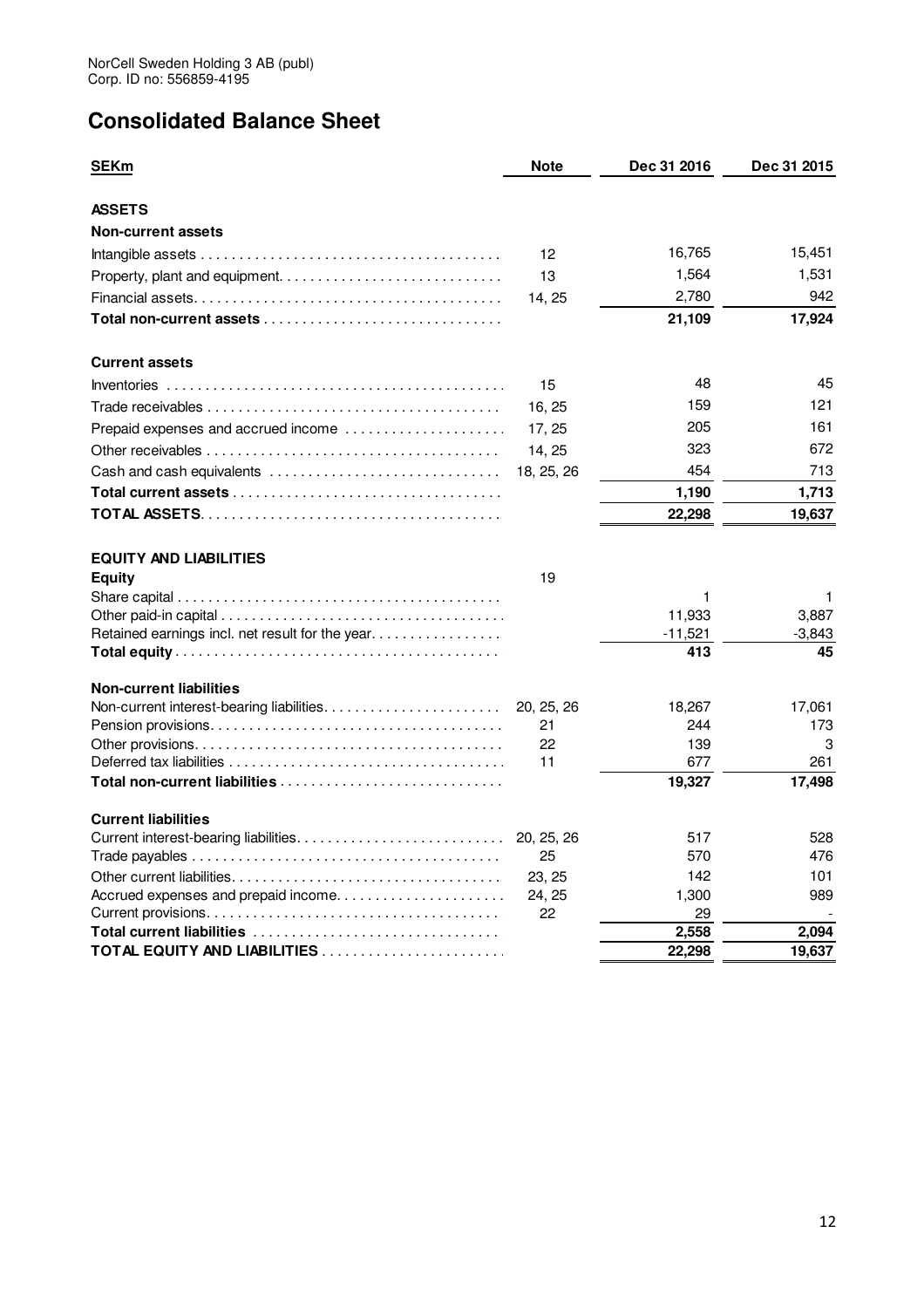NorCell Sweden Holding 3 AB (publ)
Corp. ID no: 556859-4195

# Consolidated Balance Sheet

| SEKm | Note | Dec 31 2016 | Dec 31 2015 |
|---|---|---|---|
| **ASSETS** | | | |
| **Non-current assets** | | | |
| Intangible assets | 12 | 16,765 | 15,451 |
| Property, plant and equipment | 13 | 1,564 | 1,531 |
| Financial assets | 14, 25 | 2,780 | 942 |
| **Total non-current assets** | | **21,109** | **17,924** |
| **Current assets** | | | |
| Inventories | 15 | 48 | 45 |
| Trade receivables | 16, 25 | 159 | 121 |
| Prepaid expenses and accrued income | 17, 25 | 205 | 161 |
| Other receivables | 14, 25 | 323 | 672 |
| Cash and cash equivalents | 18, 25, 26 | 454 | 713 |
| **Total current assets** | | **1,190** | **1,713** |
| **TOTAL ASSETS** | | **22,298** | **19,637** |
| **EQUITY AND LIABILITIES** | | | |
| **Equity** | 19 | | |
| Share capital | | 1 | 1 |
| Other paid-in capital | | 11,933 | 3,887 |
| Retained earnings incl. net result for the year | | -11,521 | -3,843 |
| **Total equity** | | **413** | **45** |
| **Non-current liabilities** | | | |
| Non-current interest-bearing liabilities | 20, 25, 26 | 18,267 | 17,061 |
| Pension provisions | 21 | 244 | 173 |
| Other provisions | 22 | 139 | 3 |
| Deferred tax liabilities | 11 | 677 | 261 |
| **Total non-current liabilities** | | **19,327** | **17,498** |
| **Current liabilities** | | | |
| Current interest-bearing liabilities | 20, 25, 26 | 517 | 528 |
| Trade payables | 25 | 570 | 476 |
| Other current liabilities | 23, 25 | 142 | 101 |
| Accrued expenses and prepaid income | 24, 25 | 1,300 | 989 |
| Current provisions | 22 | 29 | - |
| **Total current liabilities** | | **2,558** | **2,094** |
| **TOTAL EQUITY AND LIABILITIES** | | **22,298** | **19,637** |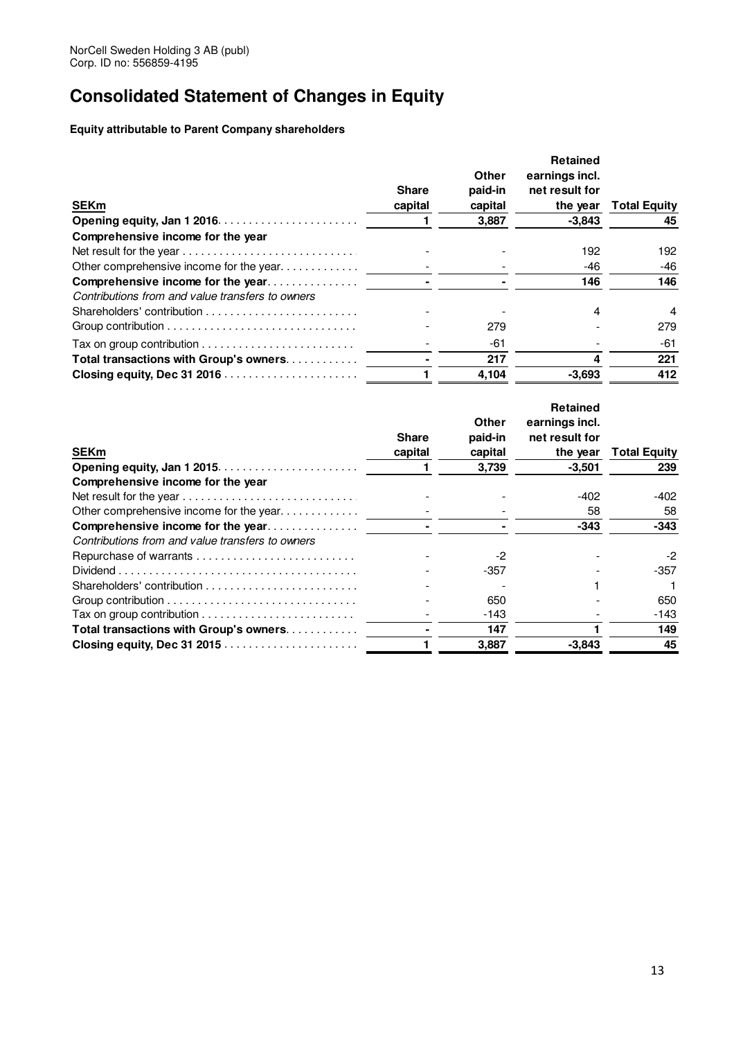NorCell Sweden Holding 3 AB (publ)
Corp. ID no: 556859-4195

# Consolidated Statement of Changes in Equity

**Equity attributable to Parent Company shareholders**

| SEKm | Share capital | Other paid-in capital | Retained earnings incl. net result for the year | Total Equity |
|---|---|---|---|---|
| **Opening equity, Jan 1 2016** | **1** | **3,887** | **-3,843** | **45** |
| **Comprehensive income for the year** | | | | |
| Net result for the year | - | - | 192 | 192 |
| Other comprehensive income for the year | - | - | -46 | -46 |
| **Comprehensive income for the year** | **-** | **-** | **146** | **146** |
| *Contributions from and value transfers to owners* | | | | |
| Shareholders' contribution | - | - | 4 | 4 |
| Group contribution | - | 279 | - | 279 |
| Tax on group contribution | - | -61 | - | -61 |
| **Total transactions with Group's owners** | **-** | **217** | **4** | **221** |
| **Closing equity, Dec 31 2016** | **1** | **4,104** | **-3,693** | **412** |

| SEKm | Share capital | Other paid-in capital | Retained earnings incl. net result for the year | Total Equity |
|---|---|---|---|---|
| **Opening equity, Jan 1 2015** | **1** | **3,739** | **-3,501** | **239** |
| **Comprehensive income for the year** | | | | |
| Net result for the year | - | - | -402 | -402 |
| Other comprehensive income for the year | - | - | 58 | 58 |
| **Comprehensive income for the year** | **-** | **-** | **-343** | **-343** |
| *Contributions from and value transfers to owners* | | | | |
| Repurchase of warrants | - | -2 | - | -2 |
| Dividend | - | -357 | - | -357 |
| Shareholders' contribution | - | - | 1 | 1 |
| Group contribution | - | 650 | - | 650 |
| Tax on group contribution | - | -143 | - | -143 |
| **Total transactions with Group's owners** | **-** | **147** | **1** | **149** |
| **Closing equity, Dec 31 2015** | **1** | **3,887** | **-3,843** | **45** |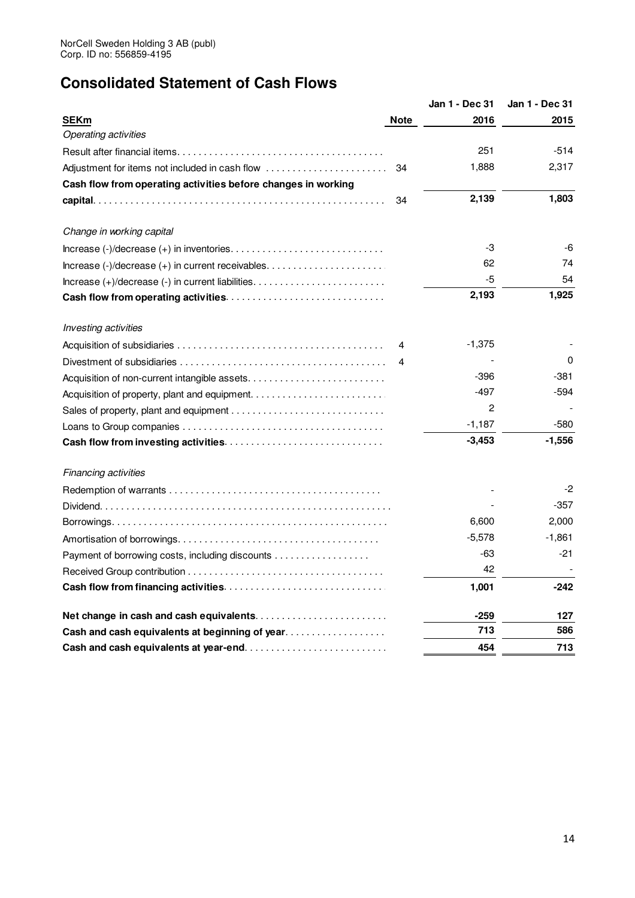NorCell Sweden Holding 3 AB (publ)
Corp. ID no: 556859-4195

# Consolidated Statement of Cash Flows

| SEKm | Note | Jan 1 - Dec 31 2016 | Jan 1 - Dec 31 2015 |
|---|---|---|---|
| *Operating activities* | | | |
| Result after financial items | | 251 | -514 |
| Adjustment for items not included in cash flow | 34 | 1,888 | 2,317 |
| **Cash flow from operating activities before changes in working capital** | 34 | **2,139** | **1,803** |
| | | | |
| *Change in working capital* | | | |
| Increase (-)/decrease (+) in inventories | | -3 | -6 |
| Increase (-)/decrease (+) in current receivables | | 62 | 74 |
| Increase (+)/decrease (-) in current liabilities | | -5 | 54 |
| **Cash flow from operating activities** | | **2,193** | **1,925** |
| | | | |
| *Investing activities* | | | |
| Acquisition of subsidiaries | 4 | -1,375 | - |
| Divestment of subsidiaries | 4 | - | 0 |
| Acquisition of non-current intangible assets | | -396 | -381 |
| Acquisition of property, plant and equipment | | -497 | -594 |
| Sales of property, plant and equipment | | 2 | - |
| Loans to Group companies | | -1,187 | -580 |
| **Cash flow from investing activities** | | **-3,453** | **-1,556** |
| | | | |
| *Financing activities* | | | |
| Redemption of warrants | | - | -2 |
| Dividend | | - | -357 |
| Borrowings | | 6,600 | 2,000 |
| Amortisation of borrowings | | -5,578 | -1,861 |
| Payment of borrowing costs, including discounts | | -63 | -21 |
| Received Group contribution | | 42 | - |
| **Cash flow from financing activities** | | **1,001** | **-242** |
| | | | |
| **Net change in cash and cash equivalents** | | **-259** | **127** |
| **Cash and cash equivalents at beginning of year** | | **713** | **586** |
| **Cash and cash equivalents at year-end** | | **454** | **713** |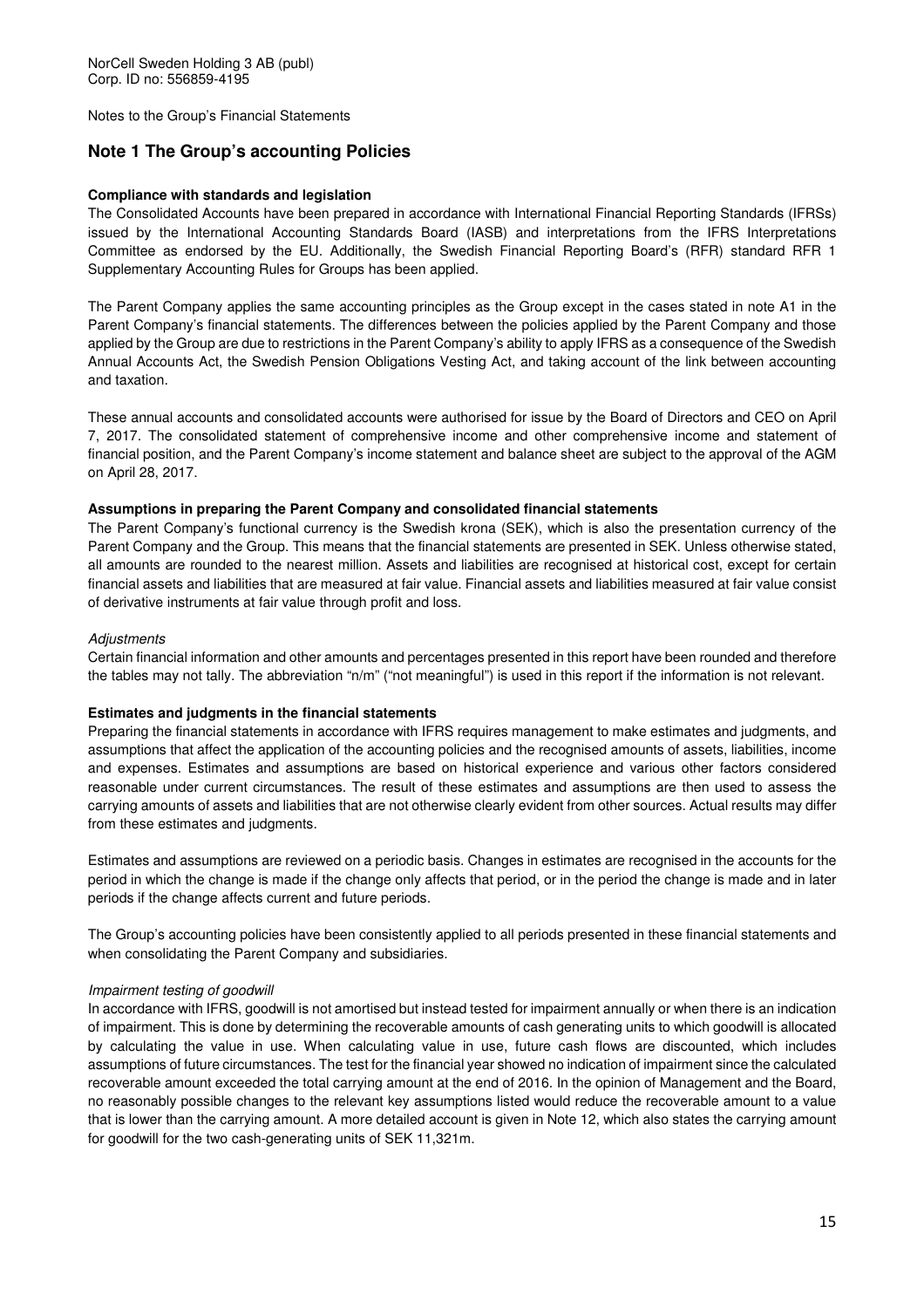NorCell Sweden Holding 3 AB (publ)
Corp. ID no: 556859-4195

Notes to the Group's Financial Statements

## Note 1 The Group's accounting Policies

**Compliance with standards and legislation**

The Consolidated Accounts have been prepared in accordance with International Financial Reporting Standards (IFRSs) issued by the International Accounting Standards Board (IASB) and interpretations from the IFRS Interpretations Committee as endorsed by the EU. Additionally, the Swedish Financial Reporting Board's (RFR) standard RFR 1 Supplementary Accounting Rules for Groups has been applied.

The Parent Company applies the same accounting principles as the Group except in the cases stated in note A1 in the Parent Company's financial statements. The differences between the policies applied by the Parent Company and those applied by the Group are due to restrictions in the Parent Company's ability to apply IFRS as a consequence of the Swedish Annual Accounts Act, the Swedish Pension Obligations Vesting Act, and taking account of the link between accounting and taxation.

These annual accounts and consolidated accounts were authorised for issue by the Board of Directors and CEO on April 7, 2017. The consolidated statement of comprehensive income and other comprehensive income and statement of financial position, and the Parent Company's income statement and balance sheet are subject to the approval of the AGM on April 28, 2017.

**Assumptions in preparing the Parent Company and consolidated financial statements**

The Parent Company's functional currency is the Swedish krona (SEK), which is also the presentation currency of the Parent Company and the Group. This means that the financial statements are presented in SEK. Unless otherwise stated, all amounts are rounded to the nearest million. Assets and liabilities are recognised at historical cost, except for certain financial assets and liabilities that are measured at fair value. Financial assets and liabilities measured at fair value consist of derivative instruments at fair value through profit and loss.

*Adjustments*

Certain financial information and other amounts and percentages presented in this report have been rounded and therefore the tables may not tally. The abbreviation "n/m" ("not meaningful") is used in this report if the information is not relevant.

**Estimates and judgments in the financial statements**

Preparing the financial statements in accordance with IFRS requires management to make estimates and judgments, and assumptions that affect the application of the accounting policies and the recognised amounts of assets, liabilities, income and expenses. Estimates and assumptions are based on historical experience and various other factors considered reasonable under current circumstances. The result of these estimates and assumptions are then used to assess the carrying amounts of assets and liabilities that are not otherwise clearly evident from other sources. Actual results may differ from these estimates and judgments.

Estimates and assumptions are reviewed on a periodic basis. Changes in estimates are recognised in the accounts for the period in which the change is made if the change only affects that period, or in the period the change is made and in later periods if the change affects current and future periods.

The Group's accounting policies have been consistently applied to all periods presented in these financial statements and when consolidating the Parent Company and subsidiaries.

*Impairment testing of goodwill*

In accordance with IFRS, goodwill is not amortised but instead tested for impairment annually or when there is an indication of impairment. This is done by determining the recoverable amounts of cash generating units to which goodwill is allocated by calculating the value in use. When calculating value in use, future cash flows are discounted, which includes assumptions of future circumstances. The test for the financial year showed no indication of impairment since the calculated recoverable amount exceeded the total carrying amount at the end of 2016. In the opinion of Management and the Board, no reasonably possible changes to the relevant key assumptions listed would reduce the recoverable amount to a value that is lower than the carrying amount. A more detailed account is given in Note 12, which also states the carrying amount for goodwill for the two cash-generating units of SEK 11,321m.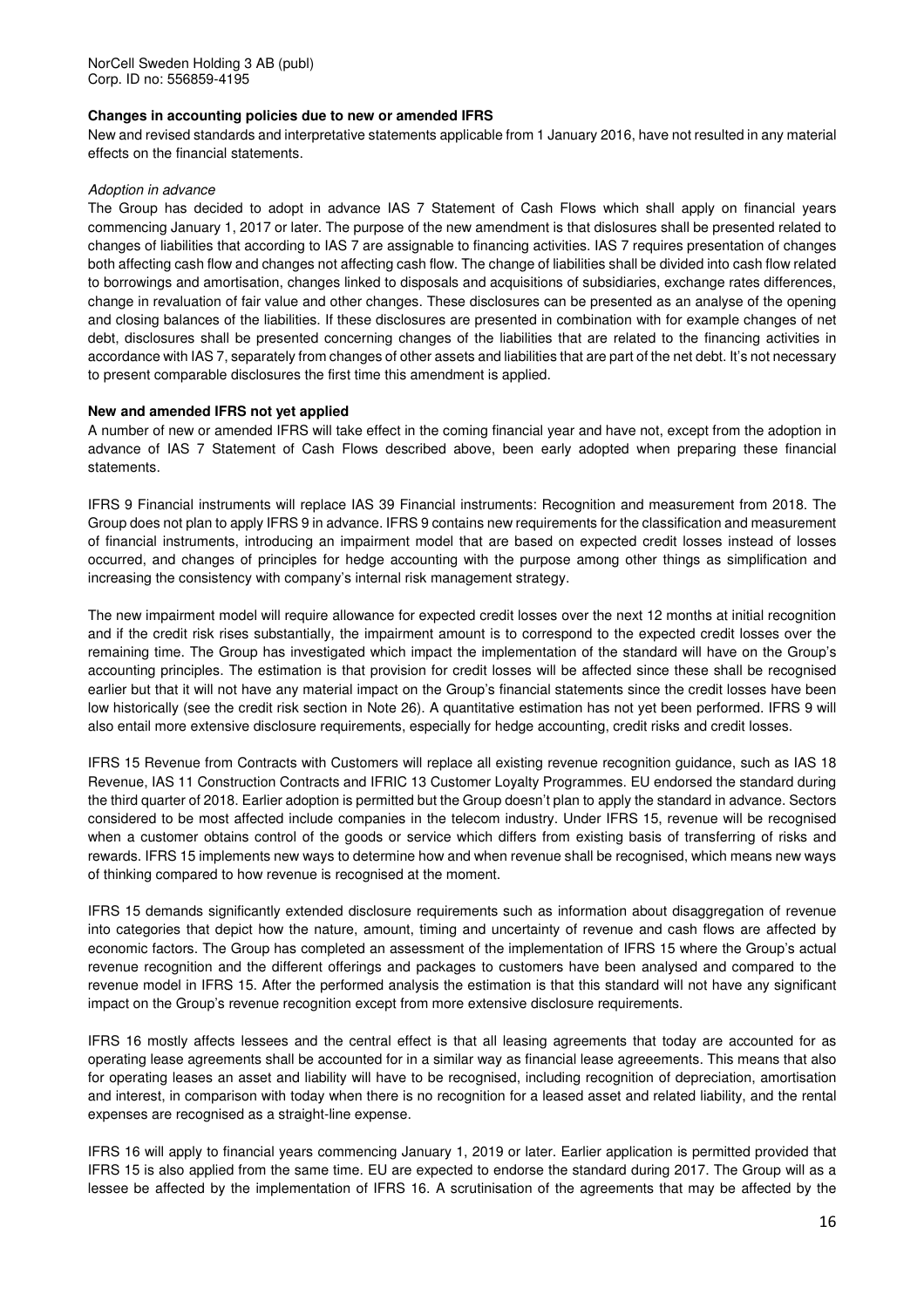**Changes in accounting policies due to new or amended IFRS**

New and revised standards and interpretative statements applicable from 1 January 2016, have not resulted in any material effects on the financial statements.

*Adoption in advance*

The Group has decided to adopt in advance IAS 7 Statement of Cash Flows which shall apply on financial years commencing January 1, 2017 or later. The purpose of the new amendment is that dislosures shall be presented related to changes of liabilities that according to IAS 7 are assignable to financing activities. IAS 7 requires presentation of changes both affecting cash flow and changes not affecting cash flow. The change of liabilities shall be divided into cash flow related to borrowings and amortisation, changes linked to disposals and acquisitions of subsidiaries, exchange rates differences, change in revaluation of fair value and other changes. These disclosures can be presented as an analyse of the opening and closing balances of the liabilities. If these disclosures are presented in combination with for example changes of net debt, disclosures shall be presented concerning changes of the liabilities that are related to the financing activities in accordance with IAS 7, separately from changes of other assets and liabilities that are part of the net debt. It's not necessary to present comparable disclosures the first time this amendment is applied.

**New and amended IFRS not yet applied**

A number of new or amended IFRS will take effect in the coming financial year and have not, except from the adoption in advance of IAS 7 Statement of Cash Flows described above, been early adopted when preparing these financial statements.

IFRS 9 Financial instruments will replace IAS 39 Financial instruments: Recognition and measurement from 2018. The Group does not plan to apply IFRS 9 in advance. IFRS 9 contains new requirements for the classification and measurement of financial instruments, introducing an impairment model that are based on expected credit losses instead of losses occurred, and changes of principles for hedge accounting with the purpose among other things as simplification and increasing the consistency with company's internal risk management strategy.

The new impairment model will require allowance for expected credit losses over the next 12 months at initial recognition and if the credit risk rises substantially, the impairment amount is to correspond to the expected credit losses over the remaining time. The Group has investigated which impact the implementation of the standard will have on the Group's accounting principles. The estimation is that provision for credit losses will be affected since these shall be recognised earlier but that it will not have any material impact on the Group's financial statements since the credit losses have been low historically (see the credit risk section in Note 26). A quantitative estimation has not yet been performed. IFRS 9 will also entail more extensive disclosure requirements, especially for hedge accounting, credit risks and credit losses.

IFRS 15 Revenue from Contracts with Customers will replace all existing revenue recognition guidance, such as IAS 18 Revenue, IAS 11 Construction Contracts and IFRIC 13 Customer Loyalty Programmes. EU endorsed the standard during the third quarter of 2018. Earlier adoption is permitted but the Group doesn't plan to apply the standard in advance. Sectors considered to be most affected include companies in the telecom industry. Under IFRS 15, revenue will be recognised when a customer obtains control of the goods or service which differs from existing basis of transferring of risks and rewards. IFRS 15 implements new ways to determine how and when revenue shall be recognised, which means new ways of thinking compared to how revenue is recognised at the moment.

IFRS 15 demands significantly extended disclosure requirements such as information about disaggregation of revenue into categories that depict how the nature, amount, timing and uncertainty of revenue and cash flows are affected by economic factors. The Group has completed an assessment of the implementation of IFRS 15 where the Group's actual revenue recognition and the different offerings and packages to customers have been analysed and compared to the revenue model in IFRS 15. After the performed analysis the estimation is that this standard will not have any significant impact on the Group's revenue recognition except from more extensive disclosure requirements.

IFRS 16 mostly affects lessees and the central effect is that all leasing agreements that today are accounted for as operating lease agreements shall be accounted for in a similar way as financial lease agreeements. This means that also for operating leases an asset and liability will have to be recognised, including recognition of depreciation, amortisation and interest, in comparison with today when there is no recognition for a leased asset and related liability, and the rental expenses are recognised as a straight-line expense.

IFRS 16 will apply to financial years commencing January 1, 2019 or later. Earlier application is permitted provided that IFRS 15 is also applied from the same time. EU are expected to endorse the standard during 2017. The Group will as a lessee be affected by the implementation of IFRS 16. A scrutinisation of the agreements that may be affected by the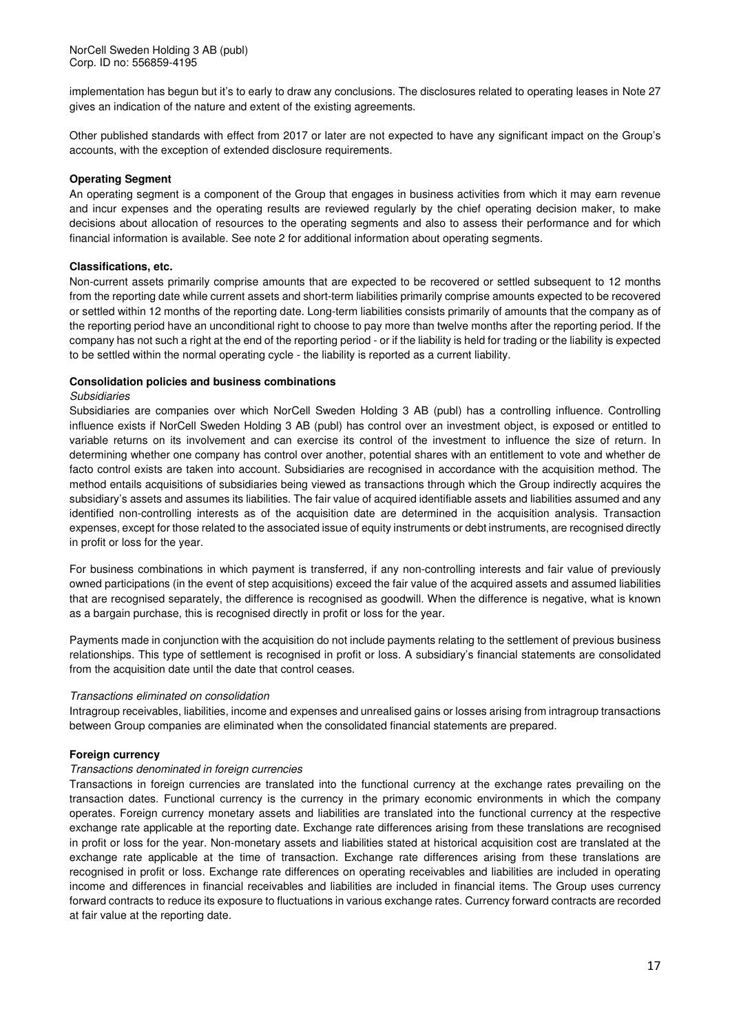implementation has begun but it's to early to draw any conclusions. The disclosures related to operating leases in Note 27 gives an indication of the nature and extent of the existing agreements.

Other published standards with effect from 2017 or later are not expected to have any significant impact on the Group's accounts, with the exception of extended disclosure requirements.

**Operating Segment**

An operating segment is a component of the Group that engages in business activities from which it may earn revenue and incur expenses and the operating results are reviewed regularly by the chief operating decision maker, to make decisions about allocation of resources to the operating segments and also to assess their performance and for which financial information is available. See note 2 for additional information about operating segments.

**Classifications, etc.**

Non-current assets primarily comprise amounts that are expected to be recovered or settled subsequent to 12 months from the reporting date while current assets and short-term liabilities primarily comprise amounts expected to be recovered or settled within 12 months of the reporting date. Long-term liabilities consists primarily of amounts that the company as of the reporting period have an unconditional right to choose to pay more than twelve months after the reporting period. If the company has not such a right at the end of the reporting period - or if the liability is held for trading or the liability is expected to be settled within the normal operating cycle - the liability is reported as a current liability.

**Consolidation policies and business combinations**

*Subsidiaries*

Subsidiaries are companies over which NorCell Sweden Holding 3 AB (publ) has a controlling influence. Controlling influence exists if NorCell Sweden Holding 3 AB (publ) has control over an investment object, is exposed or entitled to variable returns on its involvement and can exercise its control of the investment to influence the size of return. In determining whether one company has control over another, potential shares with an entitlement to vote and whether de facto control exists are taken into account. Subsidiaries are recognised in accordance with the acquisition method. The method entails acquisitions of subsidiaries being viewed as transactions through which the Group indirectly acquires the subsidiary's assets and assumes its liabilities. The fair value of acquired identifiable assets and liabilities assumed and any identified non-controlling interests as of the acquisition date are determined in the acquisition analysis. Transaction expenses, except for those related to the associated issue of equity instruments or debt instruments, are recognised directly in profit or loss for the year.

For business combinations in which payment is transferred, if any non-controlling interests and fair value of previously owned participations (in the event of step acquisitions) exceed the fair value of the acquired assets and assumed liabilities that are recognised separately, the difference is recognised as goodwill. When the difference is negative, what is known as a bargain purchase, this is recognised directly in profit or loss for the year.

Payments made in conjunction with the acquisition do not include payments relating to the settlement of previous business relationships. This type of settlement is recognised in profit or loss. A subsidiary's financial statements are consolidated from the acquisition date until the date that control ceases.

*Transactions eliminated on consolidation*

Intragroup receivables, liabilities, income and expenses and unrealised gains or losses arising from intragroup transactions between Group companies are eliminated when the consolidated financial statements are prepared.

**Foreign currency**

*Transactions denominated in foreign currencies*

Transactions in foreign currencies are translated into the functional currency at the exchange rates prevailing on the transaction dates. Functional currency is the currency in the primary economic environments in which the company operates. Foreign currency monetary assets and liabilities are translated into the functional currency at the respective exchange rate applicable at the reporting date. Exchange rate differences arising from these translations are recognised in profit or loss for the year. Non-monetary assets and liabilities stated at historical acquisition cost are translated at the exchange rate applicable at the time of transaction. Exchange rate differences arising from these translations are recognised in profit or loss. Exchange rate differences on operating receivables and liabilities are included in operating income and differences in financial receivables and liabilities are included in financial items. The Group uses currency forward contracts to reduce its exposure to fluctuations in various exchange rates. Currency forward contracts are recorded at fair value at the reporting date.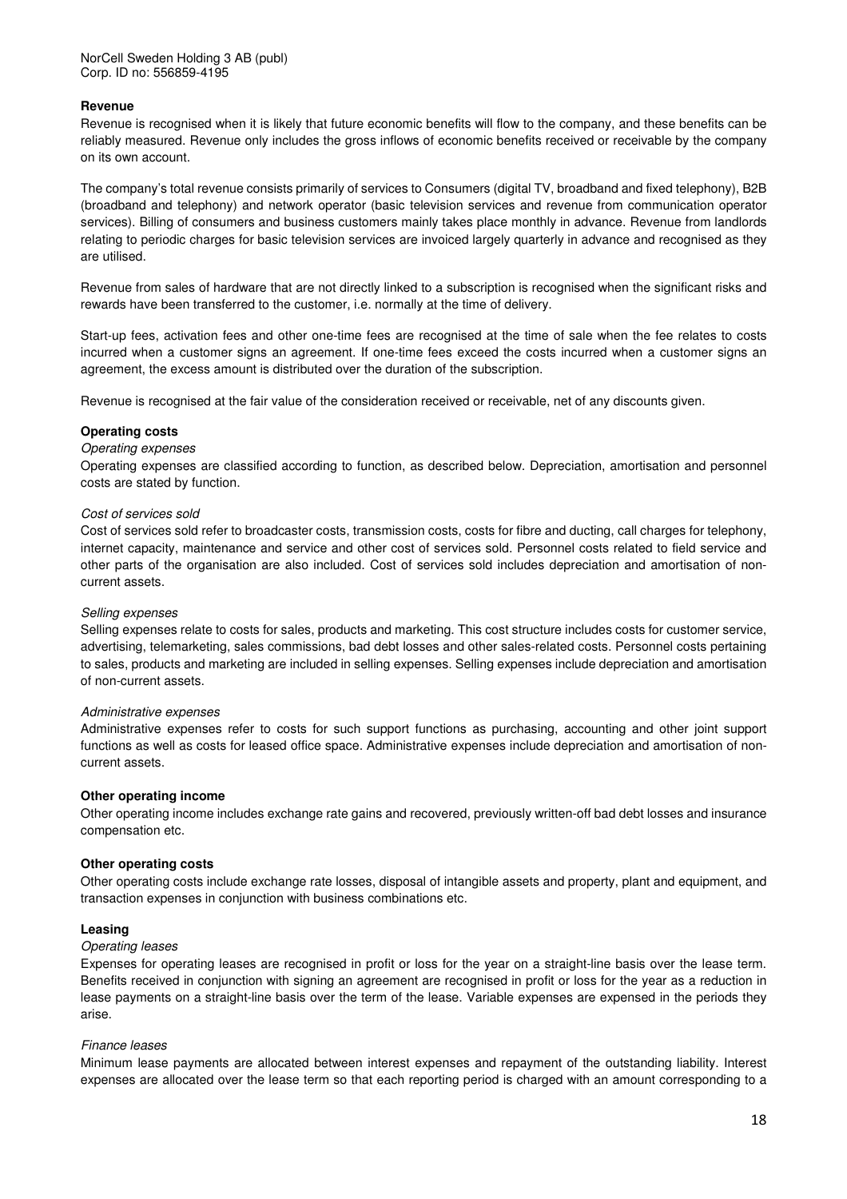**Revenue**

Revenue is recognised when it is likely that future economic benefits will flow to the company, and these benefits can be reliably measured. Revenue only includes the gross inflows of economic benefits received or receivable by the company on its own account.

The company's total revenue consists primarily of services to Consumers (digital TV, broadband and fixed telephony), B2B (broadband and telephony) and network operator (basic television services and revenue from communication operator services). Billing of consumers and business customers mainly takes place monthly in advance. Revenue from landlords relating to periodic charges for basic television services are invoiced largely quarterly in advance and recognised as they are utilised.

Revenue from sales of hardware that are not directly linked to a subscription is recognised when the significant risks and rewards have been transferred to the customer, i.e. normally at the time of delivery.

Start-up fees, activation fees and other one-time fees are recognised at the time of sale when the fee relates to costs incurred when a customer signs an agreement. If one-time fees exceed the costs incurred when a customer signs an agreement, the excess amount is distributed over the duration of the subscription.

Revenue is recognised at the fair value of the consideration received or receivable, net of any discounts given.

**Operating costs**

*Operating expenses*

Operating expenses are classified according to function, as described below. Depreciation, amortisation and personnel costs are stated by function.

*Cost of services sold*

Cost of services sold refer to broadcaster costs, transmission costs, costs for fibre and ducting, call charges for telephony, internet capacity, maintenance and service and other cost of services sold. Personnel costs related to field service and other parts of the organisation are also included. Cost of services sold includes depreciation and amortisation of non-current assets.

*Selling expenses*

Selling expenses relate to costs for sales, products and marketing. This cost structure includes costs for customer service, advertising, telemarketing, sales commissions, bad debt losses and other sales-related costs. Personnel costs pertaining to sales, products and marketing are included in selling expenses. Selling expenses include depreciation and amortisation of non-current assets.

*Administrative expenses*

Administrative expenses refer to costs for such support functions as purchasing, accounting and other joint support functions as well as costs for leased office space. Administrative expenses include depreciation and amortisation of non-current assets.

**Other operating income**

Other operating income includes exchange rate gains and recovered, previously written-off bad debt losses and insurance compensation etc.

**Other operating costs**

Other operating costs include exchange rate losses, disposal of intangible assets and property, plant and equipment, and transaction expenses in conjunction with business combinations etc.

**Leasing**

*Operating leases*

Expenses for operating leases are recognised in profit or loss for the year on a straight-line basis over the lease term. Benefits received in conjunction with signing an agreement are recognised in profit or loss for the year as a reduction in lease payments on a straight-line basis over the term of the lease. Variable expenses are expensed in the periods they arise.

*Finance leases*

Minimum lease payments are allocated between interest expenses and repayment of the outstanding liability. Interest expenses are allocated over the lease term so that each reporting period is charged with an amount corresponding to a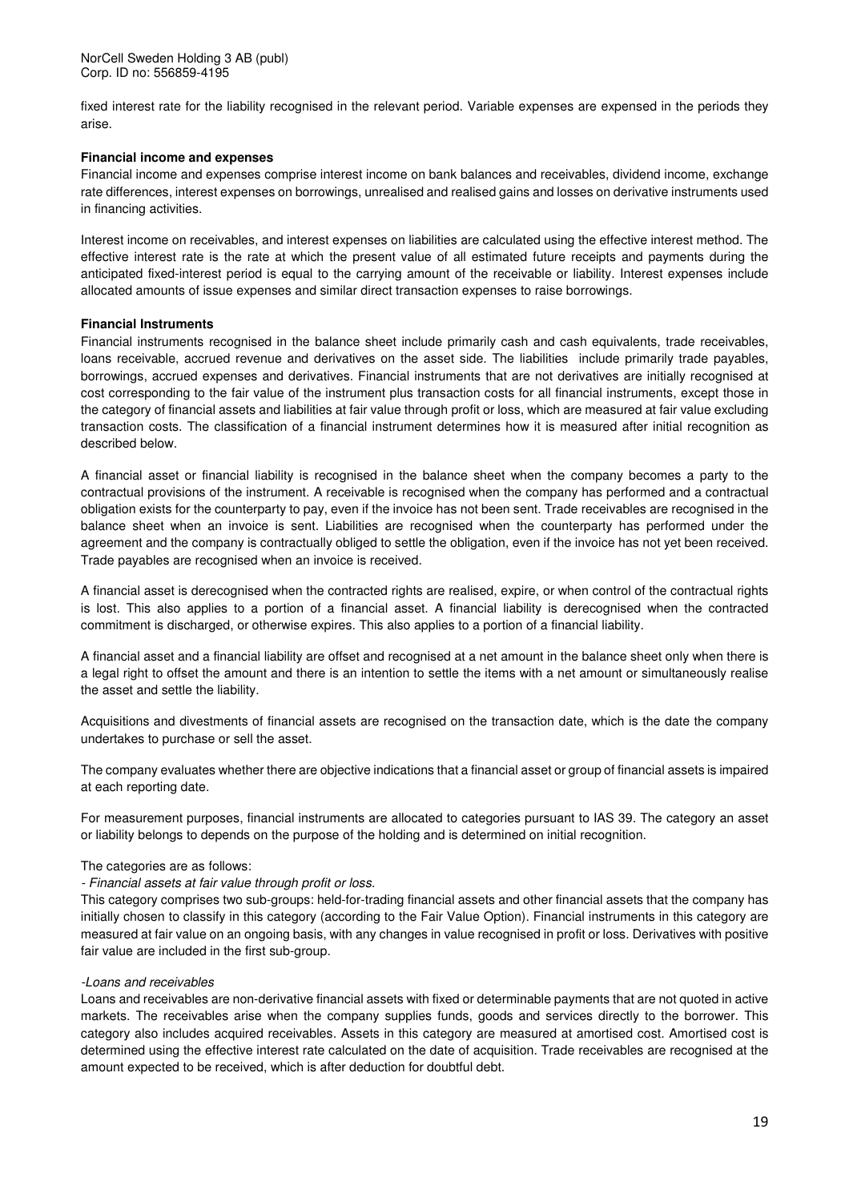fixed interest rate for the liability recognised in the relevant period. Variable expenses are expensed in the periods they arise.

**Financial income and expenses**

Financial income and expenses comprise interest income on bank balances and receivables, dividend income, exchange rate differences, interest expenses on borrowings, unrealised and realised gains and losses on derivative instruments used in financing activities.

Interest income on receivables, and interest expenses on liabilities are calculated using the effective interest method. The effective interest rate is the rate at which the present value of all estimated future receipts and payments during the anticipated fixed-interest period is equal to the carrying amount of the receivable or liability. Interest expenses include allocated amounts of issue expenses and similar direct transaction expenses to raise borrowings.

**Financial Instruments**

Financial instruments recognised in the balance sheet include primarily cash and cash equivalents, trade receivables, loans receivable, accrued revenue and derivatives on the asset side. The liabilities include primarily trade payables, borrowings, accrued expenses and derivatives. Financial instruments that are not derivatives are initially recognised at cost corresponding to the fair value of the instrument plus transaction costs for all financial instruments, except those in the category of financial assets and liabilities at fair value through profit or loss, which are measured at fair value excluding transaction costs. The classification of a financial instrument determines how it is measured after initial recognition as described below.

A financial asset or financial liability is recognised in the balance sheet when the company becomes a party to the contractual provisions of the instrument. A receivable is recognised when the company has performed and a contractual obligation exists for the counterparty to pay, even if the invoice has not been sent. Trade receivables are recognised in the balance sheet when an invoice is sent. Liabilities are recognised when the counterparty has performed under the agreement and the company is contractually obliged to settle the obligation, even if the invoice has not yet been received. Trade payables are recognised when an invoice is received.

A financial asset is derecognised when the contracted rights are realised, expire, or when control of the contractual rights is lost. This also applies to a portion of a financial asset. A financial liability is derecognised when the contracted commitment is discharged, or otherwise expires. This also applies to a portion of a financial liability.

A financial asset and a financial liability are offset and recognised at a net amount in the balance sheet only when there is a legal right to offset the amount and there is an intention to settle the items with a net amount or simultaneously realise the asset and settle the liability.

Acquisitions and divestments of financial assets are recognised on the transaction date, which is the date the company undertakes to purchase or sell the asset.

The company evaluates whether there are objective indications that a financial asset or group of financial assets is impaired at each reporting date.

For measurement purposes, financial instruments are allocated to categories pursuant to IAS 39. The category an asset or liability belongs to depends on the purpose of the holding and is determined on initial recognition.

The categories are as follows:

*- Financial assets at fair value through profit or loss.*

This category comprises two sub-groups: held-for-trading financial assets and other financial assets that the company has initially chosen to classify in this category (according to the Fair Value Option). Financial instruments in this category are measured at fair value on an ongoing basis, with any changes in value recognised in profit or loss. Derivatives with positive fair value are included in the first sub-group.

*-Loans and receivables*

Loans and receivables are non-derivative financial assets with fixed or determinable payments that are not quoted in active markets. The receivables arise when the company supplies funds, goods and services directly to the borrower. This category also includes acquired receivables. Assets in this category are measured at amortised cost. Amortised cost is determined using the effective interest rate calculated on the date of acquisition. Trade receivables are recognised at the amount expected to be received, which is after deduction for doubtful debt.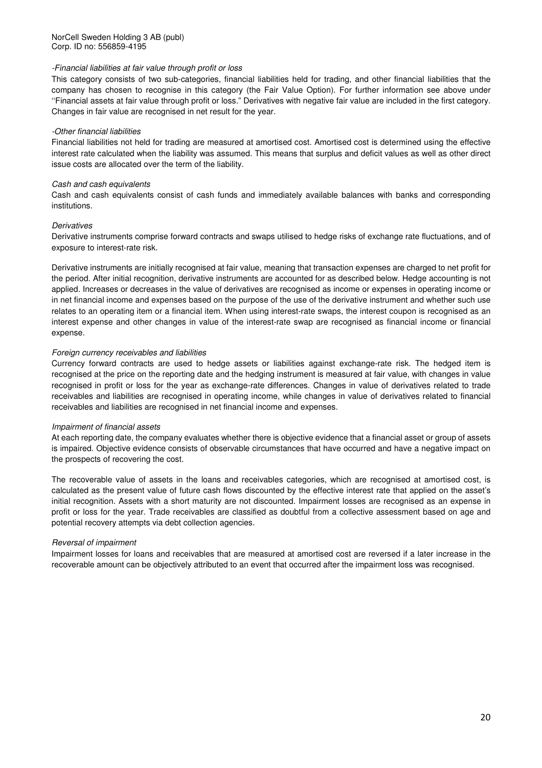*-Financial liabilities at fair value through profit or loss*

This category consists of two sub-categories, financial liabilities held for trading, and other financial liabilities that the company has chosen to recognise in this category (the Fair Value Option). For further information see above under ''Financial assets at fair value through profit or loss." Derivatives with negative fair value are included in the first category. Changes in fair value are recognised in net result for the year.

*-Other financial liabilities*

Financial liabilities not held for trading are measured at amortised cost. Amortised cost is determined using the effective interest rate calculated when the liability was assumed. This means that surplus and deficit values as well as other direct issue costs are allocated over the term of the liability.

*Cash and cash equivalents*

Cash and cash equivalents consist of cash funds and immediately available balances with banks and corresponding institutions.

*Derivatives*

Derivative instruments comprise forward contracts and swaps utilised to hedge risks of exchange rate fluctuations, and of exposure to interest-rate risk.

Derivative instruments are initially recognised at fair value, meaning that transaction expenses are charged to net profit for the period. After initial recognition, derivative instruments are accounted for as described below. Hedge accounting is not applied. Increases or decreases in the value of derivatives are recognised as income or expenses in operating income or in net financial income and expenses based on the purpose of the use of the derivative instrument and whether such use relates to an operating item or a financial item. When using interest-rate swaps, the interest coupon is recognised as an interest expense and other changes in value of the interest-rate swap are recognised as financial income or financial expense.

*Foreign currency receivables and liabilities*

Currency forward contracts are used to hedge assets or liabilities against exchange-rate risk. The hedged item is recognised at the price on the reporting date and the hedging instrument is measured at fair value, with changes in value recognised in profit or loss for the year as exchange-rate differences. Changes in value of derivatives related to trade receivables and liabilities are recognised in operating income, while changes in value of derivatives related to financial receivables and liabilities are recognised in net financial income and expenses.

*Impairment of financial assets*

At each reporting date, the company evaluates whether there is objective evidence that a financial asset or group of assets is impaired. Objective evidence consists of observable circumstances that have occurred and have a negative impact on the prospects of recovering the cost.

The recoverable value of assets in the loans and receivables categories, which are recognised at amortised cost, is calculated as the present value of future cash flows discounted by the effective interest rate that applied on the asset's initial recognition. Assets with a short maturity are not discounted. Impairment losses are recognised as an expense in profit or loss for the year. Trade receivables are classified as doubtful from a collective assessment based on age and potential recovery attempts via debt collection agencies.

*Reversal of impairment*

Impairment losses for loans and receivables that are measured at amortised cost are reversed if a later increase in the recoverable amount can be objectively attributed to an event that occurred after the impairment loss was recognised.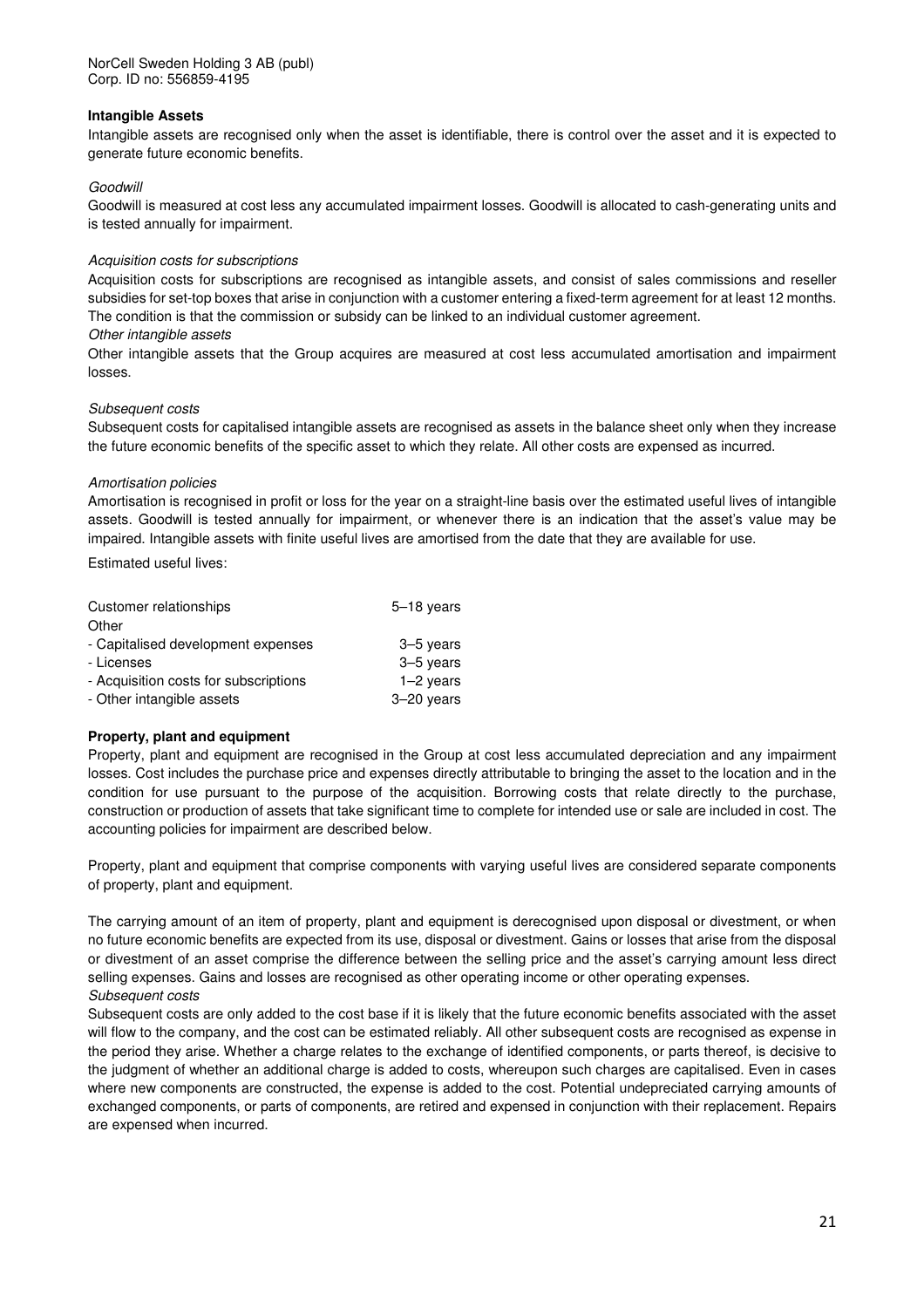## Intangible Assets

Intangible assets are recognised only when the asset is identifiable, there is control over the asset and it is expected to generate future economic benefits.

*Goodwill*

Goodwill is measured at cost less any accumulated impairment losses. Goodwill is allocated to cash-generating units and is tested annually for impairment.

*Acquisition costs for subscriptions*

Acquisition costs for subscriptions are recognised as intangible assets, and consist of sales commissions and reseller subsidies for set-top boxes that arise in conjunction with a customer entering a fixed-term agreement for at least 12 months. The condition is that the commission or subsidy can be linked to an individual customer agreement.

*Other intangible assets*

Other intangible assets that the Group acquires are measured at cost less accumulated amortisation and impairment losses.

*Subsequent costs*

Subsequent costs for capitalised intangible assets are recognised as assets in the balance sheet only when they increase the future economic benefits of the specific asset to which they relate. All other costs are expensed as incurred.

*Amortisation policies*

Amortisation is recognised in profit or loss for the year on a straight-line basis over the estimated useful lives of intangible assets. Goodwill is tested annually for impairment, or whenever there is an indication that the asset's value may be impaired. Intangible assets with finite useful lives are amortised from the date that they are available for use.

Estimated useful lives:

| | |
|---|---|
| Customer relationships | 5–18 years |
| Other | |
| - Capitalised development expenses | 3–5 years |
| - Licenses | 3–5 years |
| - Acquisition costs for subscriptions | 1–2 years |
| - Other intangible assets | 3–20 years |

## Property, plant and equipment

Property, plant and equipment are recognised in the Group at cost less accumulated depreciation and any impairment losses. Cost includes the purchase price and expenses directly attributable to bringing the asset to the location and in the condition for use pursuant to the purpose of the acquisition. Borrowing costs that relate directly to the purchase, construction or production of assets that take significant time to complete for intended use or sale are included in cost. The accounting policies for impairment are described below.

Property, plant and equipment that comprise components with varying useful lives are considered separate components of property, plant and equipment.

The carrying amount of an item of property, plant and equipment is derecognised upon disposal or divestment, or when no future economic benefits are expected from its use, disposal or divestment. Gains or losses that arise from the disposal or divestment of an asset comprise the difference between the selling price and the asset's carrying amount less direct selling expenses. Gains and losses are recognised as other operating income or other operating expenses.

*Subsequent costs*

Subsequent costs are only added to the cost base if it is likely that the future economic benefits associated with the asset will flow to the company, and the cost can be estimated reliably. All other subsequent costs are recognised as expense in the period they arise. Whether a charge relates to the exchange of identified components, or parts thereof, is decisive to the judgment of whether an additional charge is added to costs, whereupon such charges are capitalised. Even in cases where new components are constructed, the expense is added to the cost. Potential undepreciated carrying amounts of exchanged components, or parts of components, are retired and expensed in conjunction with their replacement. Repairs are expensed when incurred.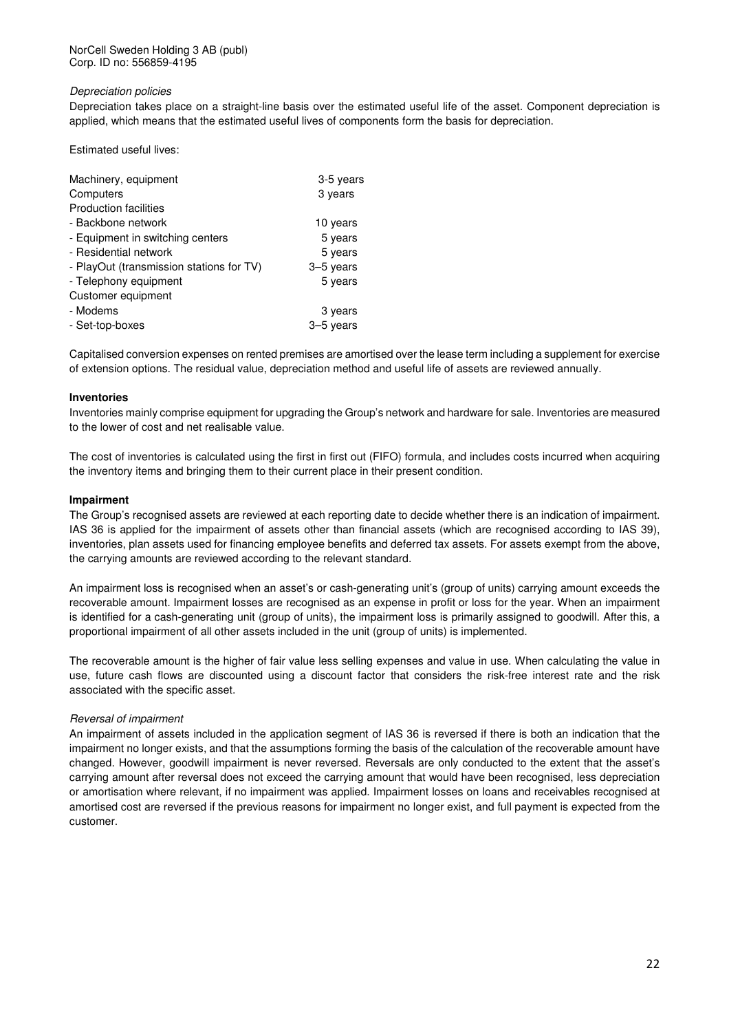*Depreciation policies*

Depreciation takes place on a straight-line basis over the estimated useful life of the asset. Component depreciation is applied, which means that the estimated useful lives of components form the basis for depreciation.

Estimated useful lives:

| | |
|---|---|
| Machinery, equipment | 3-5 years |
| Computers | 3 years |
| Production facilities | |
| - Backbone network | 10 years |
| - Equipment in switching centers | 5 years |
| - Residential network | 5 years |
| - PlayOut (transmission stations for TV) | 3–5 years |
| - Telephony equipment | 5 years |
| Customer equipment | |
| - Modems | 3 years |
| - Set-top-boxes | 3–5 years |

Capitalised conversion expenses on rented premises are amortised over the lease term including a supplement for exercise of extension options. The residual value, depreciation method and useful life of assets are reviewed annually.

**Inventories**

Inventories mainly comprise equipment for upgrading the Group's network and hardware for sale. Inventories are measured to the lower of cost and net realisable value.

The cost of inventories is calculated using the first in first out (FIFO) formula, and includes costs incurred when acquiring the inventory items and bringing them to their current place in their present condition.

**Impairment**

The Group's recognised assets are reviewed at each reporting date to decide whether there is an indication of impairment. IAS 36 is applied for the impairment of assets other than financial assets (which are recognised according to IAS 39), inventories, plan assets used for financing employee benefits and deferred tax assets. For assets exempt from the above, the carrying amounts are reviewed according to the relevant standard.

An impairment loss is recognised when an asset's or cash-generating unit's (group of units) carrying amount exceeds the recoverable amount. Impairment losses are recognised as an expense in profit or loss for the year. When an impairment is identified for a cash-generating unit (group of units), the impairment loss is primarily assigned to goodwill. After this, a proportional impairment of all other assets included in the unit (group of units) is implemented.

The recoverable amount is the higher of fair value less selling expenses and value in use. When calculating the value in use, future cash flows are discounted using a discount factor that considers the risk-free interest rate and the risk associated with the specific asset.

*Reversal of impairment*

An impairment of assets included in the application segment of IAS 36 is reversed if there is both an indication that the impairment no longer exists, and that the assumptions forming the basis of the calculation of the recoverable amount have changed. However, goodwill impairment is never reversed. Reversals are only conducted to the extent that the asset's carrying amount after reversal does not exceed the carrying amount that would have been recognised, less depreciation or amortisation where relevant, if no impairment was applied. Impairment losses on loans and receivables recognised at amortised cost are reversed if the previous reasons for impairment no longer exist, and full payment is expected from the customer.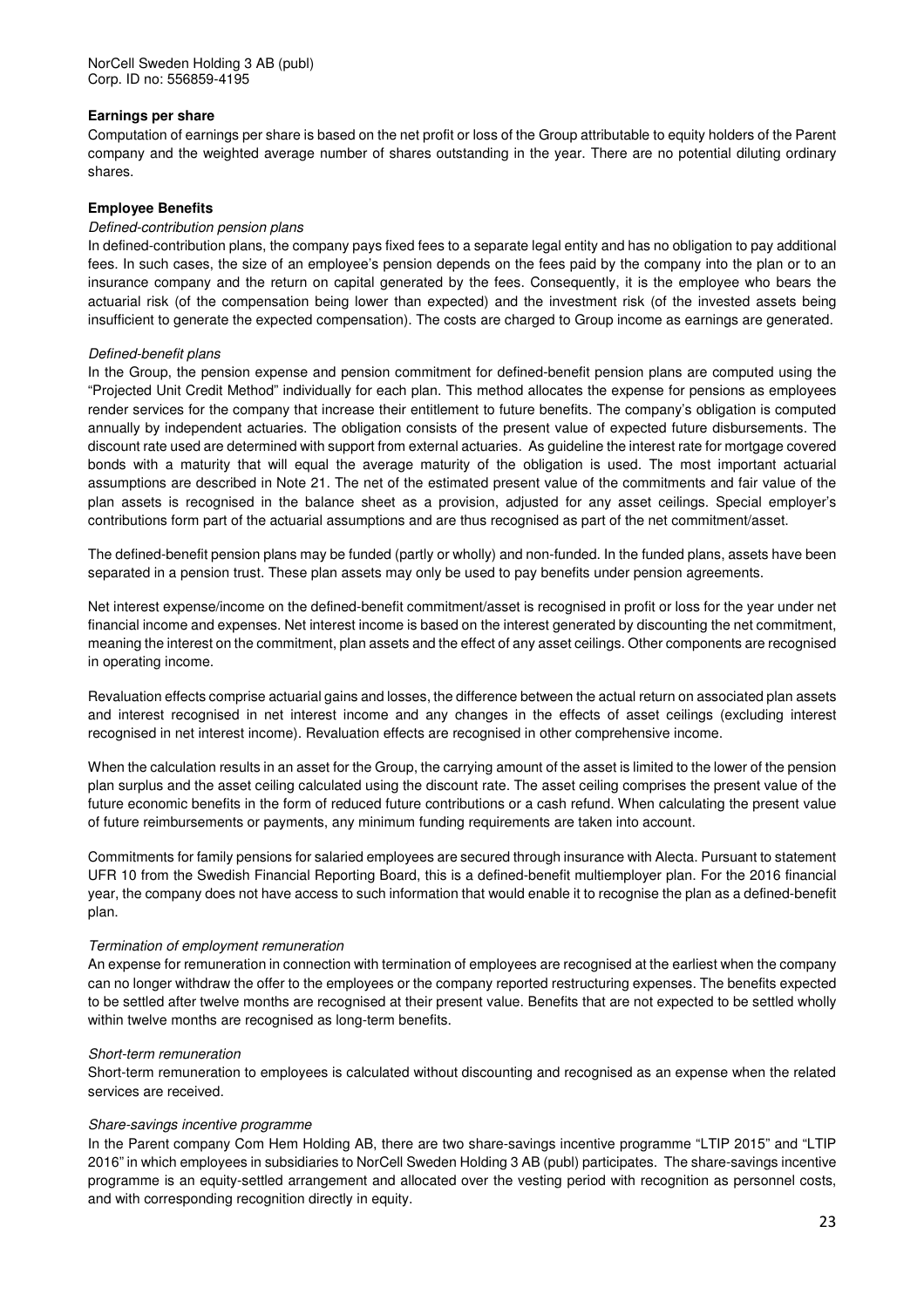**Earnings per share**

Computation of earnings per share is based on the net profit or loss of the Group attributable to equity holders of the Parent company and the weighted average number of shares outstanding in the year. There are no potential diluting ordinary shares.

**Employee Benefits**

*Defined-contribution pension plans*

In defined-contribution plans, the company pays fixed fees to a separate legal entity and has no obligation to pay additional fees. In such cases, the size of an employee's pension depends on the fees paid by the company into the plan or to an insurance company and the return on capital generated by the fees. Consequently, it is the employee who bears the actuarial risk (of the compensation being lower than expected) and the investment risk (of the invested assets being insufficient to generate the expected compensation). The costs are charged to Group income as earnings are generated.

*Defined-benefit plans*

In the Group, the pension expense and pension commitment for defined-benefit pension plans are computed using the "Projected Unit Credit Method" individually for each plan. This method allocates the expense for pensions as employees render services for the company that increase their entitlement to future benefits. The company's obligation is computed annually by independent actuaries. The obligation consists of the present value of expected future disbursements. The discount rate used are determined with support from external actuaries. As guideline the interest rate for mortgage covered bonds with a maturity that will equal the average maturity of the obligation is used. The most important actuarial assumptions are described in Note 21. The net of the estimated present value of the commitments and fair value of the plan assets is recognised in the balance sheet as a provision, adjusted for any asset ceilings. Special employer's contributions form part of the actuarial assumptions and are thus recognised as part of the net commitment/asset.

The defined-benefit pension plans may be funded (partly or wholly) and non-funded. In the funded plans, assets have been separated in a pension trust. These plan assets may only be used to pay benefits under pension agreements.

Net interest expense/income on the defined-benefit commitment/asset is recognised in profit or loss for the year under net financial income and expenses. Net interest income is based on the interest generated by discounting the net commitment, meaning the interest on the commitment, plan assets and the effect of any asset ceilings. Other components are recognised in operating income.

Revaluation effects comprise actuarial gains and losses, the difference between the actual return on associated plan assets and interest recognised in net interest income and any changes in the effects of asset ceilings (excluding interest recognised in net interest income). Revaluation effects are recognised in other comprehensive income.

When the calculation results in an asset for the Group, the carrying amount of the asset is limited to the lower of the pension plan surplus and the asset ceiling calculated using the discount rate. The asset ceiling comprises the present value of the future economic benefits in the form of reduced future contributions or a cash refund. When calculating the present value of future reimbursements or payments, any minimum funding requirements are taken into account.

Commitments for family pensions for salaried employees are secured through insurance with Alecta. Pursuant to statement UFR 10 from the Swedish Financial Reporting Board, this is a defined-benefit multiemployer plan. For the 2016 financial year, the company does not have access to such information that would enable it to recognise the plan as a defined-benefit plan.

*Termination of employment remuneration*

An expense for remuneration in connection with termination of employees are recognised at the earliest when the company can no longer withdraw the offer to the employees or the company reported restructuring expenses. The benefits expected to be settled after twelve months are recognised at their present value. Benefits that are not expected to be settled wholly within twelve months are recognised as long-term benefits.

*Short-term remuneration*

Short-term remuneration to employees is calculated without discounting and recognised as an expense when the related services are received.

*Share-savings incentive programme*

In the Parent company Com Hem Holding AB, there are two share-savings incentive programme "LTIP 2015" and "LTIP 2016" in which employees in subsidiaries to NorCell Sweden Holding 3 AB (publ) participates. The share-savings incentive programme is an equity-settled arrangement and allocated over the vesting period with recognition as personnel costs, and with corresponding recognition directly in equity.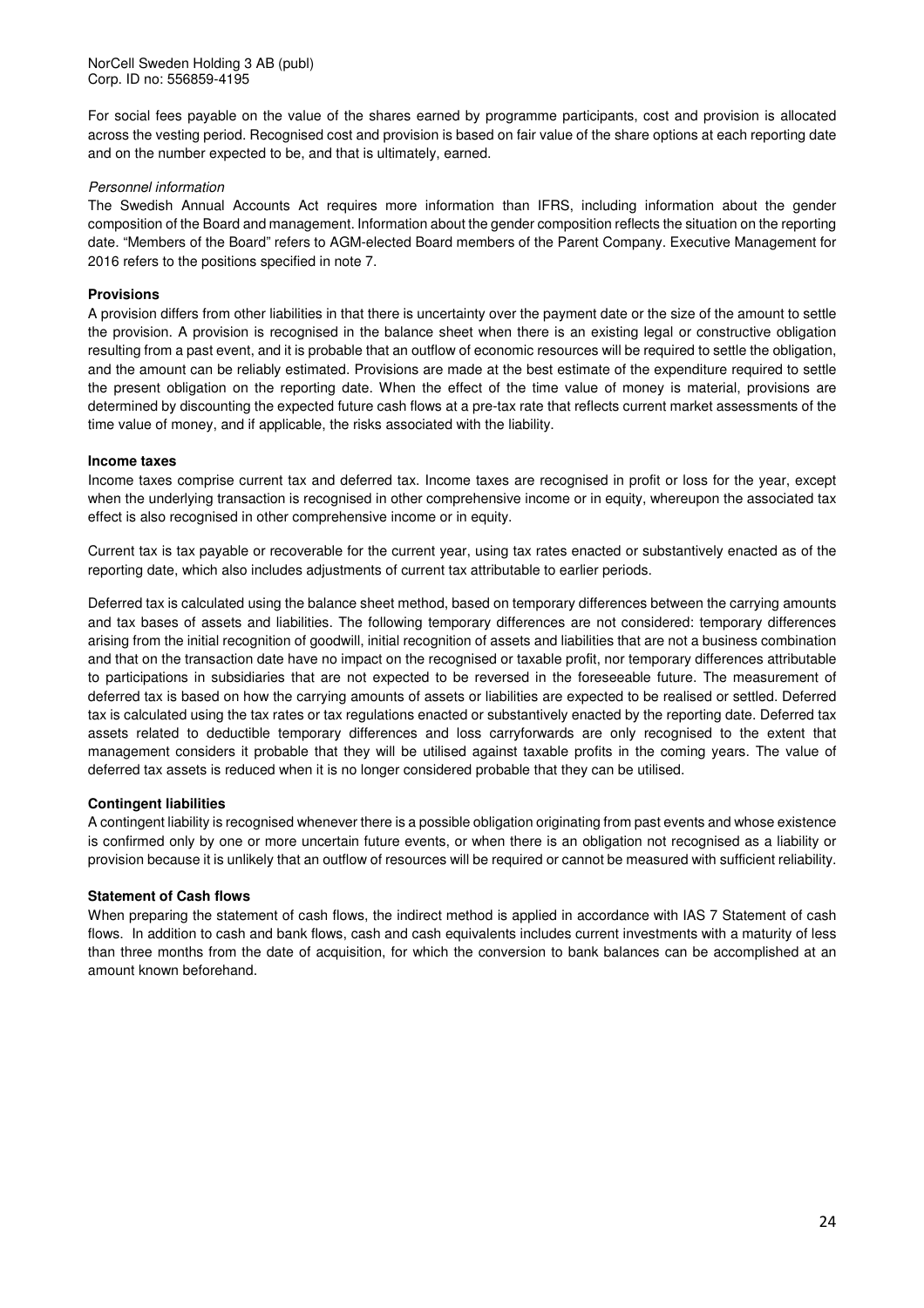For social fees payable on the value of the shares earned by programme participants, cost and provision is allocated across the vesting period. Recognised cost and provision is based on fair value of the share options at each reporting date and on the number expected to be, and that is ultimately, earned.

*Personnel information*

The Swedish Annual Accounts Act requires more information than IFRS, including information about the gender composition of the Board and management. Information about the gender composition reflects the situation on the reporting date. "Members of the Board" refers to AGM-elected Board members of the Parent Company. Executive Management for 2016 refers to the positions specified in note 7.

**Provisions**

A provision differs from other liabilities in that there is uncertainty over the payment date or the size of the amount to settle the provision. A provision is recognised in the balance sheet when there is an existing legal or constructive obligation resulting from a past event, and it is probable that an outflow of economic resources will be required to settle the obligation, and the amount can be reliably estimated. Provisions are made at the best estimate of the expenditure required to settle the present obligation on the reporting date. When the effect of the time value of money is material, provisions are determined by discounting the expected future cash flows at a pre-tax rate that reflects current market assessments of the time value of money, and if applicable, the risks associated with the liability.

**Income taxes**

Income taxes comprise current tax and deferred tax. Income taxes are recognised in profit or loss for the year, except when the underlying transaction is recognised in other comprehensive income or in equity, whereupon the associated tax effect is also recognised in other comprehensive income or in equity.

Current tax is tax payable or recoverable for the current year, using tax rates enacted or substantively enacted as of the reporting date, which also includes adjustments of current tax attributable to earlier periods.

Deferred tax is calculated using the balance sheet method, based on temporary differences between the carrying amounts and tax bases of assets and liabilities. The following temporary differences are not considered: temporary differences arising from the initial recognition of goodwill, initial recognition of assets and liabilities that are not a business combination and that on the transaction date have no impact on the recognised or taxable profit, nor temporary differences attributable to participations in subsidiaries that are not expected to be reversed in the foreseeable future. The measurement of deferred tax is based on how the carrying amounts of assets or liabilities are expected to be realised or settled. Deferred tax is calculated using the tax rates or tax regulations enacted or substantively enacted by the reporting date. Deferred tax assets related to deductible temporary differences and loss carryforwards are only recognised to the extent that management considers it probable that they will be utilised against taxable profits in the coming years. The value of deferred tax assets is reduced when it is no longer considered probable that they can be utilised.

**Contingent liabilities**

A contingent liability is recognised whenever there is a possible obligation originating from past events and whose existence is confirmed only by one or more uncertain future events, or when there is an obligation not recognised as a liability or provision because it is unlikely that an outflow of resources will be required or cannot be measured with sufficient reliability.

**Statement of Cash flows**

When preparing the statement of cash flows, the indirect method is applied in accordance with IAS 7 Statement of cash flows. In addition to cash and bank flows, cash and cash equivalents includes current investments with a maturity of less than three months from the date of acquisition, for which the conversion to bank balances can be accomplished at an amount known beforehand.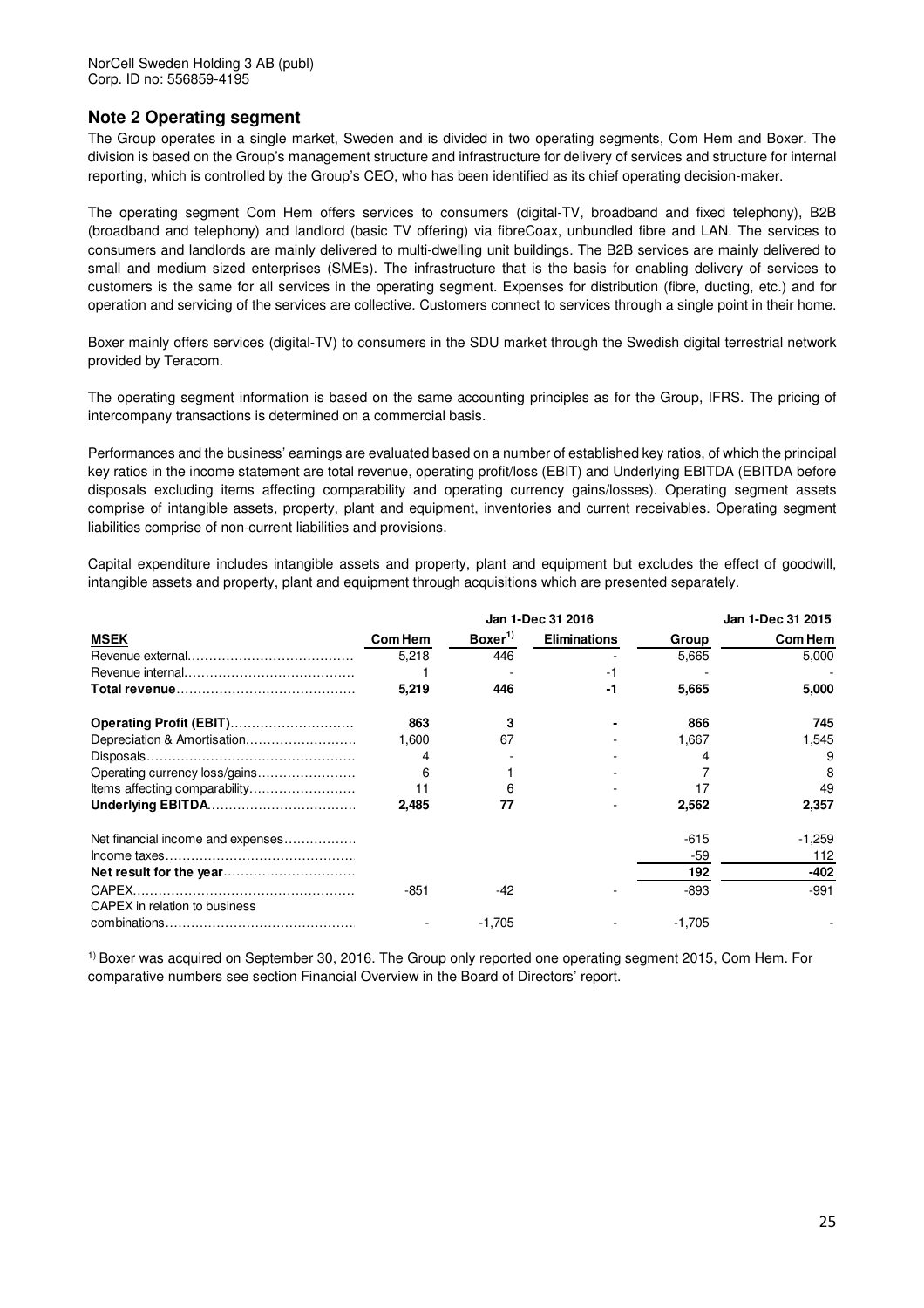NorCell Sweden Holding 3 AB (publ)
Corp. ID no: 556859-4195

## Note 2 Operating segment

The Group operates in a single market, Sweden and is divided in two operating segments, Com Hem and Boxer. The division is based on the Group's management structure and infrastructure for delivery of services and structure for internal reporting, which is controlled by the Group's CEO, who has been identified as its chief operating decision-maker.

The operating segment Com Hem offers services to consumers (digital-TV, broadband and fixed telephony), B2B (broadband and telephony) and landlord (basic TV offering) via fibreCoax, unbundled fibre and LAN. The services to consumers and landlords are mainly delivered to multi-dwelling unit buildings. The B2B services are mainly delivered to small and medium sized enterprises (SMEs). The infrastructure that is the basis for enabling delivery of services to customers is the same for all services in the operating segment. Expenses for distribution (fibre, ducting, etc.) and for operation and servicing of the services are collective. Customers connect to services through a single point in their home.

Boxer mainly offers services (digital-TV) to consumers in the SDU market through the Swedish digital terrestrial network provided by Teracom.

The operating segment information is based on the same accounting principles as for the Group, IFRS. The pricing of intercompany transactions is determined on a commercial basis.

Performances and the business' earnings are evaluated based on a number of established key ratios, of which the principal key ratios in the income statement are total revenue, operating profit/loss (EBIT) and Underlying EBITDA (EBITDA before disposals excluding items affecting comparability and operating currency gains/losses). Operating segment assets comprise of intangible assets, property, plant and equipment, inventories and current receivables. Operating segment liabilities comprise of non-current liabilities and provisions.

Capital expenditure includes intangible assets and property, plant and equipment but excludes the effect of goodwill, intangible assets and property, plant and equipment through acquisitions which are presented separately.

| | Jan 1-Dec 31 2016 | | | | Jan 1-Dec 31 2015 |
|---|---|---|---|---|---|
| **MSEK** | **Com Hem** | **Boxer[1]** | **Eliminations** | **Group** | **Com Hem** |
| Revenue external | 5,218 | 446 | - | 5,665 | 5,000 |
| Revenue internal | 1 | - | -1 | - | - |
| **Total revenue** | **5,219** | **446** | **-1** | **5,665** | **5,000** |
| **Operating Profit (EBIT)** | **863** | **3** | **-** | **866** | **745** |
| Depreciation & Amortisation | 1,600 | 67 | - | 1,667 | 1,545 |
| Disposals | 4 | - | - | 4 | 9 |
| Operating currency loss/gains | 6 | 1 | - | 7 | 8 |
| Items affecting comparability | 11 | 6 | - | 17 | 49 |
| **Underlying EBITDA** | **2,485** | **77** | **-** | **2,562** | **2,357** |
| Net financial income and expenses | | | | -615 | -1,259 |
| Income taxes | | | | -59 | 112 |
| **Net result for the year** | | | | **192** | **-402** |
| CAPEX | -851 | -42 | - | -893 | -991 |
| CAPEX in relation to business combinations | - | -1,705 | - | -1,705 | - |

[1] Boxer was acquired on September 30, 2016. The Group only reported one operating segment 2015, Com Hem. For comparative numbers see section Financial Overview in the Board of Directors' report.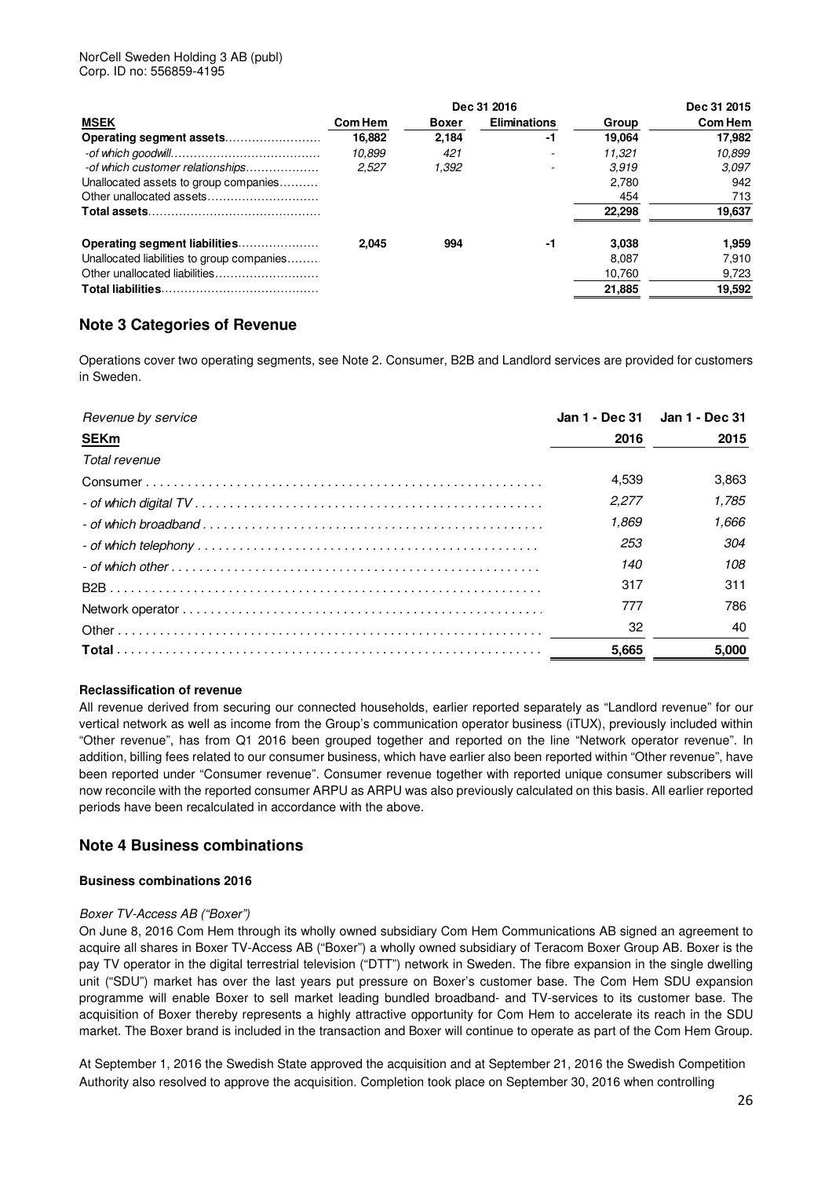NorCell Sweden Holding 3 AB (publ)
Corp. ID no: 556859-4195

| MSEK | Dec 31 2016 | | | | Dec 31 2015 |
|---|---|---|---|---|---|
| | Com Hem | Boxer | Eliminations | Group | Com Hem |
| **Operating segment assets** | **16,882** | **2,184** | **-1** | **19,064** | **17,982** |
| *-of which goodwill* | *10,899* | *421* | *-* | *11,321* | *10,899* |
| *-of which customer relationships* | *2,527* | *1,392* | *-* | *3,919* | *3,097* |
| Unallocated assets to group companies | | | | 2,780 | 942 |
| Other unallocated assets | | | | 454 | 713 |
| **Total assets** | | | | **22,298** | **19,637** |
| | | | | | |
| **Operating segment liabilities** | **2,045** | **994** | **-1** | **3,038** | **1,959** |
| Unallocated liabilities to group companies | | | | 8,087 | 7,910 |
| Other unallocated liabilities | | | | 10,760 | 9,723 |
| **Total liabilities** | | | | **21,885** | **19,592** |

## Note 3 Categories of Revenue

Operations cover two operating segments, see Note 2. Consumer, B2B and Landlord services are provided for customers in Sweden.

| *Revenue by service* | Jan 1 - Dec 31 | Jan 1 - Dec 31 |
|---|---|---|
| **SEKm** | **2016** | **2015** |
| *Total revenue* | | |
| Consumer | 4,539 | 3,863 |
| *- of which digital TV* | *2,277* | *1,785* |
| *- of which broadband* | *1,869* | *1,666* |
| *- of which telephony* | *253* | *304* |
| *- of which other* | *140* | *108* |
| B2B | 317 | 311 |
| Network operator | 777 | 786 |
| Other | 32 | 40 |
| **Total** | **5,665** | **5,000** |

**Reclassification of revenue**

All revenue derived from securing our connected households, earlier reported separately as "Landlord revenue" for our vertical network as well as income from the Group's communication operator business (iTUX), previously included within "Other revenue", has from Q1 2016 been grouped together and reported on the line "Network operator revenue". In addition, billing fees related to our consumer business, which have earlier also been reported within "Other revenue", have been reported under "Consumer revenue". Consumer revenue together with reported unique consumer subscribers will now reconcile with the reported consumer ARPU as ARPU was also previously calculated on this basis. All earlier reported periods have been recalculated in accordance with the above.

## Note 4 Business combinations

**Business combinations 2016**

*Boxer TV-Access AB ("Boxer")*

On June 8, 2016 Com Hem through its wholly owned subsidiary Com Hem Communications AB signed an agreement to acquire all shares in Boxer TV-Access AB ("Boxer") a wholly owned subsidiary of Teracom Boxer Group AB. Boxer is the pay TV operator in the digital terrestrial television ("DTT") network in Sweden. The fibre expansion in the single dwelling unit ("SDU") market has over the last years put pressure on Boxer's customer base. The Com Hem SDU expansion programme will enable Boxer to sell market leading bundled broadband- and TV-services to its customer base. The acquisition of Boxer thereby represents a highly attractive opportunity for Com Hem to accelerate its reach in the SDU market. The Boxer brand is included in the transaction and Boxer will continue to operate as part of the Com Hem Group.

At September 1, 2016 the Swedish State approved the acquisition and at September 21, 2016 the Swedish Competition Authority also resolved to approve the acquisition. Completion took place on September 30, 2016 when controlling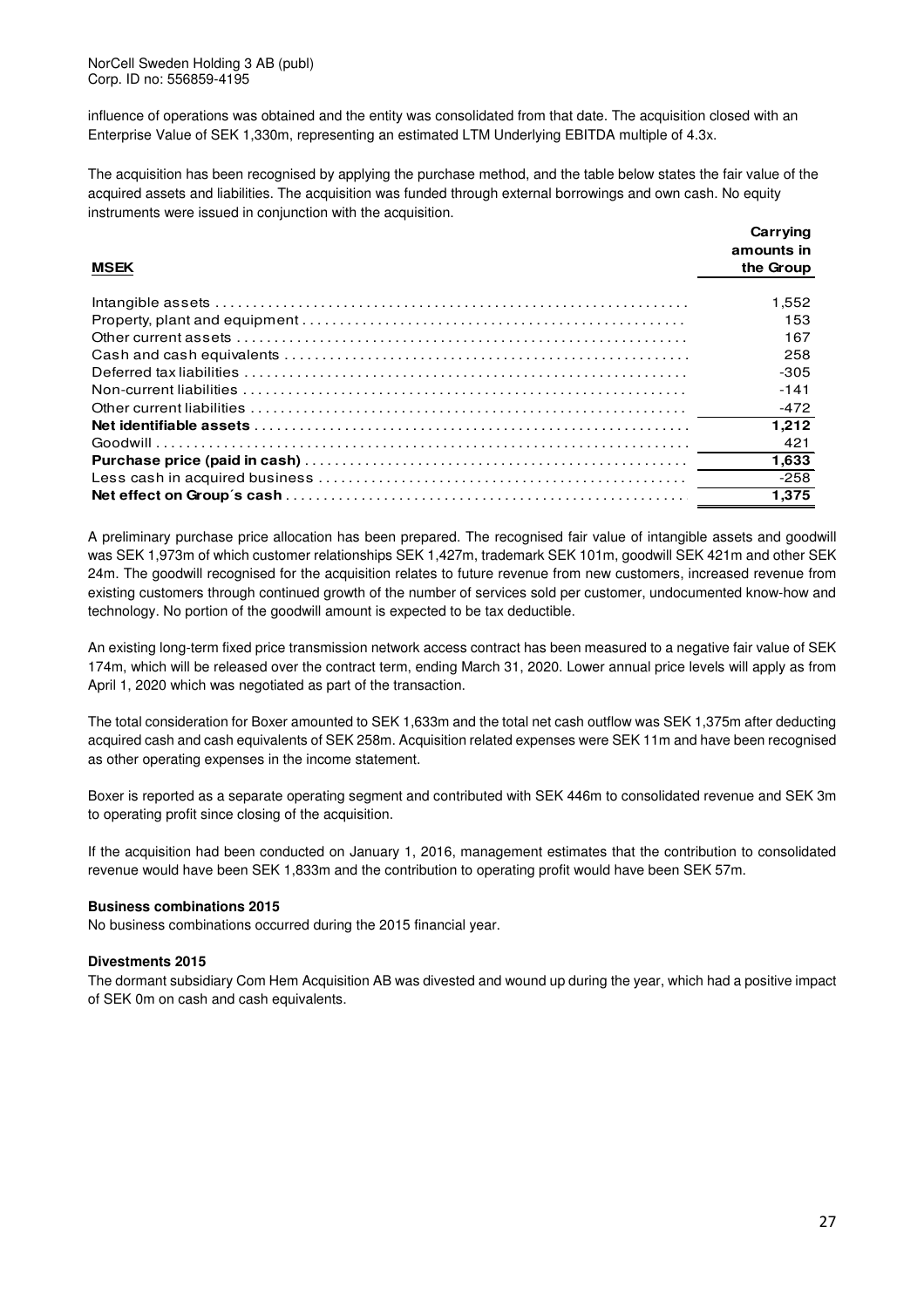influence of operations was obtained and the entity was consolidated from that date. The acquisition closed with an Enterprise Value of SEK 1,330m, representing an estimated LTM Underlying EBITDA multiple of 4.3x.

The acquisition has been recognised by applying the purchase method, and the table below states the fair value of the acquired assets and liabilities. The acquisition was funded through external borrowings and own cash. No equity instruments were issued in conjunction with the acquisition.

| MSEK | Carrying amounts in the Group |
|---|---|
| Intangible assets | 1,552 |
| Property, plant and equipment | 153 |
| Other current assets | 167 |
| Cash and cash equivalents | 258 |
| Deferred tax liabilities | -305 |
| Non-current liabilities | -141 |
| Other current liabilities | -472 |
| **Net identifiable assets** | **1,212** |
| Goodwill | 421 |
| **Purchase price (paid in cash)** | **1,633** |
| Less cash in acquired business | -258 |
| **Net effect on Group´s cash** | **1,375** |

A preliminary purchase price allocation has been prepared. The recognised fair value of intangible assets and goodwill was SEK 1,973m of which customer relationships SEK 1,427m, trademark SEK 101m, goodwill SEK 421m and other SEK 24m. The goodwill recognised for the acquisition relates to future revenue from new customers, increased revenue from existing customers through continued growth of the number of services sold per customer, undocumented know-how and technology. No portion of the goodwill amount is expected to be tax deductible.

An existing long-term fixed price transmission network access contract has been measured to a negative fair value of SEK 174m, which will be released over the contract term, ending March 31, 2020. Lower annual price levels will apply as from April 1, 2020 which was negotiated as part of the transaction.

The total consideration for Boxer amounted to SEK 1,633m and the total net cash outflow was SEK 1,375m after deducting acquired cash and cash equivalents of SEK 258m. Acquisition related expenses were SEK 11m and have been recognised as other operating expenses in the income statement.

Boxer is reported as a separate operating segment and contributed with SEK 446m to consolidated revenue and SEK 3m to operating profit since closing of the acquisition.

If the acquisition had been conducted on January 1, 2016, management estimates that the contribution to consolidated revenue would have been SEK 1,833m and the contribution to operating profit would have been SEK 57m.

**Business combinations 2015**

No business combinations occurred during the 2015 financial year.

**Divestments 2015**

The dormant subsidiary Com Hem Acquisition AB was divested and wound up during the year, which had a positive impact of SEK 0m on cash and cash equivalents.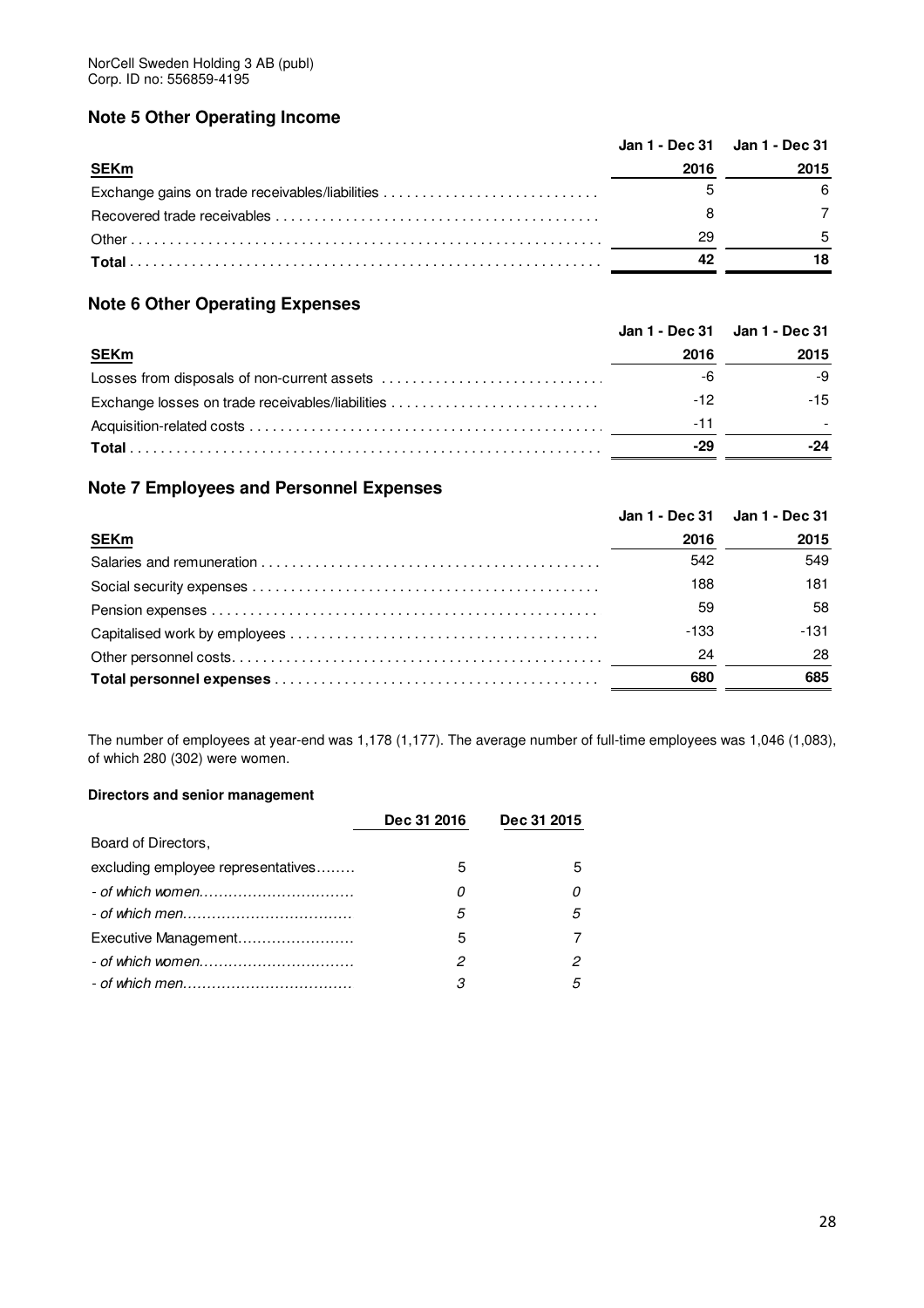NorCell Sweden Holding 3 AB (publ)
Corp. ID no: 556859-4195

## Note 5 Other Operating Income

| SEKm | Jan 1 - Dec 31 2016 | Jan 1 - Dec 31 2015 |
|---|---|---|
| Exchange gains on trade receivables/liabilities | 5 | 6 |
| Recovered trade receivables | 8 | 7 |
| Other | 29 | 5 |
| **Total** | **42** | **18** |

## Note 6 Other Operating Expenses

| SEKm | Jan 1 - Dec 31 2016 | Jan 1 - Dec 31 2015 |
|---|---|---|
| Losses from disposals of non-current assets | -6 | -9 |
| Exchange losses on trade receivables/liabilities | -12 | -15 |
| Acquisition-related costs | -11 | - |
| **Total** | **-29** | **-24** |

## Note 7 Employees and Personnel Expenses

| SEKm | Jan 1 - Dec 31 2016 | Jan 1 - Dec 31 2015 |
|---|---|---|
| Salaries and remuneration | 542 | 549 |
| Social security expenses | 188 | 181 |
| Pension expenses | 59 | 58 |
| Capitalised work by employees | -133 | -131 |
| Other personnel costs | 24 | 28 |
| **Total personnel expenses** | **680** | **685** |

The number of employees at year-end was 1,178 (1,177). The average number of full-time employees was 1,046 (1,083), of which 280 (302) were women.

**Directors and senior management**

| | Dec 31 2016 | Dec 31 2015 |
|---|---|---|
| Board of Directors, excluding employee representatives | 5 | 5 |
| *- of which women* | *0* | *0* |
| *- of which men* | *5* | *5* |
| Executive Management | 5 | 7 |
| *- of which women* | *2* | *2* |
| *- of which men* | *3* | *5* |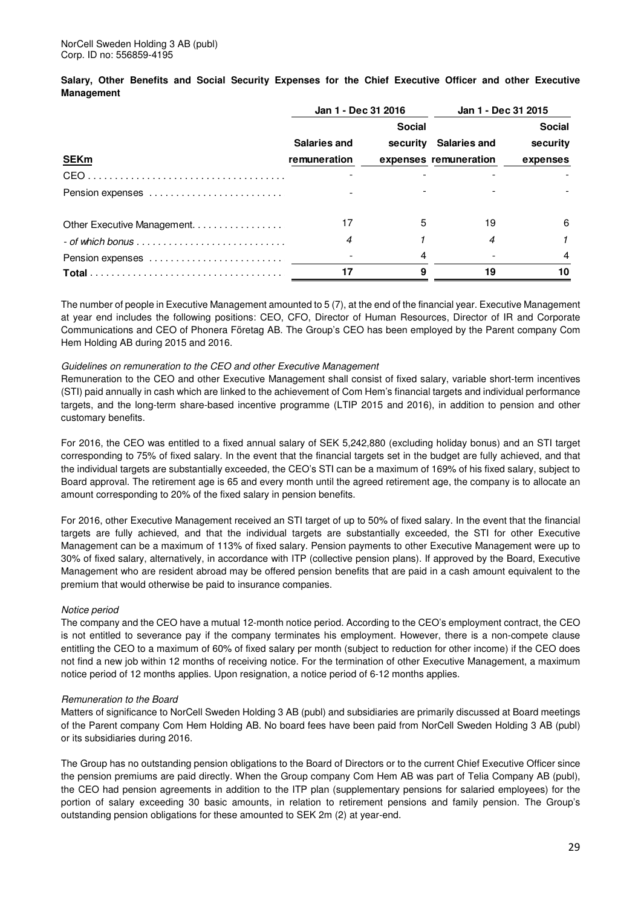NorCell Sweden Holding 3 AB (publ)
Corp. ID no: 556859-4195

**Salary, Other Benefits and Social Security Expenses for the Chief Executive Officer and other Executive Management**

| SEKm | Jan 1 - Dec 31 2016 | | Jan 1 - Dec 31 2015 | |
|---|---|---|---|---|
| | Salaries and remuneration | Social security expenses | Salaries and remuneration | Social security expenses |
| CEO | - | - | - | - |
| Pension expenses | - | - | - | - |
| Other Executive Management | 17 | 5 | 19 | 6 |
| *- of which bonus* | *4* | *1* | *4* | *1* |
| Pension expenses | - | 4 | - | 4 |
| **Total** | **17** | **9** | **19** | **10** |

The number of people in Executive Management amounted to 5 (7), at the end of the financial year. Executive Management at year end includes the following positions: CEO, CFO, Director of Human Resources, Director of IR and Corporate Communications and CEO of Phonera Företag AB. The Group's CEO has been employed by the Parent company Com Hem Holding AB during 2015 and 2016.

*Guidelines on remuneration to the CEO and other Executive Management*

Remuneration to the CEO and other Executive Management shall consist of fixed salary, variable short-term incentives (STI) paid annually in cash which are linked to the achievement of Com Hem's financial targets and individual performance targets, and the long-term share-based incentive programme (LTIP 2015 and 2016), in addition to pension and other customary benefits.

For 2016, the CEO was entitled to a fixed annual salary of SEK 5,242,880 (excluding holiday bonus) and an STI target corresponding to 75% of fixed salary. In the event that the financial targets set in the budget are fully achieved, and that the individual targets are substantially exceeded, the CEO's STI can be a maximum of 169% of his fixed salary, subject to Board approval. The retirement age is 65 and every month until the agreed retirement age, the company is to allocate an amount corresponding to 20% of the fixed salary in pension benefits.

For 2016, other Executive Management received an STI target of up to 50% of fixed salary. In the event that the financial targets are fully achieved, and that the individual targets are substantially exceeded, the STI for other Executive Management can be a maximum of 113% of fixed salary. Pension payments to other Executive Management were up to 30% of fixed salary, alternatively, in accordance with ITP (collective pension plans). If approved by the Board, Executive Management who are resident abroad may be offered pension benefits that are paid in a cash amount equivalent to the premium that would otherwise be paid to insurance companies.

*Notice period*

The company and the CEO have a mutual 12-month notice period. According to the CEO's employment contract, the CEO is not entitled to severance pay if the company terminates his employment. However, there is a non-compete clause entitling the CEO to a maximum of 60% of fixed salary per month (subject to reduction for other income) if the CEO does not find a new job within 12 months of receiving notice. For the termination of other Executive Management, a maximum notice period of 12 months applies. Upon resignation, a notice period of 6-12 months applies.

*Remuneration to the Board*

Matters of significance to NorCell Sweden Holding 3 AB (publ) and subsidiaries are primarily discussed at Board meetings of the Parent company Com Hem Holding AB. No board fees have been paid from NorCell Sweden Holding 3 AB (publ) or its subsidiaries during 2016.

The Group has no outstanding pension obligations to the Board of Directors or to the current Chief Executive Officer since the pension premiums are paid directly. When the Group company Com Hem AB was part of Telia Company AB (publ), the CEO had pension agreements in addition to the ITP plan (supplementary pensions for salaried employees) for the portion of salary exceeding 30 basic amounts, in relation to retirement pensions and family pension. The Group's outstanding pension obligations for these amounted to SEK 2m (2) at year-end.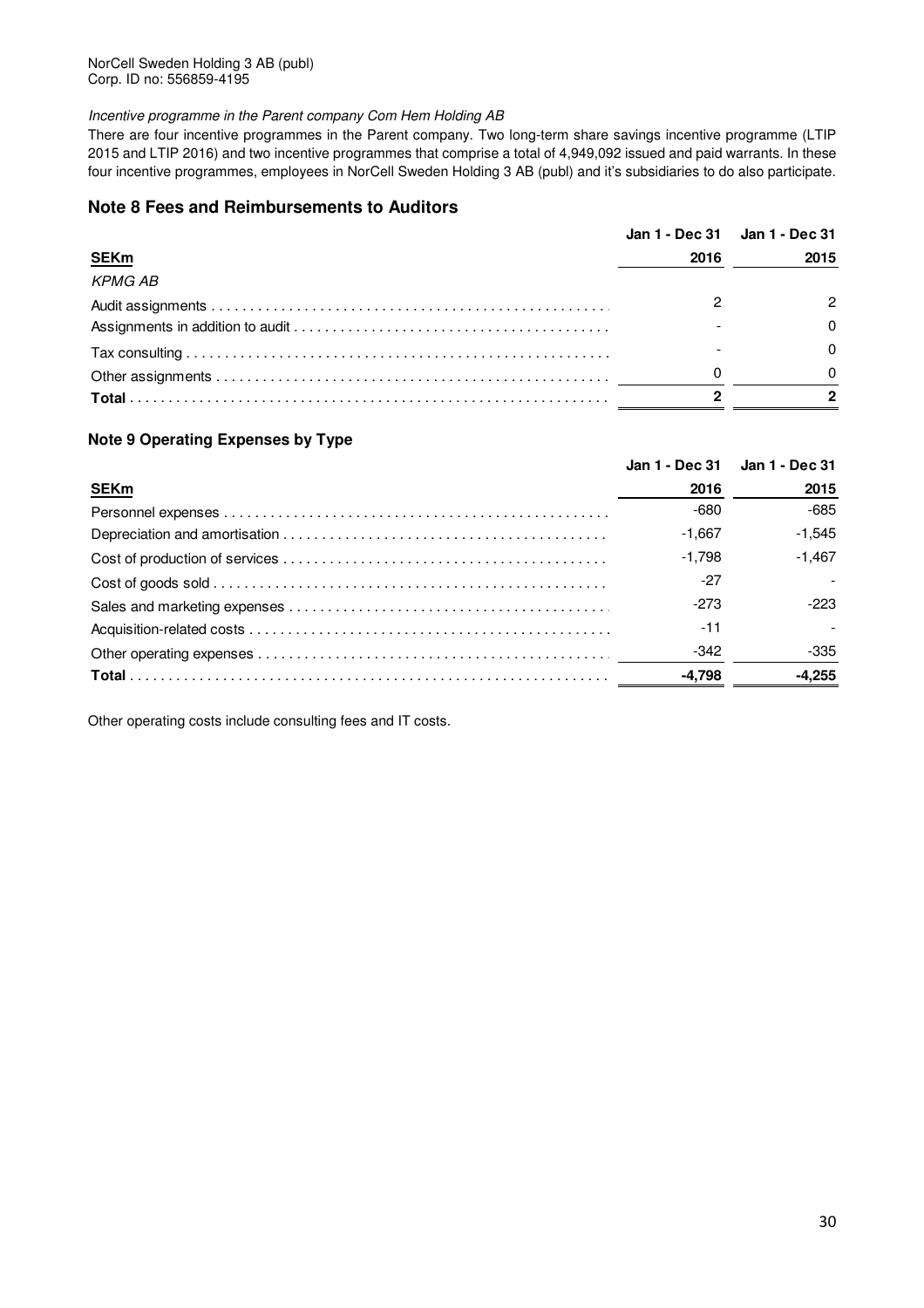*Incentive programme in the Parent company Com Hem Holding AB*

There are four incentive programmes in the Parent company. Two long-term share savings incentive programme (LTIP 2015 and LTIP 2016) and two incentive programmes that comprise a total of 4,949,092 issued and paid warrants. In these four incentive programmes, employees in NorCell Sweden Holding 3 AB (publ) and it's subsidiaries to do also participate.

## Note 8 Fees and Reimbursements to Auditors

| SEKm | Jan 1 - Dec 31 2016 | Jan 1 - Dec 31 2015 |
|---|---|---|
| *KPMG AB* | | |
| Audit assignments | 2 | 2 |
| Assignments in addition to audit | - | 0 |
| Tax consulting | - | 0 |
| Other assignments | 0 | 0 |
| **Total** | **2** | **2** |

## Note 9 Operating Expenses by Type

| SEKm | Jan 1 - Dec 31 2016 | Jan 1 - Dec 31 2015 |
|---|---|---|
| Personnel expenses | -680 | -685 |
| Depreciation and amortisation | -1,667 | -1,545 |
| Cost of production of services | -1,798 | -1,467 |
| Cost of goods sold | -27 | - |
| Sales and marketing expenses | -273 | -223 |
| Acquisition-related costs | -11 | - |
| Other operating expenses | -342 | -335 |
| **Total** | **-4,798** | **-4,255** |

Other operating costs include consulting fees and IT costs.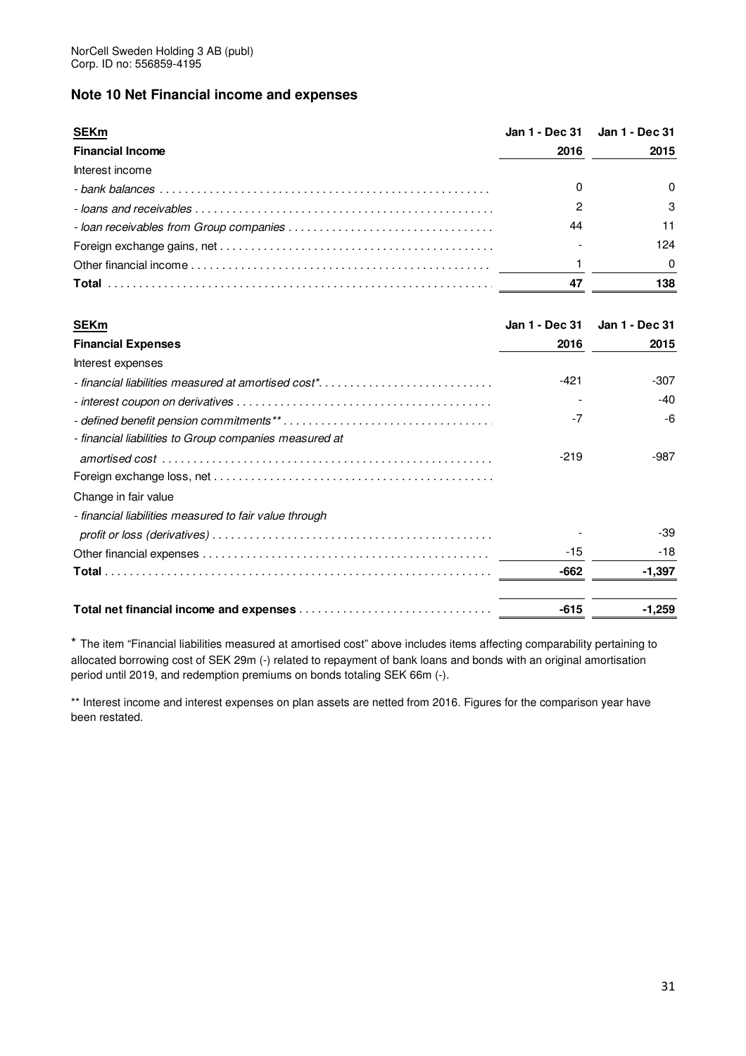NorCell Sweden Holding 3 AB (publ)
Corp. ID no: 556859-4195

## Note 10 Net Financial income and expenses

| SEKm | Jan 1 - Dec 31 | Jan 1 - Dec 31 |
|---|---|---|
| **Financial Income** | **2016** | **2015** |
| Interest income | | |
| *- bank balances* | 0 | 0 |
| *- loans and receivables* | 2 | 3 |
| *- loan receivables from Group companies* | 44 | 11 |
| Foreign exchange gains, net | - | 124 |
| Other financial income | 1 | 0 |
| **Total** | **47** | **138** |

| SEKm | Jan 1 - Dec 31 | Jan 1 - Dec 31 |
|---|---|---|
| **Financial Expenses** | **2016** | **2015** |
| Interest expenses | | |
| *- financial liabilities measured at amortised cost** | -421 | -307 |
| *- interest coupon on derivatives* | - | -40 |
| *- defined benefit pension commitments*** | -7 | -6 |
| *- financial liabilities to Group companies measured at amortised cost* | -219 | -987 |
| Foreign exchange loss, net | | |
| Change in fair value | | |
| *- financial liabilities measured to fair value through profit or loss (derivatives)* | - | -39 |
| Other financial expenses | -15 | -18 |
| **Total** | **-662** | **-1,397** |
| | | |
| **Total net financial income and expenses** | **-615** | **-1,259** |

\* The item "Financial liabilities measured at amortised cost" above includes items affecting comparability pertaining to allocated borrowing cost of SEK 29m (-) related to repayment of bank loans and bonds with an original amortisation period until 2019, and redemption premiums on bonds totaling SEK 66m (-).

\** Interest income and interest expenses on plan assets are netted from 2016. Figures for the comparison year have been restated.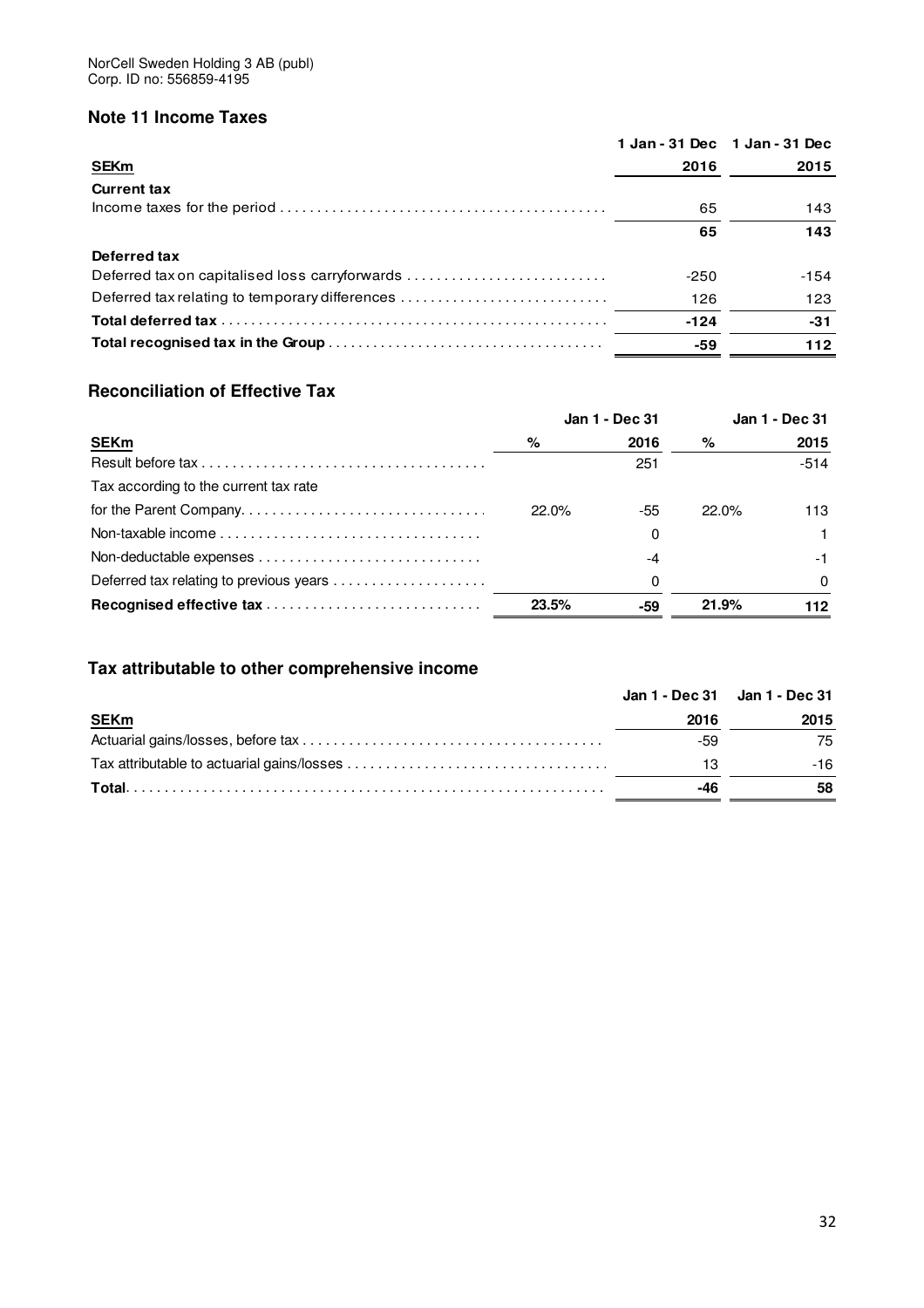NorCell Sweden Holding 3 AB (publ)
Corp. ID no: 556859-4195

## Note 11 Income Taxes

| SEKm | 1 Jan - 31 Dec 2016 | 1 Jan - 31 Dec 2015 |
|---|---|---|
| **Current tax** | | |
| Income taxes for the period | 65 | 143 |
| | **65** | **143** |
| **Deferred tax** | | |
| Deferred tax on capitalised loss carryforwards | -250 | -154 |
| Deferred tax relating to temporary differences | 126 | 123 |
| **Total deferred tax** | **-124** | **-31** |
| **Total recognised tax in the Group** | **-59** | **112** |

## Reconciliation of Effective Tax

| | Jan 1 - Dec 31 | | Jan 1 - Dec 31 | |
|---|---|---|---|---|
| **SEKm** | **%** | **2016** | **%** | **2015** |
| Result before tax | | 251 | | -514 |
| Tax according to the current tax rate for the Parent Company | 22.0% | -55 | 22.0% | 113 |
| Non-taxable income | | 0 | | 1 |
| Non-deductable expenses | | -4 | | -1 |
| Deferred tax relating to previous years | | 0 | | 0 |
| **Recognised effective tax** | **23.5%** | **-59** | **21.9%** | **112** |

## Tax attributable to other comprehensive income

| SEKm | Jan 1 - Dec 31 2016 | Jan 1 - Dec 31 2015 |
|---|---|---|
| Actuarial gains/losses, before tax | -59 | 75 |
| Tax attributable to actuarial gains/losses | 13 | -16 |
| **Total** | **-46** | **58** |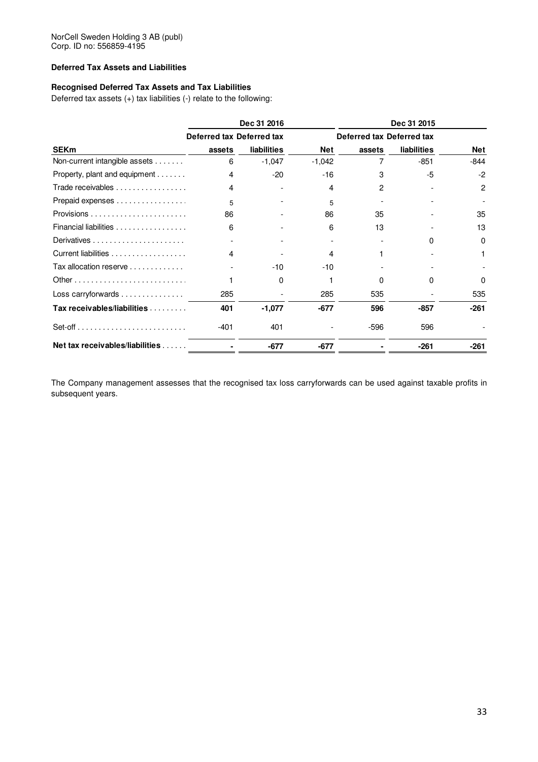NorCell Sweden Holding 3 AB (publ)
Corp. ID no: 556859-4195

**Deferred Tax Assets and Liabilities**

**Recognised Deferred Tax Assets and Tax Liabilities**

Deferred tax assets (+) tax liabilities (-) relate to the following:

| | Dec 31 2016 | | | Dec 31 2015 | | |
|---|---|---|---|---|---|---|
| | Deferred tax | Deferred tax | | Deferred tax | Deferred tax | |
| **SEKm** | **assets** | **liabilities** | **Net** | **assets** | **liabilities** | **Net** |
| Non-current intangible assets | 6 | -1,047 | -1,042 | 7 | -851 | -844 |
| Property, plant and equipment | 4 | -20 | -16 | 3 | -5 | -2 |
| Trade receivables | 4 | - | 4 | 2 | - | 2 |
| Prepaid expenses | 5 | - | 5 | - | - | - |
| Provisions | 86 | - | 86 | 35 | - | 35 |
| Financial liabilities | 6 | - | 6 | 13 | - | 13 |
| Derivatives | - | - | - | - | 0 | 0 |
| Current liabilities | 4 | - | 4 | 1 | - | 1 |
| Tax allocation reserve | - | -10 | -10 | - | - | - |
| Other | 1 | 0 | 1 | 0 | 0 | 0 |
| Loss carryforwards | 285 | - | 285 | 535 | - | 535 |
| **Tax receivables/liabilities** | **401** | **-1,077** | **-677** | **596** | **-857** | **-261** |
| Set-off | -401 | 401 | - | -596 | 596 | - |
| **Net tax receivables/liabilities** | **-** | **-677** | **-677** | **-** | **-261** | **-261** |

The Company management assesses that the recognised tax loss carryforwards can be used against taxable profits in subsequent years.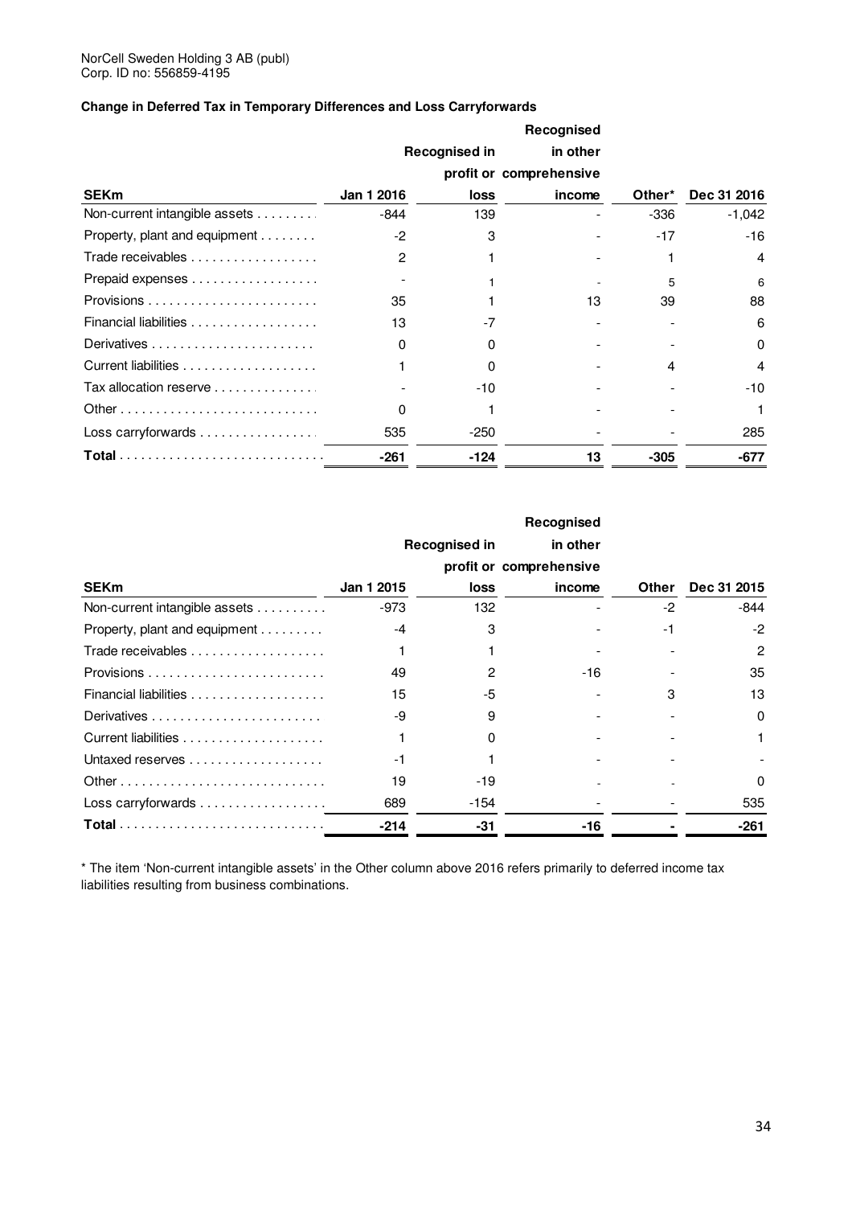NorCell Sweden Holding 3 AB (publ)
Corp. ID no: 556859-4195

**Change in Deferred Tax in Temporary Differences and Loss Carryforwards**

| SEKm | Jan 1 2016 | Recognised in profit or loss | Recognised in other comprehensive income | Other* | Dec 31 2016 |
|---|---|---|---|---|---|
| Non-current intangible assets | -844 | 139 | - | -336 | -1,042 |
| Property, plant and equipment | -2 | 3 | - | -17 | -16 |
| Trade receivables | 2 | 1 | - | 1 | 4 |
| Prepaid expenses | - | 1 | - | 5 | 6 |
| Provisions | 35 | 1 | 13 | 39 | 88 |
| Financial liabilities | 13 | -7 | - | - | 6 |
| Derivatives | 0 | 0 | - | - | 0 |
| Current liabilities | 1 | 0 | - | 4 | 4 |
| Tax allocation reserve | - | -10 | - | - | -10 |
| Other | 0 | 1 | - | - | 1 |
| Loss carryforwards | 535 | -250 | - | - | 285 |
| **Total** | **-261** | **-124** | **13** | **-305** | **-677** |

| SEKm | Jan 1 2015 | Recognised in profit or loss | Recognised in other comprehensive income | Other | Dec 31 2015 |
|---|---|---|---|---|---|
| Non-current intangible assets | -973 | 132 | - | -2 | -844 |
| Property, plant and equipment | -4 | 3 | - | -1 | -2 |
| Trade receivables | 1 | 1 | - | - | 2 |
| Provisions | 49 | 2 | -16 | - | 35 |
| Financial liabilities | 15 | -5 | - | 3 | 13 |
| Derivatives | -9 | 9 | - | - | 0 |
| Current liabilities | 1 | 0 | - | - | 1 |
| Untaxed reserves | -1 | 1 | - | - | - |
| Other | 19 | -19 | - | - | 0 |
| Loss carryforwards | 689 | -154 | - | - | 535 |
| **Total** | **-214** | **-31** | **-16** | **-** | **-261** |

* The item 'Non-current intangible assets' in the Other column above 2016 refers primarily to deferred income tax liabilities resulting from business combinations.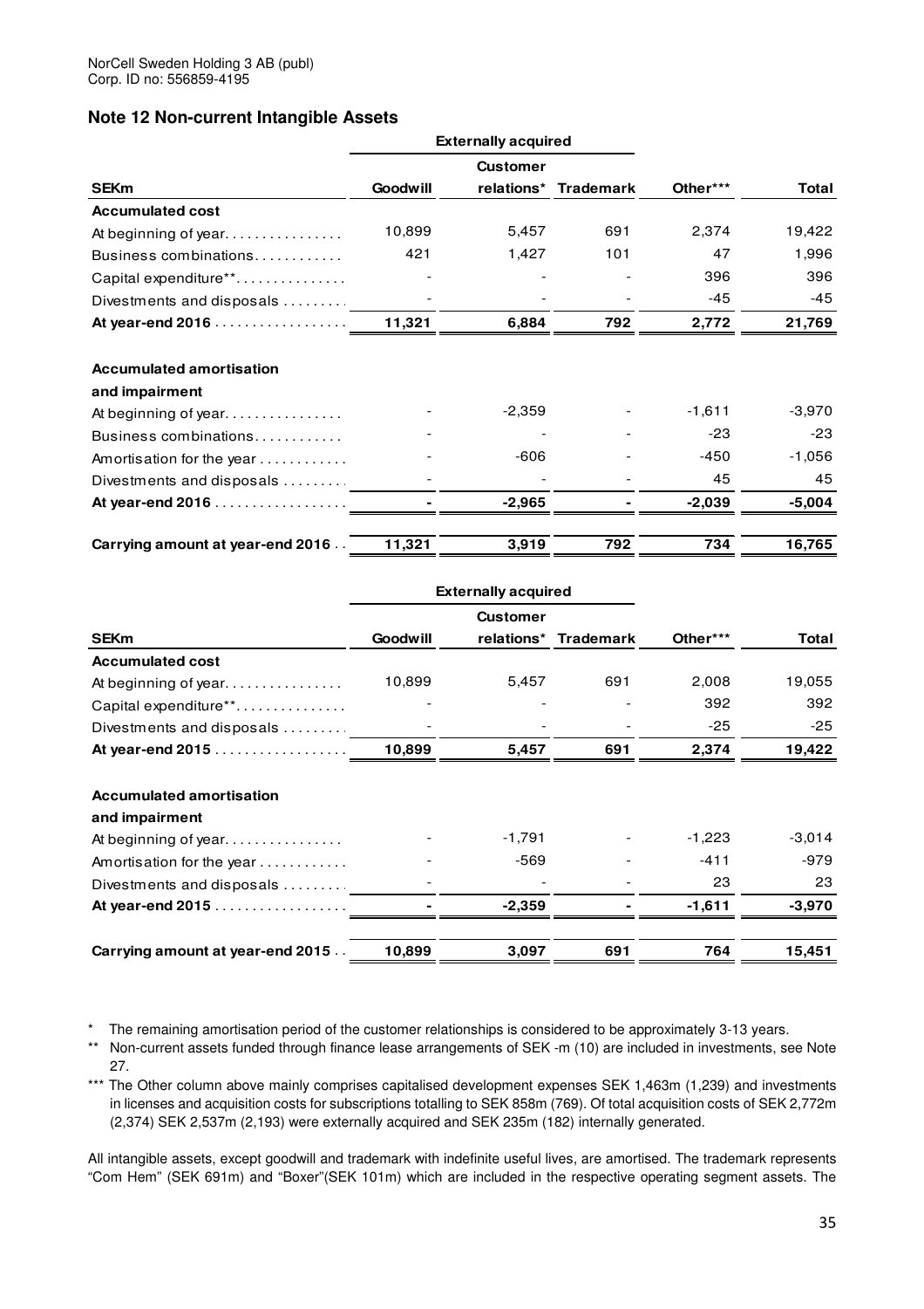## Note 12 Non-current Intangible Assets

| SEKm | Externally acquired | | | | |
|---|---|---|---|---|---|
| | Goodwill | Customer relations* | Trademark | Other*** | Total |
| **Accumulated cost** | | | | | |
| At beginning of year | 10,899 | 5,457 | 691 | 2,374 | 19,422 |
| Business combinations | 421 | 1,427 | 101 | 47 | 1,996 |
| Capital expenditure** | - | - | - | 396 | 396 |
| Divestments and disposals | - | - | - | -45 | -45 |
| **At year-end 2016** | **11,321** | **6,884** | **792** | **2,772** | **21,769** |
| | | | | | |
| **Accumulated amortisation and impairment** | | | | | |
| At beginning of year | - | -2,359 | - | -1,611 | -3,970 |
| Business combinations | - | - | - | -23 | -23 |
| Amortisation for the year | - | -606 | - | -450 | -1,056 |
| Divestments and disposals | - | - | - | 45 | 45 |
| **At year-end 2016** | **-** | **-2,965** | **-** | **-2,039** | **-5,004** |
| | | | | | |
| **Carrying amount at year-end 2016** | **11,321** | **3,919** | **792** | **734** | **16,765** |

| SEKm | Externally acquired | | | | |
|---|---|---|---|---|---|
| | Goodwill | Customer relations* | Trademark | Other*** | Total |
| **Accumulated cost** | | | | | |
| At beginning of year | 10,899 | 5,457 | 691 | 2,008 | 19,055 |
| Capital expenditure** | - | - | - | 392 | 392 |
| Divestments and disposals | - | - | - | -25 | -25 |
| **At year-end 2015** | **10,899** | **5,457** | **691** | **2,374** | **19,422** |
| | | | | | |
| **Accumulated amortisation and impairment** | | | | | |
| At beginning of year | - | -1,791 | - | -1,223 | -3,014 |
| Amortisation for the year | - | -569 | - | -411 | -979 |
| Divestments and disposals | - | - | - | 23 | 23 |
| **At year-end 2015** | **-** | **-2,359** | **-** | **-1,611** | **-3,970** |
| | | | | | |
| **Carrying amount at year-end 2015** | **10,899** | **3,097** | **691** | **764** | **15,451** |

\* The remaining amortisation period of the customer relationships is considered to be approximately 3-13 years.

\*\* Non-current assets funded through finance lease arrangements of SEK -m (10) are included in investments, see Note 27.

\*\*\* The Other column above mainly comprises capitalised development expenses SEK 1,463m (1,239) and investments in licenses and acquisition costs for subscriptions totalling to SEK 858m (769). Of total acquisition costs of SEK 2,772m (2,374) SEK 2,537m (2,193) were externally acquired and SEK 235m (182) internally generated.

All intangible assets, except goodwill and trademark with indefinite useful lives, are amortised. The trademark represents "Com Hem" (SEK 691m) and "Boxer"(SEK 101m) which are included in the respective operating segment assets. The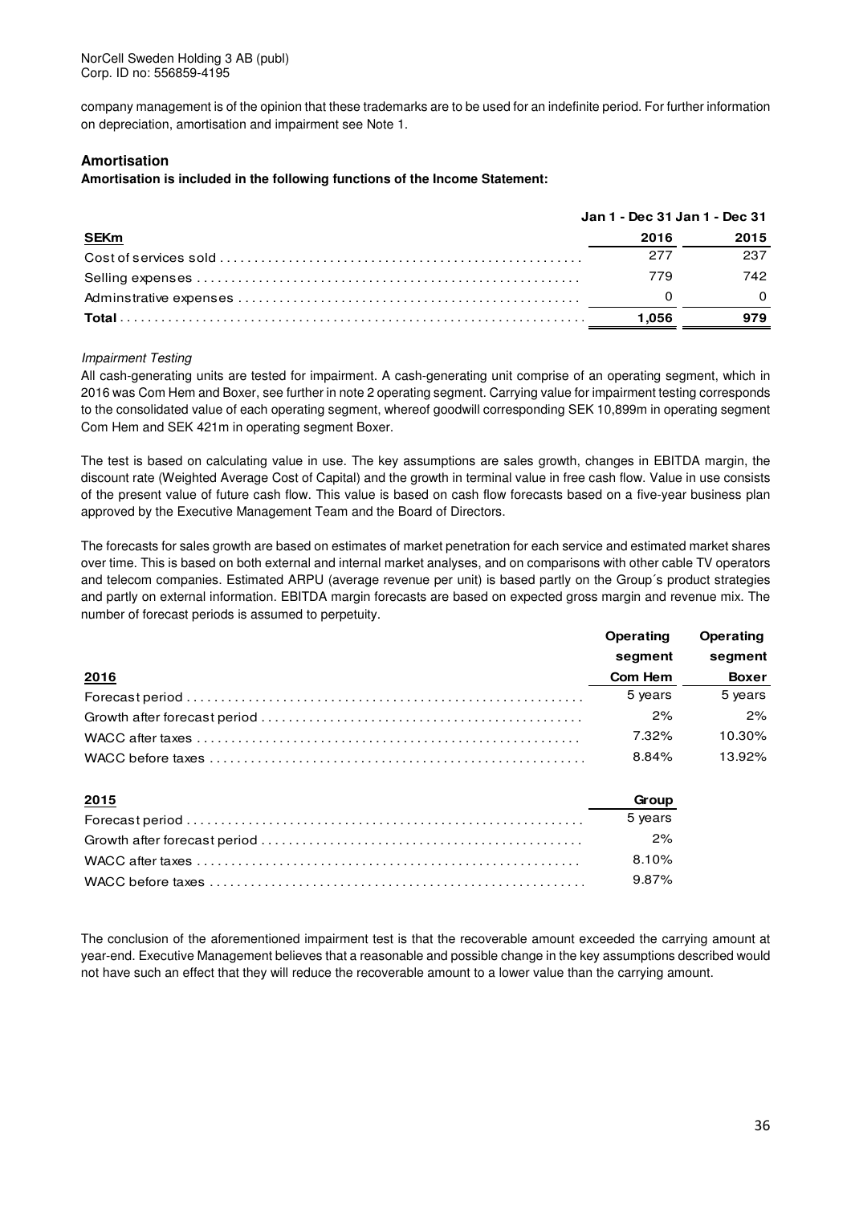company management is of the opinion that these trademarks are to be used for an indefinite period. For further information on depreciation, amortisation and impairment see Note 1.

## Amortisation

**Amortisation is included in the following functions of the Income Statement:**

| SEKm | Jan 1 - Dec 31 2016 | Jan 1 - Dec 31 2015 |
|---|---|---|
| Cost of services sold | 277 | 237 |
| Selling expenses | 779 | 742 |
| Adminstrative expenses | 0 | 0 |
| **Total** | **1,056** | **979** |

*Impairment Testing*

All cash-generating units are tested for impairment. A cash-generating unit comprise of an operating segment, which in 2016 was Com Hem and Boxer, see further in note 2 operating segment. Carrying value for impairment testing corresponds to the consolidated value of each operating segment, whereof goodwill corresponding SEK 10,899m in operating segment Com Hem and SEK 421m in operating segment Boxer.

The test is based on calculating value in use. The key assumptions are sales growth, changes in EBITDA margin, the discount rate (Weighted Average Cost of Capital) and the growth in terminal value in free cash flow. Value in use consists of the present value of future cash flow. This value is based on cash flow forecasts based on a five-year business plan approved by the Executive Management Team and the Board of Directors.

The forecasts for sales growth are based on estimates of market penetration for each service and estimated market shares over time. This is based on both external and internal market analyses, and on comparisons with other cable TV operators and telecom companies. Estimated ARPU (average revenue per unit) is based partly on the Group´s product strategies and partly on external information. EBITDA margin forecasts are based on expected gross margin and revenue mix. The number of forecast periods is assumed to perpetuity.

| 2016 | Operating segment Com Hem | Operating segment Boxer |
|---|---|---|
| Forecast period | 5 years | 5 years |
| Growth after forecast period | 2% | 2% |
| WACC after taxes | 7.32% | 10.30% |
| WACC before taxes | 8.84% | 13.92% |

| 2015 | Group |
|---|---|
| Forecast period | 5 years |
| Growth after forecast period | 2% |
| WACC after taxes | 8.10% |
| WACC before taxes | 9.87% |

The conclusion of the aforementioned impairment test is that the recoverable amount exceeded the carrying amount at year-end. Executive Management believes that a reasonable and possible change in the key assumptions described would not have such an effect that they will reduce the recoverable amount to a lower value than the carrying amount.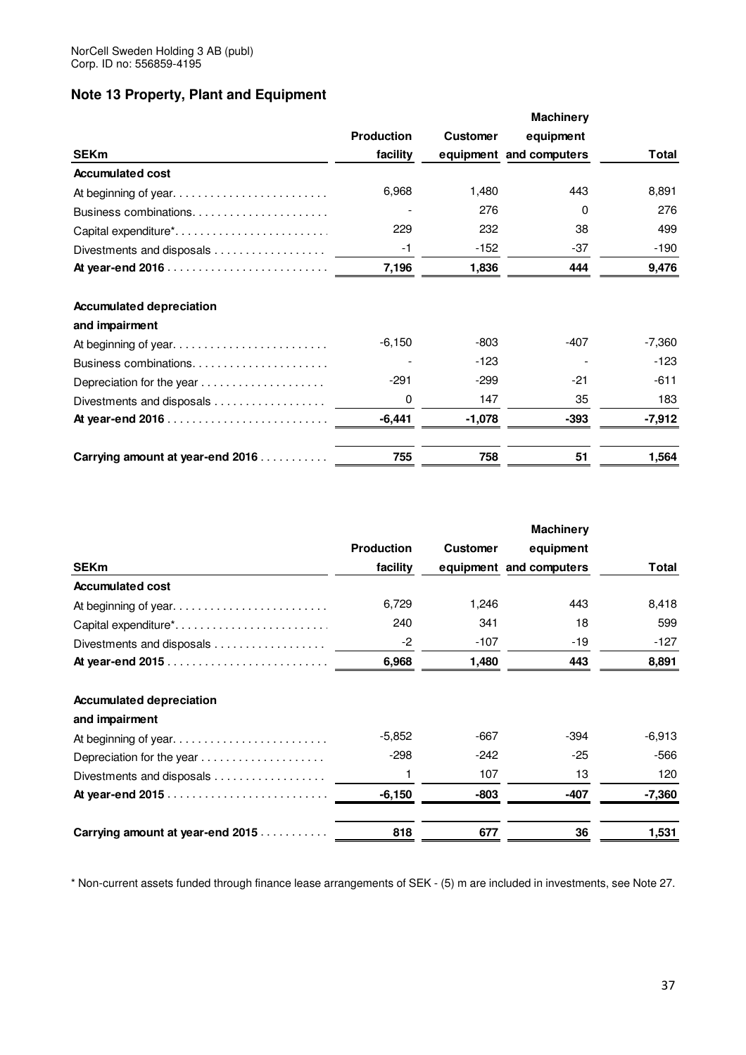NorCell Sweden Holding 3 AB (publ)
Corp. ID no: 556859-4195

## Note 13 Property, Plant and Equipment

| SEKm | Production facility | Customer equipment | Machinery equipment and computers | Total |
|---|---|---|---|---|
| **Accumulated cost** | | | | |
| At beginning of year | 6,968 | 1,480 | 443 | 8,891 |
| Business combinations | - | 276 | 0 | 276 |
| Capital expenditure* | 229 | 232 | 38 | 499 |
| Divestments and disposals | -1 | -152 | -37 | -190 |
| **At year-end 2016** | **7,196** | **1,836** | **444** | **9,476** |
| | | | | |
| **Accumulated depreciation and impairment** | | | | |
| At beginning of year | -6,150 | -803 | -407 | -7,360 |
| Business combinations | - | -123 | - | -123 |
| Depreciation for the year | -291 | -299 | -21 | -611 |
| Divestments and disposals | 0 | 147 | 35 | 183 |
| **At year-end 2016** | **-6,441** | **-1,078** | **-393** | **-7,912** |
| | | | | |
| **Carrying amount at year-end 2016** | **755** | **758** | **51** | **1,564** |

| SEKm | Production facility | Customer equipment | Machinery equipment and computers | Total |
|---|---|---|---|---|
| **Accumulated cost** | | | | |
| At beginning of year | 6,729 | 1,246 | 443 | 8,418 |
| Capital expenditure* | 240 | 341 | 18 | 599 |
| Divestments and disposals | -2 | -107 | -19 | -127 |
| **At year-end 2015** | **6,968** | **1,480** | **443** | **8,891** |
| | | | | |
| **Accumulated depreciation and impairment** | | | | |
| At beginning of year | -5,852 | -667 | -394 | -6,913 |
| Depreciation for the year | -298 | -242 | -25 | -566 |
| Divestments and disposals | 1 | 107 | 13 | 120 |
| **At year-end 2015** | **-6,150** | **-803** | **-407** | **-7,360** |
| | | | | |
| **Carrying amount at year-end 2015** | **818** | **677** | **36** | **1,531** |

* Non-current assets funded through finance lease arrangements of SEK - (5) m are included in investments, see Note 27.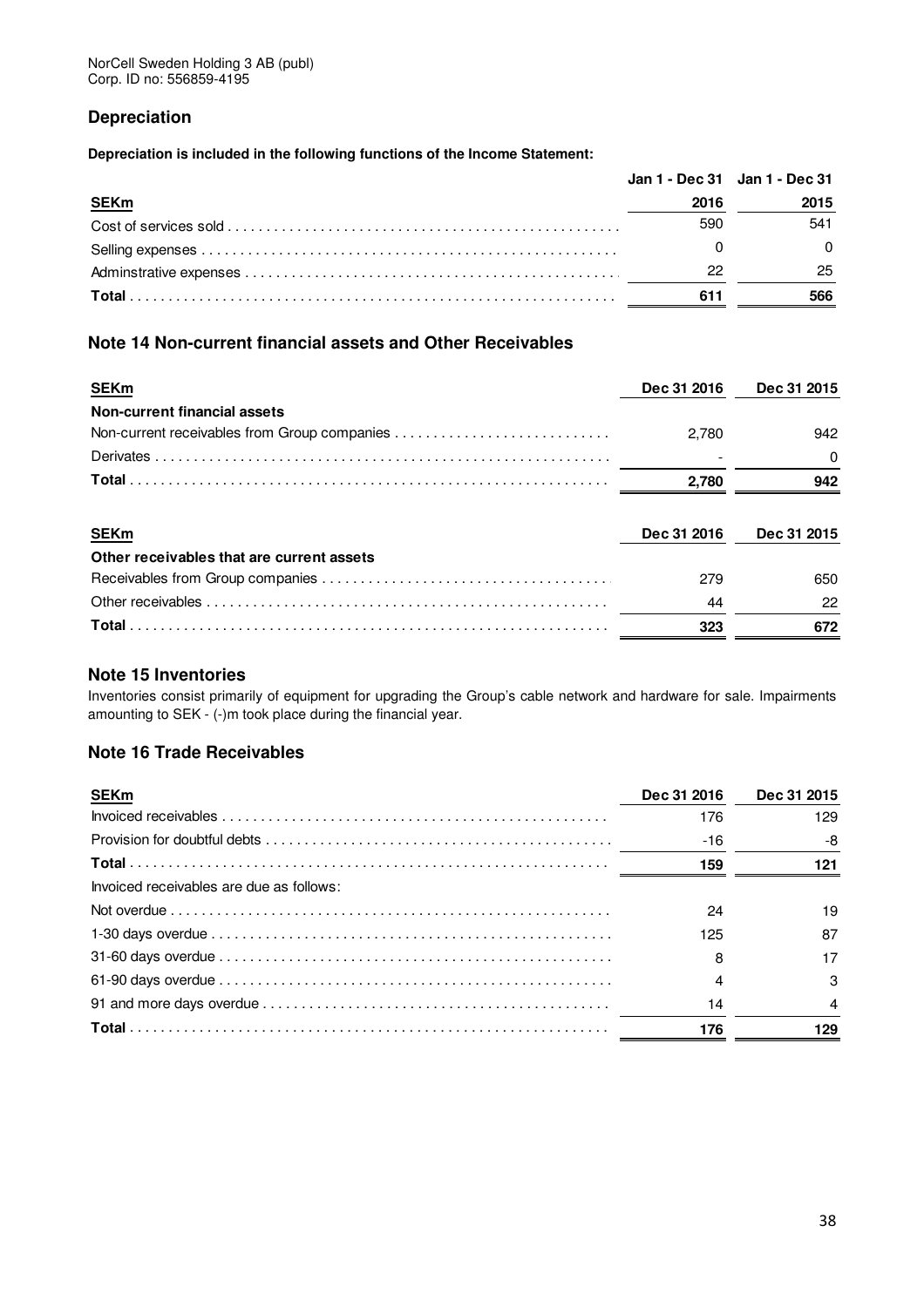NorCell Sweden Holding 3 AB (publ)
Corp. ID no: 556859-4195

## Depreciation

**Depreciation is included in the following functions of the Income Statement:**

| SEKm | Jan 1 - Dec 31 2016 | Jan 1 - Dec 31 2015 |
|---|---|---|
| Cost of services sold | 590 | 541 |
| Selling expenses | 0 | 0 |
| Adminstrative expenses | 22 | 25 |
| **Total** | **611** | **566** |

## Note 14 Non-current financial assets and Other Receivables

| SEKm | Dec 31 2016 | Dec 31 2015 |
|---|---|---|
| **Non-current financial assets** | | |
| Non-current receivables from Group companies | 2,780 | 942 |
| Derivates | - | 0 |
| **Total** | **2,780** | **942** |

| SEKm | Dec 31 2016 | Dec 31 2015 |
|---|---|---|
| **Other receivables that are current assets** | | |
| Receivables from Group companies | 279 | 650 |
| Other receivables | 44 | 22 |
| **Total** | **323** | **672** |

## Note 15 Inventories

Inventories consist primarily of equipment for upgrading the Group's cable network and hardware for sale. Impairments amounting to SEK - (-)m took place during the financial year.

## Note 16 Trade Receivables

| SEKm | Dec 31 2016 | Dec 31 2015 |
|---|---|---|
| Invoiced receivables | 176 | 129 |
| Provision for doubtful debts | -16 | -8 |
| **Total** | **159** | **121** |
| Invoiced receivables are due as follows: | | |
| Not overdue | 24 | 19 |
| 1-30 days overdue | 125 | 87 |
| 31-60 days overdue | 8 | 17 |
| 61-90 days overdue | 4 | 3 |
| 91 and more days overdue | 14 | 4 |
| **Total** | **176** | **129** |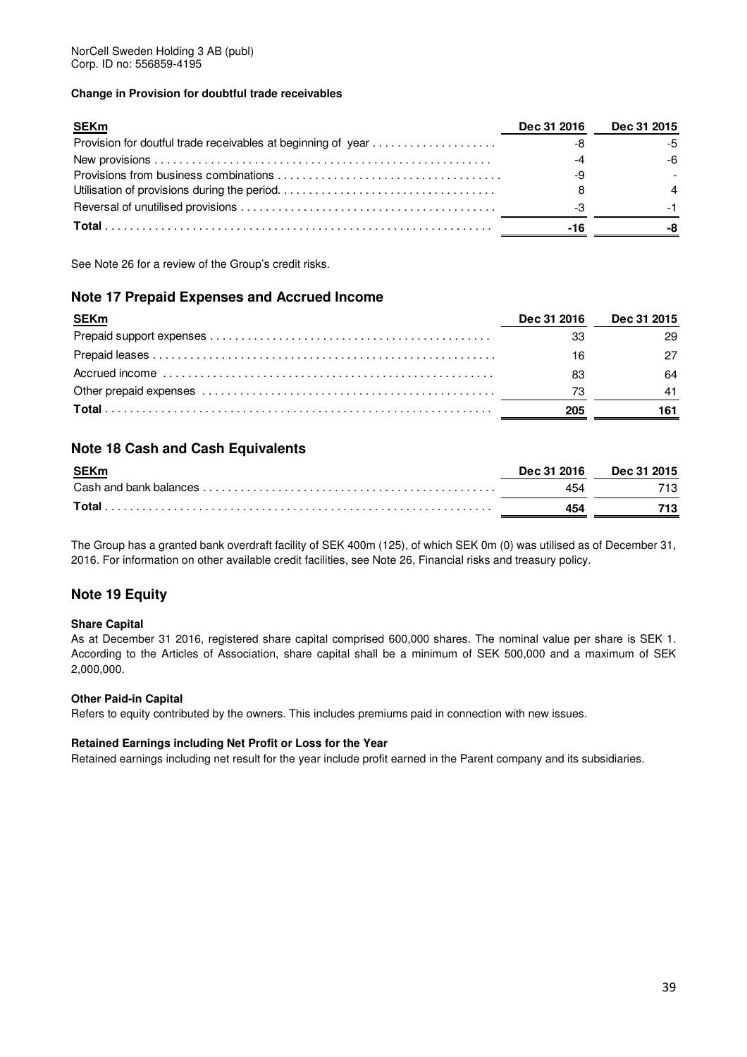NorCell Sweden Holding 3 AB (publ)
Corp. ID no: 556859-4195

**Change in Provision for doubtful trade receivables**

| SEKm | Dec 31 2016 | Dec 31 2015 |
|---|---|---|
| Provision for doutful trade receivables at beginning of year | -8 | -5 |
| New provisions | -4 | -6 |
| Provisions from business combinations | -9 | - |
| Utilisation of provisions during the period. | 8 | 4 |
| Reversal of unutilised provisions | -3 | -1 |
| **Total** | **-16** | **-8** |

See Note 26 for a review of the Group's credit risks.

## Note 17 Prepaid Expenses and Accrued Income

| SEKm | Dec 31 2016 | Dec 31 2015 |
|---|---|---|
| Prepaid support expenses | 33 | 29 |
| Prepaid leases | 16 | 27 |
| Accrued income | 83 | 64 |
| Other prepaid expenses | 73 | 41 |
| **Total** | **205** | **161** |

## Note 18 Cash and Cash Equivalents

| SEKm | Dec 31 2016 | Dec 31 2015 |
|---|---|---|
| Cash and bank balances | 454 | 713 |
| **Total** | **454** | **713** |

The Group has a granted bank overdraft facility of SEK 400m (125), of which SEK 0m (0) was utilised as of December 31, 2016. For information on other available credit facilities, see Note 26, Financial risks and treasury policy.

## Note 19 Equity

**Share Capital**

As at December 31 2016, registered share capital comprised 600,000 shares. The nominal value per share is SEK 1. According to the Articles of Association, share capital shall be a minimum of SEK 500,000 and a maximum of SEK 2,000,000.

**Other Paid-in Capital**

Refers to equity contributed by the owners. This includes premiums paid in connection with new issues.

**Retained Earnings including Net Profit or Loss for the Year**

Retained earnings including net result for the year include profit earned in the Parent company and its subsidiaries.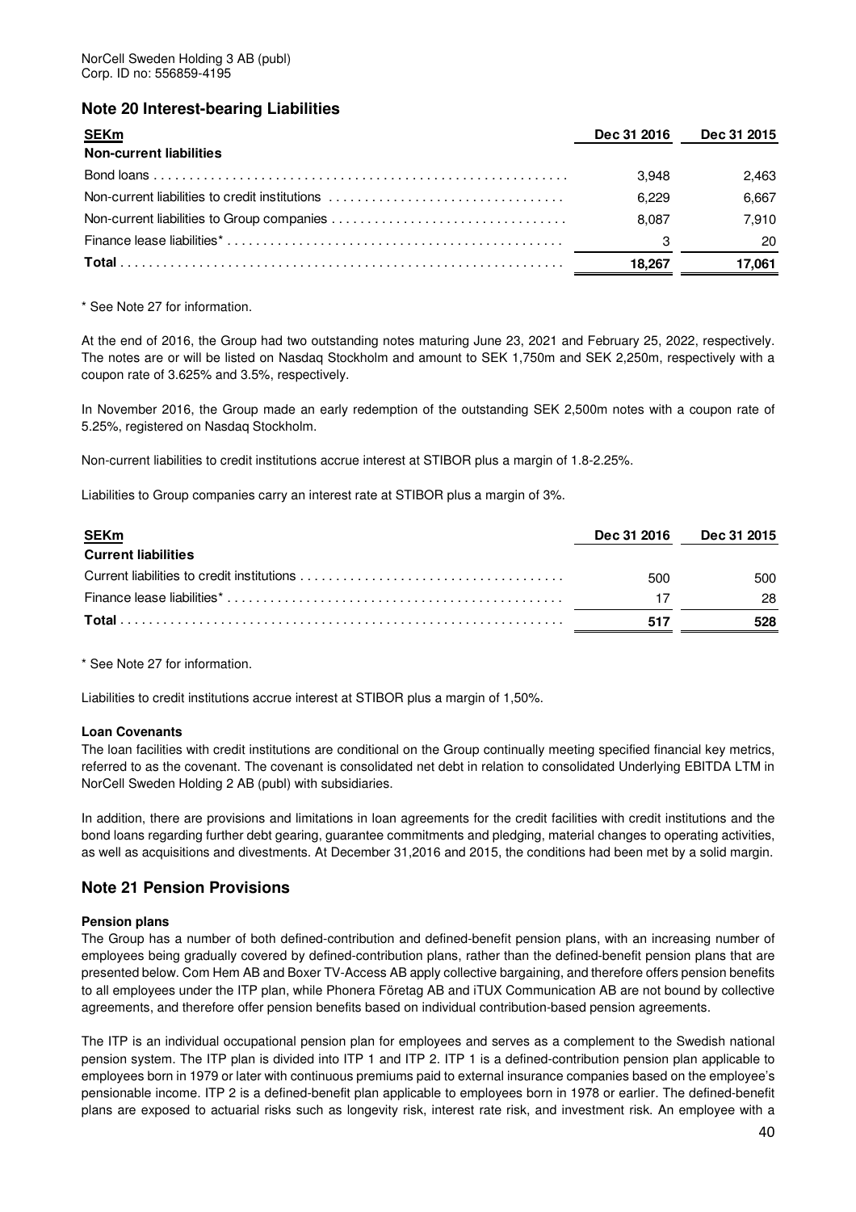NorCell Sweden Holding 3 AB (publ)
Corp. ID no: 556859-4195

## Note 20 Interest-bearing Liabilities

| SEKm | Dec 31 2016 | Dec 31 2015 |
|---|---|---|
| **Non-current liabilities** | | |
| Bond loans | 3,948 | 2,463 |
| Non-current liabilities to credit institutions | 6,229 | 6,667 |
| Non-current liabilities to Group companies | 8,087 | 7,910 |
| Finance lease liabilities* | 3 | 20 |
| **Total** | **18,267** | **17,061** |

\* See Note 27 for information.

At the end of 2016, the Group had two outstanding notes maturing June 23, 2021 and February 25, 2022, respectively. The notes are or will be listed on Nasdaq Stockholm and amount to SEK 1,750m and SEK 2,250m, respectively with a coupon rate of 3.625% and 3.5%, respectively.

In November 2016, the Group made an early redemption of the outstanding SEK 2,500m notes with a coupon rate of 5.25%, registered on Nasdaq Stockholm.

Non-current liabilities to credit institutions accrue interest at STIBOR plus a margin of 1.8-2.25%.

Liabilities to Group companies carry an interest rate at STIBOR plus a margin of 3%.

| SEKm | Dec 31 2016 | Dec 31 2015 |
|---|---|---|
| **Current liabilities** | | |
| Current liabilities to credit institutions | 500 | 500 |
| Finance lease liabilities* | 17 | 28 |
| **Total** | **517** | **528** |

\* See Note 27 for information.

Liabilities to credit institutions accrue interest at STIBOR plus a margin of 1,50%.

#### Loan Covenants

The loan facilities with credit institutions are conditional on the Group continually meeting specified financial key metrics, referred to as the covenant. The covenant is consolidated net debt in relation to consolidated Underlying EBITDA LTM in NorCell Sweden Holding 2 AB (publ) with subsidiaries.

In addition, there are provisions and limitations in loan agreements for the credit facilities with credit institutions and the bond loans regarding further debt gearing, guarantee commitments and pledging, material changes to operating activities, as well as acquisitions and divestments. At December 31,2016 and 2015, the conditions had been met by a solid margin.

## Note 21 Pension Provisions

#### Pension plans

The Group has a number of both defined-contribution and defined-benefit pension plans, with an increasing number of employees being gradually covered by defined-contribution plans, rather than the defined-benefit pension plans that are presented below. Com Hem AB and Boxer TV-Access AB apply collective bargaining, and therefore offers pension benefits to all employees under the ITP plan, while Phonera Företag AB and iTUX Communication AB are not bound by collective agreements, and therefore offer pension benefits based on individual contribution-based pension agreements.

The ITP is an individual occupational pension plan for employees and serves as a complement to the Swedish national pension system. The ITP plan is divided into ITP 1 and ITP 2. ITP 1 is a defined-contribution pension plan applicable to employees born in 1979 or later with continuous premiums paid to external insurance companies based on the employee's pensionable income. ITP 2 is a defined-benefit plan applicable to employees born in 1978 or earlier. The defined-benefit plans are exposed to actuarial risks such as longevity risk, interest rate risk, and investment risk. An employee with a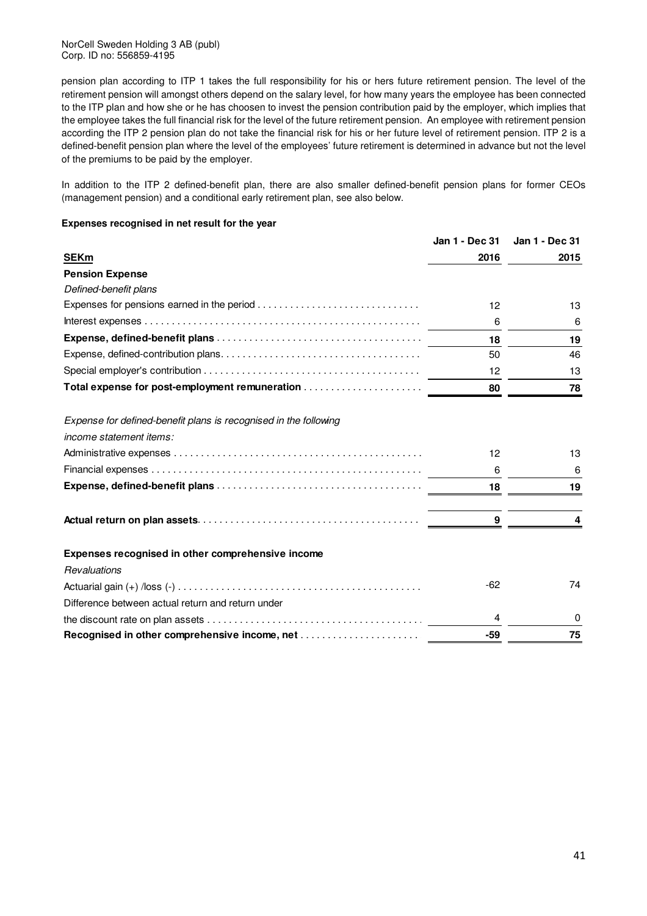pension plan according to ITP 1 takes the full responsibility for his or hers future retirement pension. The level of the retirement pension will amongst others depend on the salary level, for how many years the employee has been connected to the ITP plan and how she or he has choosen to invest the pension contribution paid by the employer, which implies that the employee takes the full financial risk for the level of the future retirement pension. An employee with retirement pension according the ITP 2 pension plan do not take the financial risk for his or her future level of retirement pension. ITP 2 is a defined-benefit pension plan where the level of the employees' future retirement is determined in advance but not the level of the premiums to be paid by the employer.

In addition to the ITP 2 defined-benefit plan, there are also smaller defined-benefit pension plans for former CEOs (management pension) and a conditional early retirement plan, see also below.

**Expenses recognised in net result for the year**

| SEKm | Jan 1 - Dec 31 2016 | Jan 1 - Dec 31 2015 |
|---|---|---|
| **Pension Expense** | | |
| *Defined-benefit plans* | | |
| Expenses for pensions earned in the period | 12 | 13 |
| Interest expenses | 6 | 6 |
| **Expense, defined-benefit plans** | **18** | **19** |
| Expense, defined-contribution plans | 50 | 46 |
| Special employer's contribution | 12 | 13 |
| **Total expense for post-employment remuneration** | **80** | **78** |
| | | |
| *Expense for defined-benefit plans is recognised in the following income statement items:* | | |
| Administrative expenses | 12 | 13 |
| Financial expenses | 6 | 6 |
| **Expense, defined-benefit plans** | **18** | **19** |
| | | |
| **Actual return on plan assets** | **9** | **4** |
| | | |
| **Expenses recognised in other comprehensive income** | | |
| *Revaluations* | | |
| Actuarial gain (+) /loss (-) | -62 | 74 |
| Difference between actual return and return under the discount rate on plan assets | 4 | 0 |
| **Recognised in other comprehensive income, net** | **-59** | **75** |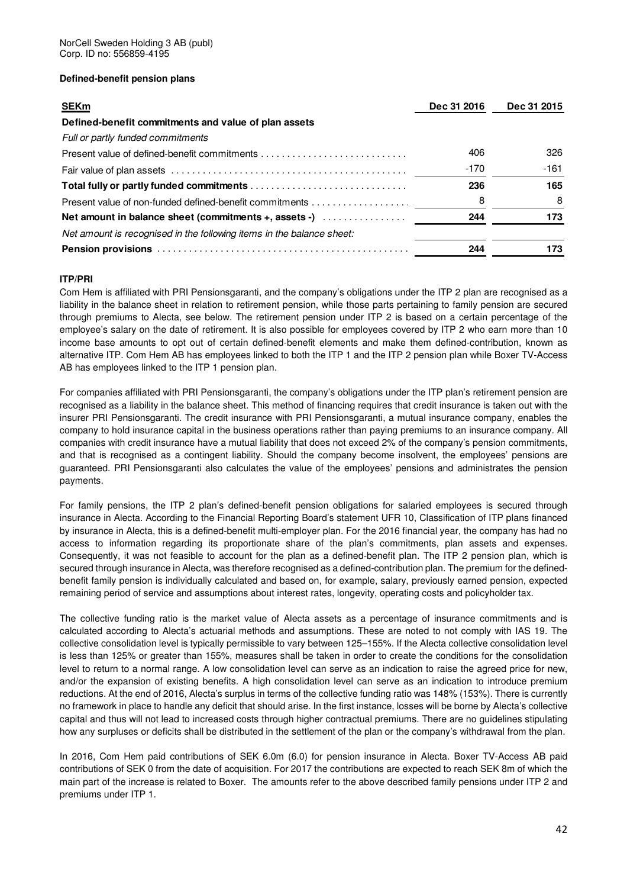NorCell Sweden Holding 3 AB (publ)
Corp. ID no: 556859-4195

**Defined-benefit pension plans**

| **SEKm** | **Dec 31 2016** | **Dec 31 2015** |
|---|---|---|
| **Defined-benefit commitments and value of plan assets** | | |
| *Full or partly funded commitments* | | |
| Present value of defined-benefit commitments | 406 | 326 |
| Fair value of plan assets | -170 | -161 |
| **Total fully or partly funded commitments** | **236** | **165** |
| Present value of non-funded defined-benefit commitments | 8 | 8 |
| **Net amount in balance sheet (commitments +, assets -)** | **244** | **173** |
| *Net amount is recognised in the following items in the balance sheet:* | | |
| **Pension provisions** | **244** | **173** |

**ITP/PRI**

Com Hem is affiliated with PRI Pensionsgaranti, and the company's obligations under the ITP 2 plan are recognised as a liability in the balance sheet in relation to retirement pension, while those parts pertaining to family pension are secured through premiums to Alecta, see below. The retirement pension under ITP 2 is based on a certain percentage of the employee's salary on the date of retirement. It is also possible for employees covered by ITP 2 who earn more than 10 income base amounts to opt out of certain defined-benefit elements and make them defined-contribution, known as alternative ITP. Com Hem AB has employees linked to both the ITP 1 and the ITP 2 pension plan while Boxer TV-Access AB has employees linked to the ITP 1 pension plan.

For companies affiliated with PRI Pensionsgaranti, the company's obligations under the ITP plan's retirement pension are recognised as a liability in the balance sheet. This method of financing requires that credit insurance is taken out with the insurer PRI Pensionsgaranti. The credit insurance with PRI Pensionsgaranti, a mutual insurance company, enables the company to hold insurance capital in the business operations rather than paying premiums to an insurance company. All companies with credit insurance have a mutual liability that does not exceed 2% of the company's pension commitments, and that is recognised as a contingent liability. Should the company become insolvent, the employees' pensions are guaranteed. PRI Pensionsgaranti also calculates the value of the employees' pensions and administrates the pension payments.

For family pensions, the ITP 2 plan's defined-benefit pension obligations for salaried employees is secured through insurance in Alecta. According to the Financial Reporting Board's statement UFR 10, Classification of ITP plans financed by insurance in Alecta, this is a defined-benefit multi-employer plan. For the 2016 financial year, the company has had no access to information regarding its proportionate share of the plan's commitments, plan assets and expenses. Consequently, it was not feasible to account for the plan as a defined-benefit plan. The ITP 2 pension plan, which is secured through insurance in Alecta, was therefore recognised as a defined-contribution plan. The premium for the defined-benefit family pension is individually calculated and based on, for example, salary, previously earned pension, expected remaining period of service and assumptions about interest rates, longevity, operating costs and policyholder tax.

The collective funding ratio is the market value of Alecta assets as a percentage of insurance commitments and is calculated according to Alecta's actuarial methods and assumptions. These are noted to not comply with IAS 19. The collective consolidation level is typically permissible to vary between 125–155%. If the Alecta collective consolidation level is less than 125% or greater than 155%, measures shall be taken in order to create the conditions for the consolidation level to return to a normal range. A low consolidation level can serve as an indication to raise the agreed price for new, and/or the expansion of existing benefits. A high consolidation level can serve as an indication to introduce premium reductions. At the end of 2016, Alecta's surplus in terms of the collective funding ratio was 148% (153%). There is currently no framework in place to handle any deficit that should arise. In the first instance, losses will be borne by Alecta's collective capital and thus will not lead to increased costs through higher contractual premiums. There are no guidelines stipulating how any surpluses or deficits shall be distributed in the settlement of the plan or the company's withdrawal from the plan.

In 2016, Com Hem paid contributions of SEK 6.0m (6.0) for pension insurance in Alecta. Boxer TV-Access AB paid contributions of SEK 0 from the date of acquisition. For 2017 the contributions are expected to reach SEK 8m of which the main part of the increase is related to Boxer. The amounts refer to the above described family pensions under ITP 2 and premiums under ITP 1.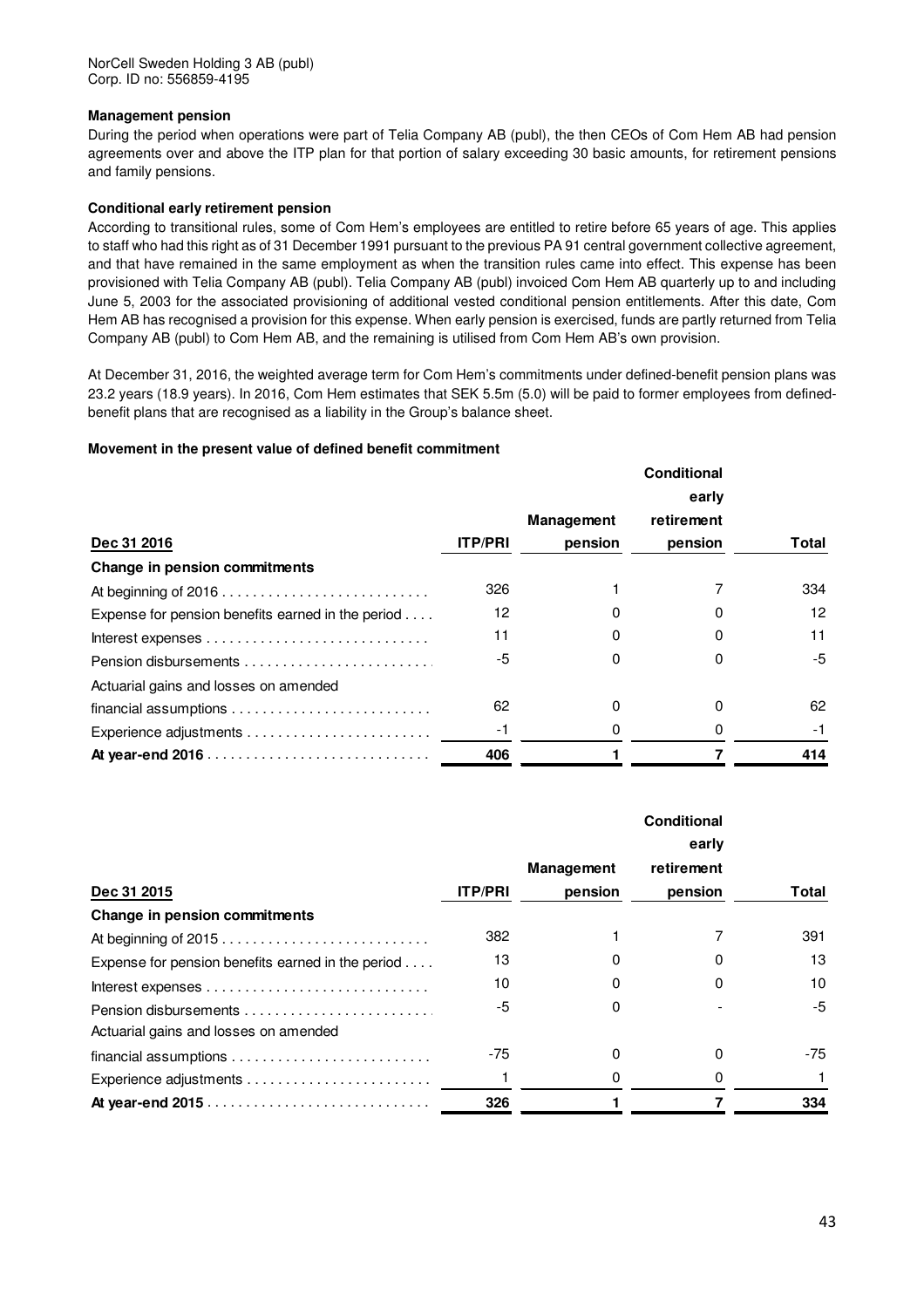NorCell Sweden Holding 3 AB (publ)
Corp. ID no: 556859-4195

**Management pension**

During the period when operations were part of Telia Company AB (publ), the then CEOs of Com Hem AB had pension agreements over and above the ITP plan for that portion of salary exceeding 30 basic amounts, for retirement pensions and family pensions.

**Conditional early retirement pension**

According to transitional rules, some of Com Hem's employees are entitled to retire before 65 years of age. This applies to staff who had this right as of 31 December 1991 pursuant to the previous PA 91 central government collective agreement, and that have remained in the same employment as when the transition rules came into effect. This expense has been provisioned with Telia Company AB (publ). Telia Company AB (publ) invoiced Com Hem AB quarterly up to and including June 5, 2003 for the associated provisioning of additional vested conditional pension entitlements. After this date, Com Hem AB has recognised a provision for this expense. When early pension is exercised, funds are partly returned from Telia Company AB (publ) to Com Hem AB, and the remaining is utilised from Com Hem AB's own provision.

At December 31, 2016, the weighted average term for Com Hem's commitments under defined-benefit pension plans was 23.2 years (18.9 years). In 2016, Com Hem estimates that SEK 5.5m (5.0) will be paid to former employees from defined-benefit plans that are recognised as a liability in the Group's balance sheet.

**Movement in the present value of defined benefit commitment**

| Dec 31 2016 | ITP/PRI | Management pension | Conditional early retirement pension | Total |
|---|---|---|---|---|
| **Change in pension commitments** | | | | |
| At beginning of 2016 | 326 | 1 | 7 | 334 |
| Expense for pension benefits earned in the period | 12 | 0 | 0 | 12 |
| Interest expenses | 11 | 0 | 0 | 11 |
| Pension disbursements | -5 | 0 | 0 | -5 |
| Actuarial gains and losses on amended financial assumptions | 62 | 0 | 0 | 62 |
| Experience adjustments | -1 | 0 | 0 | -1 |
| **At year-end 2016** | **406** | **1** | **7** | **414** |

| Dec 31 2015 | ITP/PRI | Management pension | Conditional early retirement pension | Total |
|---|---|---|---|---|
| **Change in pension commitments** | | | | |
| At beginning of 2015 | 382 | 1 | 7 | 391 |
| Expense for pension benefits earned in the period | 13 | 0 | 0 | 13 |
| Interest expenses | 10 | 0 | 0 | 10 |
| Pension disbursements | -5 | 0 | - | -5 |
| Actuarial gains and losses on amended financial assumptions | -75 | 0 | 0 | -75 |
| Experience adjustments | 1 | 0 | 0 | 1 |
| **At year-end 2015** | **326** | **1** | **7** | **334** |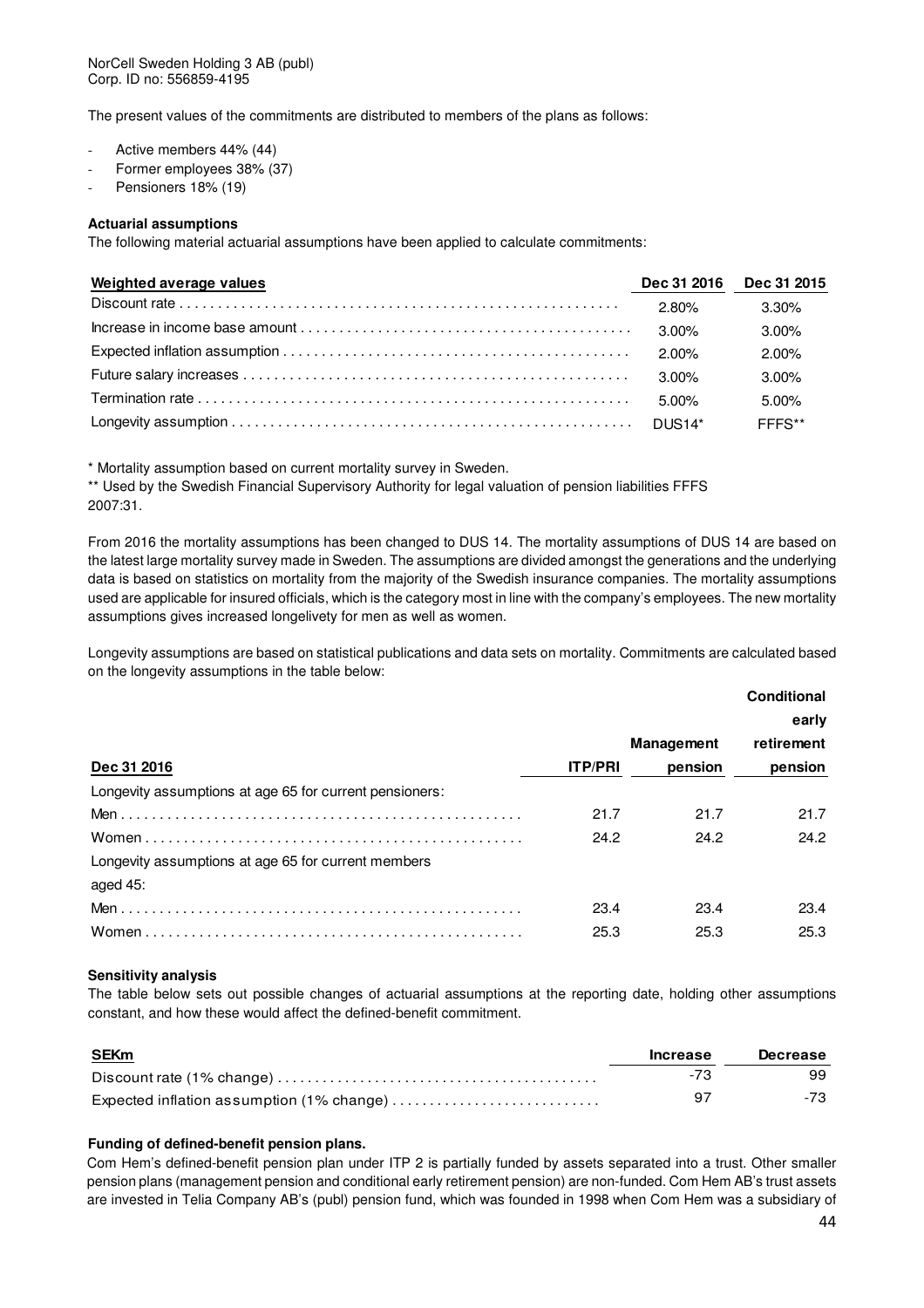NorCell Sweden Holding 3 AB (publ)
Corp. ID no: 556859-4195

The present values of the commitments are distributed to members of the plans as follows:

- Active members 44% (44)
- Former employees 38% (37)
- Pensioners 18% (19)

**Actuarial assumptions**

The following material actuarial assumptions have been applied to calculate commitments:

| Weighted average values | Dec 31 2016 | Dec 31 2015 |
|---|---|---|
| Discount rate | 2.80% | 3.30% |
| Increase in income base amount | 3.00% | 3.00% |
| Expected inflation assumption | 2.00% | 2.00% |
| Future salary increases | 3.00% | 3.00% |
| Termination rate | 5.00% | 5.00% |
| Longevity assumption | DUS14* | FFFS** |

* Mortality assumption based on current mortality survey in Sweden.

** Used by the Swedish Financial Supervisory Authority for legal valuation of pension liabilities FFFS 2007:31.

From 2016 the mortality assumptions has been changed to DUS 14. The mortality assumptions of DUS 14 are based on the latest large mortality survey made in Sweden. The assumptions are divided amongst the generations and the underlying data is based on statistics on mortality from the majority of the Swedish insurance companies. The mortality assumptions used are applicable for insured officials, which is the category most in line with the company's employees. The new mortality assumptions gives increased longelivety for men as well as women.

Longevity assumptions are based on statistical publications and data sets on mortality. Commitments are calculated based on the longevity assumptions in the table below:

| Dec 31 2016 | ITP/PRI | Management pension | Conditional early retirement pension |
|---|---|---|---|
| Longevity assumptions at age 65 for current pensioners: | | | |
| Men | 21.7 | 21.7 | 21.7 |
| Women | 24.2 | 24.2 | 24.2 |
| Longevity assumptions at age 65 for current members aged 45: | | | |
| Men | 23.4 | 23.4 | 23.4 |
| Women | 25.3 | 25.3 | 25.3 |

**Sensitivity analysis**

The table below sets out possible changes of actuarial assumptions at the reporting date, holding other assumptions constant, and how these would affect the defined-benefit commitment.

| SEKm | Increase | Decrease |
|---|---|---|
| Discount rate (1% change) | -73 | 99 |
| Expected inflation assumption (1% change) | 97 | -73 |

**Funding of defined-benefit pension plans.**

Com Hem's defined-benefit pension plan under ITP 2 is partially funded by assets separated into a trust. Other smaller pension plans (management pension and conditional early retirement pension) are non-funded. Com Hem AB's trust assets are invested in Telia Company AB's (publ) pension fund, which was founded in 1998 when Com Hem was a subsidiary of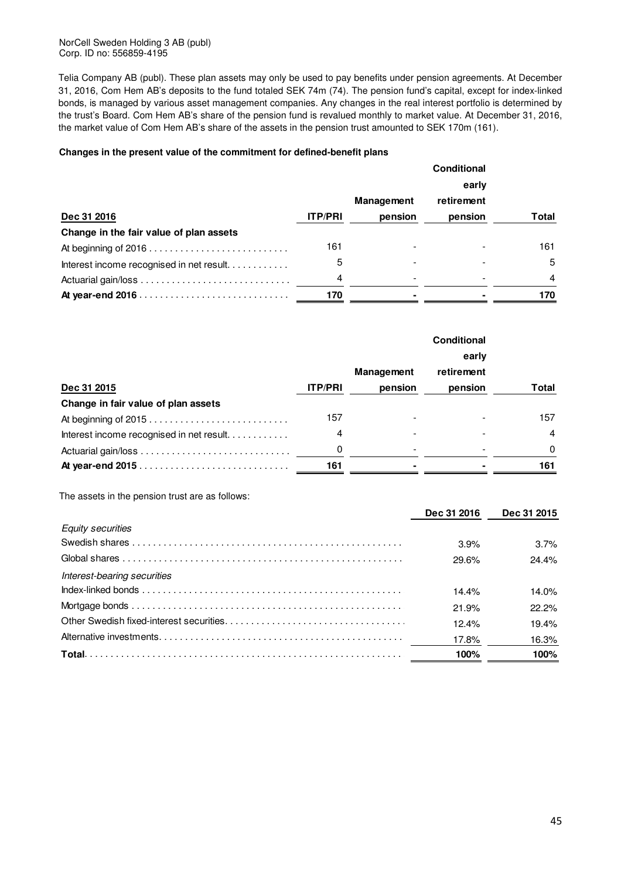Telia Company AB (publ). These plan assets may only be used to pay benefits under pension agreements. At December 31, 2016, Com Hem AB's deposits to the fund totaled SEK 74m (74). The pension fund's capital, except for index-linked bonds, is managed by various asset management companies. Any changes in the real interest portfolio is determined by the trust's Board. Com Hem AB's share of the pension fund is revalued monthly to market value. At December 31, 2016, the market value of Com Hem AB's share of the assets in the pension trust amounted to SEK 170m (161).

**Changes in the present value of the commitment for defined-benefit plans**

| Dec 31 2016 | ITP/PRI | Management pension | Conditional early retirement pension | Total |
|---|---|---|---|---|
| **Change in the fair value of plan assets** | | | | |
| At beginning of 2016 | 161 | - | - | 161 |
| Interest income recognised in net result | 5 | - | - | 5 |
| Actuarial gain/loss | 4 | - | - | 4 |
| **At year-end 2016** | **170** | **-** | **-** | **170** |

| Dec 31 2015 | ITP/PRI | Management pension | Conditional early retirement pension | Total |
|---|---|---|---|---|
| **Change in fair value of plan assets** | | | | |
| At beginning of 2015 | 157 | - | - | 157 |
| Interest income recognised in net result | 4 | - | - | 4 |
| Actuarial gain/loss | 0 | - | - | 0 |
| **At year-end 2015** | **161** | **-** | **-** | **161** |

The assets in the pension trust are as follows:

| | Dec 31 2016 | Dec 31 2015 |
|---|---|---|
| *Equity securities* | | |
| Swedish shares | 3.9% | 3.7% |
| Global shares | 29.6% | 24.4% |
| *Interest-bearing securities* | | |
| Index-linked bonds | 14.4% | 14.0% |
| Mortgage bonds | 21.9% | 22.2% |
| Other Swedish fixed-interest securities | 12.4% | 19.4% |
| Alternative investments | 17.8% | 16.3% |
| **Total** | **100%** | **100%** |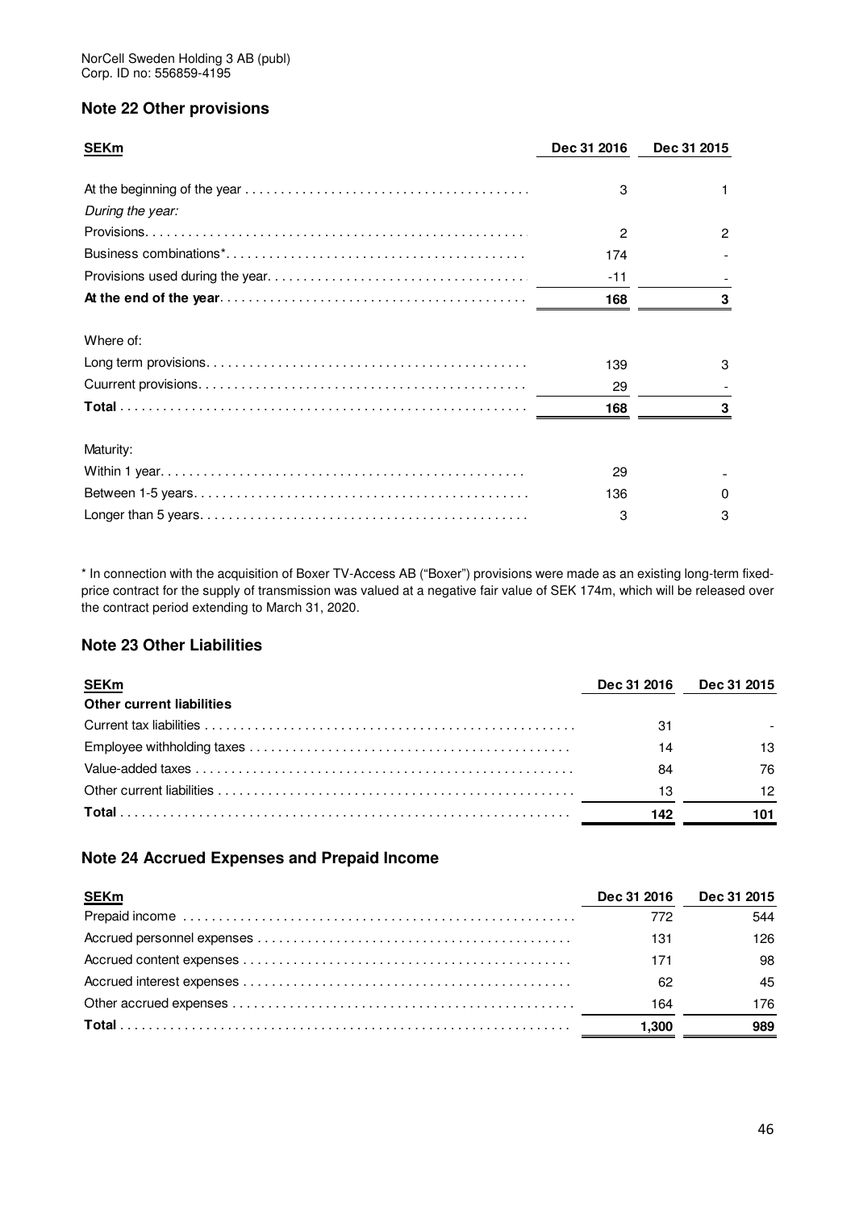NorCell Sweden Holding 3 AB (publ)
Corp. ID no: 556859-4195

## Note 22 Other provisions

| SEKm | Dec 31 2016 | Dec 31 2015 |
|---|---|---|
| At the beginning of the year | 3 | 1 |
| *During the year:* | | |
| Provisions | 2 | 2 |
| Business combinations* | 174 | - |
| Provisions used during the year | -11 | - |
| **At the end of the year** | **168** | **3** |
| Where of: | | |
| Long term provisions | 139 | 3 |
| Cuurrent provisions | 29 | - |
| **Total** | **168** | **3** |
| Maturity: | | |
| Within 1 year | 29 | - |
| Between 1-5 years | 136 | 0 |
| Longer than 5 years | 3 | 3 |

* In connection with the acquisition of Boxer TV-Access AB ("Boxer") provisions were made as an existing long-term fixed-price contract for the supply of transmission was valued at a negative fair value of SEK 174m, which will be released over the contract period extending to March 31, 2020.

## Note 23 Other Liabilities

| SEKm | Dec 31 2016 | Dec 31 2015 |
|---|---|---|
| **Other current liabilities** | | |
| Current tax liabilities | 31 | - |
| Employee withholding taxes | 14 | 13 |
| Value-added taxes | 84 | 76 |
| Other current liabilities | 13 | 12 |
| **Total** | **142** | **101** |

## Note 24 Accrued Expenses and Prepaid Income

| SEKm | Dec 31 2016 | Dec 31 2015 |
|---|---|---|
| Prepaid income | 772 | 544 |
| Accrued personnel expenses | 131 | 126 |
| Accrued content expenses | 171 | 98 |
| Accrued interest expenses | 62 | 45 |
| Other accrued expenses | 164 | 176 |
| **Total** | **1,300** | **989** |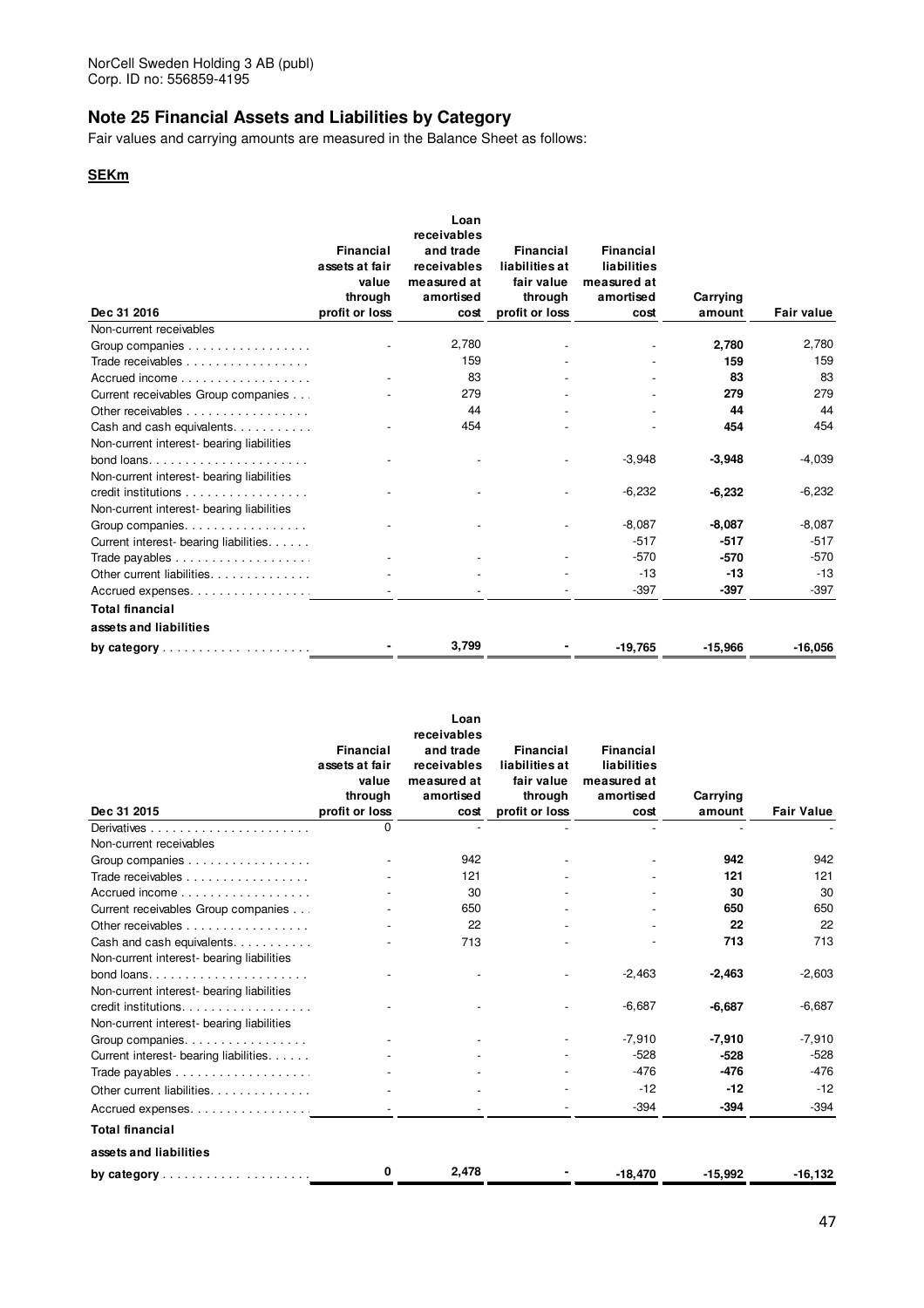NorCell Sweden Holding 3 AB (publ)
Corp. ID no: 556859-4195

## Note 25 Financial Assets and Liabilities by Category

Fair values and carrying amounts are measured in the Balance Sheet as follows:

**SEKm**

| Dec 31 2016 | Financial assets at fair value through profit or loss | Loan receivables and trade receivables measured at amortised cost | Financial liabilities at fair value through profit or loss | Financial liabilities measured at amortised cost | Carrying amount | Fair value |
|---|---|---|---|---|---|---|
| Non-current receivables | | | | | | |
| Group companies | - | 2,780 | - | - | **2,780** | 2,780 |
| Trade receivables | | 159 | - | - | **159** | 159 |
| Accrued income | - | 83 | - | - | **83** | 83 |
| Current receivables Group companies | - | 279 | - | - | **279** | 279 |
| Other receivables | - | 44 | - | - | **44** | 44 |
| Cash and cash equivalents | - | 454 | - | - | **454** | 454 |
| Non-current interest- bearing liabilities bond loans | - | - | - | -3,948 | **-3,948** | -4,039 |
| Non-current interest- bearing liabilities credit institutions | - | - | - | -6,232 | **-6,232** | -6,232 |
| Non-current interest- bearing liabilities Group companies | - | - | - | -8,087 | **-8,087** | -8,087 |
| Current interest- bearing liabilities | | | | -517 | **-517** | -517 |
| Trade payables | - | - | - | -570 | **-570** | -570 |
| Other current liabilities | - | - | - | -13 | **-13** | -13 |
| Accrued expenses | - | - | - | -397 | **-397** | -397 |
| **Total financial assets and liabilities by category** | **-** | **3,799** | **-** | **-19,765** | **-15,966** | **-16,056** |

| Dec 31 2015 | Financial assets at fair value through profit or loss | Loan receivables and trade receivables measured at amortised cost | Financial liabilities at fair value through profit or loss | Financial liabilities measured at amortised cost | Carrying amount | Fair Value |
|---|---|---|---|---|---|---|
| Derivatives | 0 | - | - | - | - | - |
| Non-current receivables | | | | | | |
| Group companies | - | 942 | - | - | **942** | 942 |
| Trade receivables | - | 121 | - | - | **121** | 121 |
| Accrued income | - | 30 | - | - | **30** | 30 |
| Current receivables Group companies | - | 650 | - | - | **650** | 650 |
| Other receivables | - | 22 | - | - | **22** | 22 |
| Cash and cash equivalents | - | 713 | - | - | **713** | 713 |
| Non-current interest- bearing liabilities bond loans | - | - | - | -2,463 | **-2,463** | -2,603 |
| Non-current interest- bearing liabilities credit institutions | - | - | - | -6,687 | **-6,687** | -6,687 |
| Non-current interest- bearing liabilities Group companies | - | - | - | -7,910 | **-7,910** | -7,910 |
| Current interest- bearing liabilities | - | - | - | -528 | **-528** | -528 |
| Trade payables | - | - | - | -476 | **-476** | -476 |
| Other current liabilities | - | - | - | -12 | **-12** | -12 |
| Accrued expenses | - | - | - | -394 | **-394** | -394 |
| **Total financial assets and liabilities by category** | **0** | **2,478** | **-** | **-18,470** | **-15,992** | **-16,132** |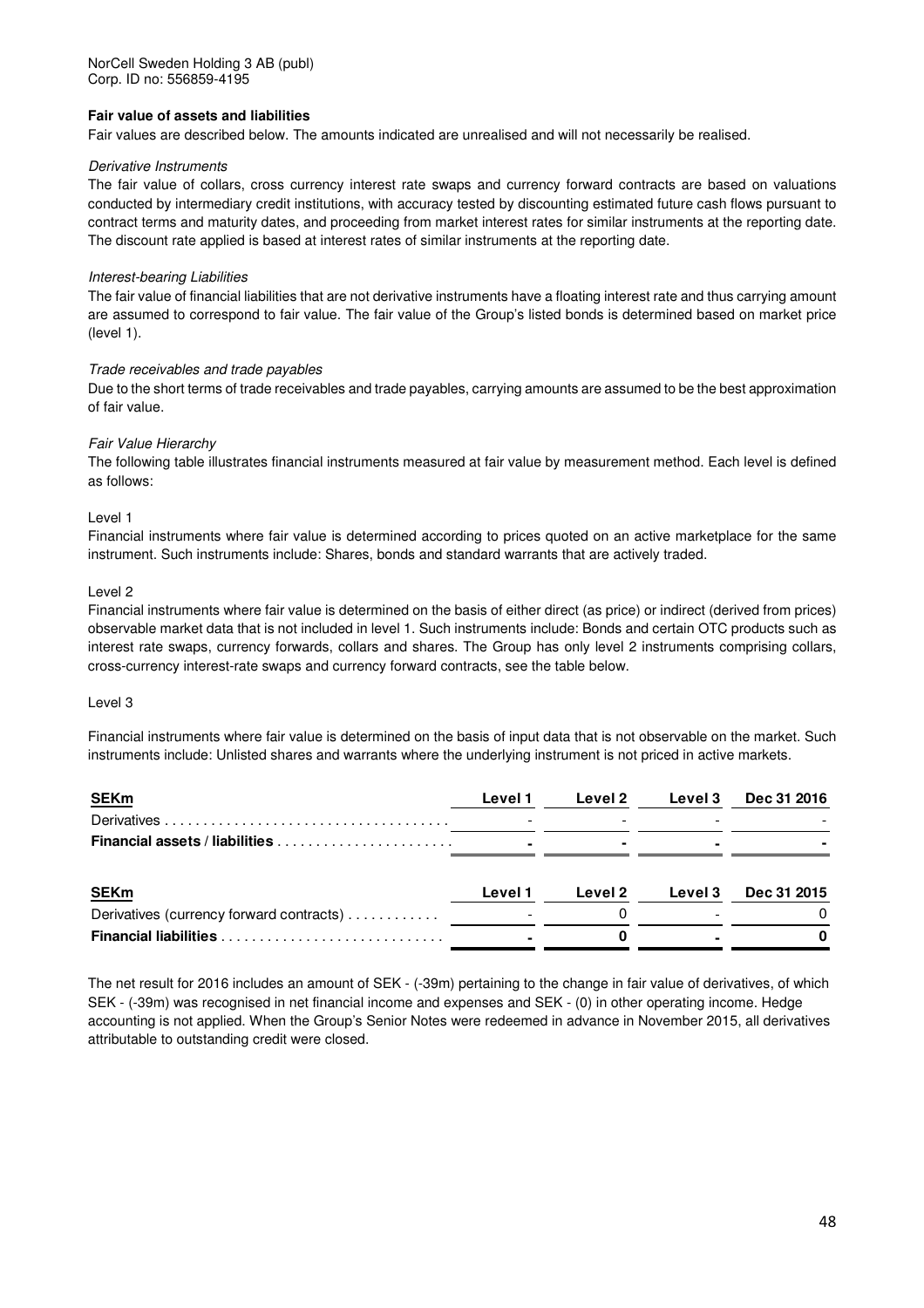NorCell Sweden Holding 3 AB (publ)
Corp. ID no: 556859-4195

**Fair value of assets and liabilities**

Fair values are described below. The amounts indicated are unrealised and will not necessarily be realised.

*Derivative Instruments*

The fair value of collars, cross currency interest rate swaps and currency forward contracts are based on valuations conducted by intermediary credit institutions, with accuracy tested by discounting estimated future cash flows pursuant to contract terms and maturity dates, and proceeding from market interest rates for similar instruments at the reporting date. The discount rate applied is based at interest rates of similar instruments at the reporting date.

*Interest-bearing Liabilities*

The fair value of financial liabilities that are not derivative instruments have a floating interest rate and thus carrying amount are assumed to correspond to fair value. The fair value of the Group's listed bonds is determined based on market price (level 1).

*Trade receivables and trade payables*

Due to the short terms of trade receivables and trade payables, carrying amounts are assumed to be the best approximation of fair value.

*Fair Value Hierarchy*

The following table illustrates financial instruments measured at fair value by measurement method. Each level is defined as follows:

Level 1

Financial instruments where fair value is determined according to prices quoted on an active marketplace for the same instrument. Such instruments include: Shares, bonds and standard warrants that are actively traded.

Level 2

Financial instruments where fair value is determined on the basis of either direct (as price) or indirect (derived from prices) observable market data that is not included in level 1. Such instruments include: Bonds and certain OTC products such as interest rate swaps, currency forwards, collars and shares. The Group has only level 2 instruments comprising collars, cross-currency interest-rate swaps and currency forward contracts, see the table below.

Level 3

Financial instruments where fair value is determined on the basis of input data that is not observable on the market. Such instruments include: Unlisted shares and warrants where the underlying instrument is not priced in active markets.

| SEKm | Level 1 | Level 2 | Level 3 | Dec 31 2016 |
|---|---|---|---|---|
| Derivatives | - | - | - | - |
| **Financial assets / liabilities** | **-** | **-** | **-** | **-** |

| SEKm | Level 1 | Level 2 | Level 3 | Dec 31 2015 |
|---|---|---|---|---|
| Derivatives (currency forward contracts) | - | 0 | - | 0 |
| **Financial liabilities** | **-** | **0** | **-** | **0** |

The net result for 2016 includes an amount of SEK - (-39m) pertaining to the change in fair value of derivatives, of which SEK - (-39m) was recognised in net financial income and expenses and SEK - (0) in other operating income. Hedge accounting is not applied. When the Group's Senior Notes were redeemed in advance in November 2015, all derivatives attributable to outstanding credit were closed.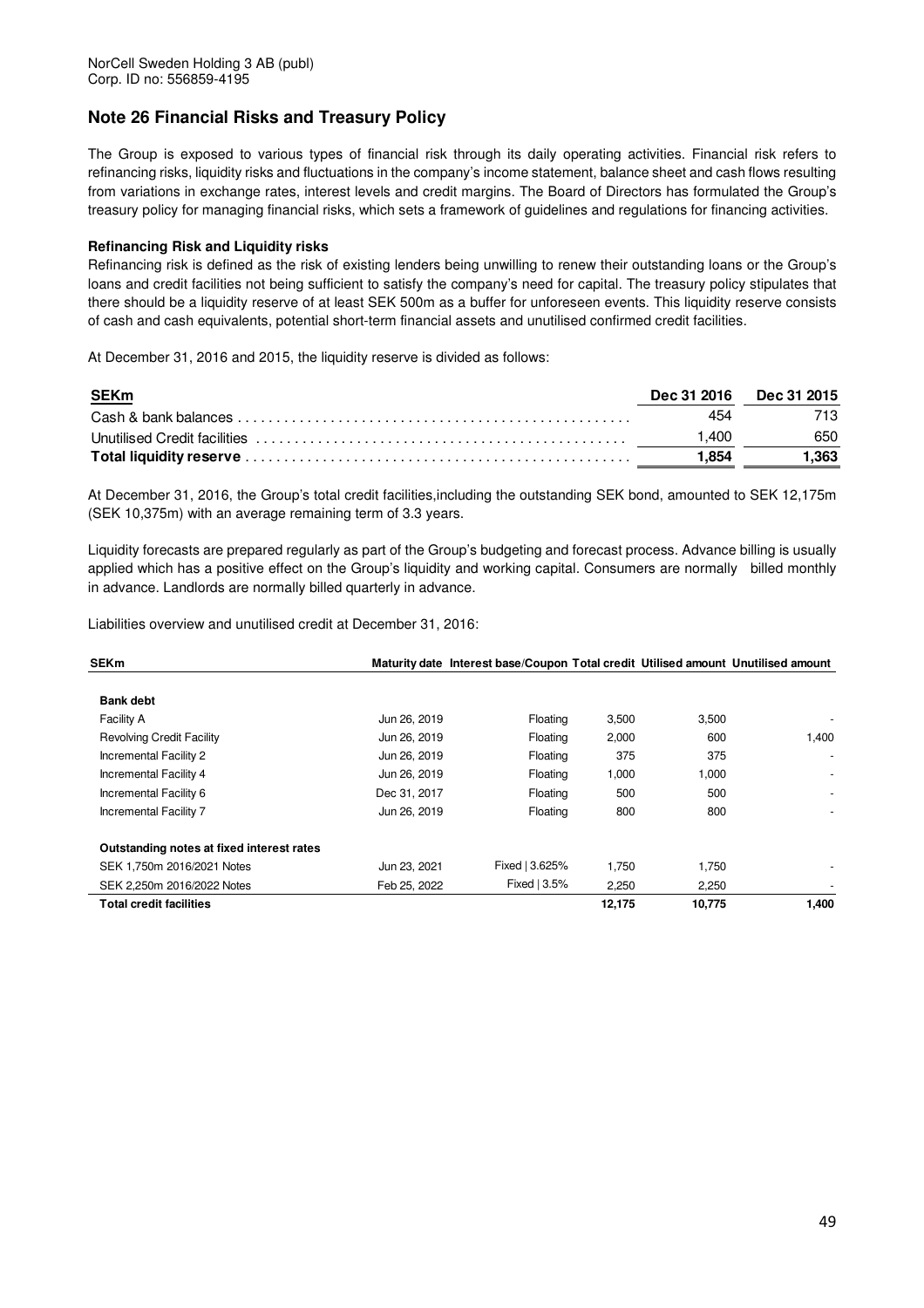NorCell Sweden Holding 3 AB (publ)
Corp. ID no: 556859-4195

## Note 26 Financial Risks and Treasury Policy

The Group is exposed to various types of financial risk through its daily operating activities. Financial risk refers to refinancing risks, liquidity risks and fluctuations in the company's income statement, balance sheet and cash flows resulting from variations in exchange rates, interest levels and credit margins. The Board of Directors has formulated the Group's treasury policy for managing financial risks, which sets a framework of guidelines and regulations for financing activities.

**Refinancing Risk and Liquidity risks**

Refinancing risk is defined as the risk of existing lenders being unwilling to renew their outstanding loans or the Group's loans and credit facilities not being sufficient to satisfy the company's need for capital. The treasury policy stipulates that there should be a liquidity reserve of at least SEK 500m as a buffer for unforeseen events. This liquidity reserve consists of cash and cash equivalents, potential short-term financial assets and unutilised confirmed credit facilities.

At December 31, 2016 and 2015, the liquidity reserve is divided as follows:

| SEKm | Dec 31 2016 | Dec 31 2015 |
|---|---|---|
| Cash & bank balances | 454 | 713 |
| Unutilised Credit facilities | 1,400 | 650 |
| **Total liquidity reserve** | **1,854** | **1,363** |

At December 31, 2016, the Group's total credit facilities,including the outstanding SEK bond, amounted to SEK 12,175m (SEK 10,375m) with an average remaining term of 3.3 years.

Liquidity forecasts are prepared regularly as part of the Group's budgeting and forecast process. Advance billing is usually applied which has a positive effect on the Group's liquidity and working capital. Consumers are normally billed monthly in advance. Landlords are normally billed quarterly in advance.

Liabilities overview and unutilised credit at December 31, 2016:

| SEKm | Maturity date | Interest base/Coupon | Total credit | Utilised amount | Unutilised amount |
|---|---|---|---|---|---|
| **Bank debt** | | | | | |
| Facility A | Jun 26, 2019 | Floating | 3,500 | 3,500 | - |
| Revolving Credit Facility | Jun 26, 2019 | Floating | 2,000 | 600 | 1,400 |
| Incremental Facility 2 | Jun 26, 2019 | Floating | 375 | 375 | - |
| Incremental Facility 4 | Jun 26, 2019 | Floating | 1,000 | 1,000 | - |
| Incremental Facility 6 | Dec 31, 2017 | Floating | 500 | 500 | - |
| Incremental Facility 7 | Jun 26, 2019 | Floating | 800 | 800 | - |
| **Outstanding notes at fixed interest rates** | | | | | |
| SEK 1,750m 2016/2021 Notes | Jun 23, 2021 | Fixed \| 3.625% | 1,750 | 1,750 | - |
| SEK 2,250m 2016/2022 Notes | Feb 25, 2022 | Fixed \| 3.5% | 2,250 | 2,250 | - |
| **Total credit facilities** | | | **12,175** | **10,775** | **1,400** |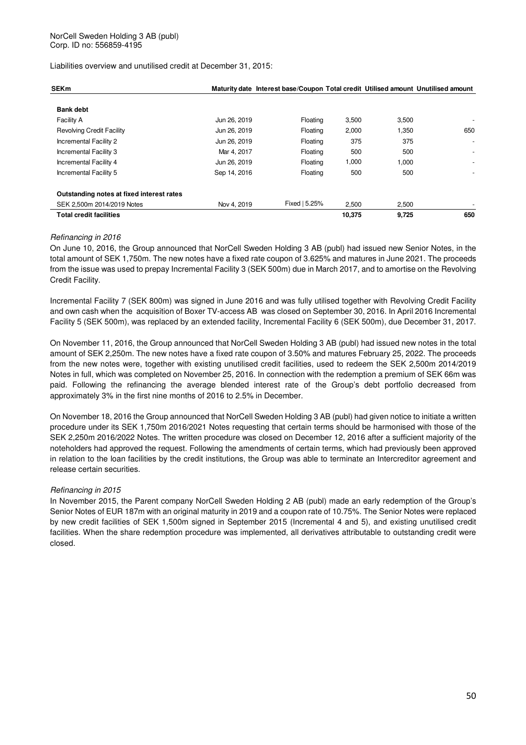NorCell Sweden Holding 3 AB (publ)
Corp. ID no: 556859-4195

Liabilities overview and unutilised credit at December 31, 2015:

| SEKm | Maturity date | Interest base/Coupon | Total credit | Utilised amount | Unutilised amount |
|---|---|---|---|---|---|
| **Bank debt** | | | | | |
| Facility A | Jun 26, 2019 | Floating | 3,500 | 3,500 | - |
| Revolving Credit Facility | Jun 26, 2019 | Floating | 2,000 | 1,350 | 650 |
| Incremental Facility 2 | Jun 26, 2019 | Floating | 375 | 375 | - |
| Incremental Facility 3 | Mar 4, 2017 | Floating | 500 | 500 | - |
| Incremental Facility 4 | Jun 26, 2019 | Floating | 1,000 | 1,000 | - |
| Incremental Facility 5 | Sep 14, 2016 | Floating | 500 | 500 | - |
| **Outstanding notes at fixed interest rates** | | | | | |
| SEK 2,500m 2014/2019 Notes | Nov 4, 2019 | Fixed \| 5.25% | 2,500 | 2,500 | - |
| **Total credit facilities** | | | **10,375** | **9,725** | **650** |

*Refinancing in 2016*

On June 10, 2016, the Group announced that NorCell Sweden Holding 3 AB (publ) had issued new Senior Notes, in the total amount of SEK 1,750m. The new notes have a fixed rate coupon of 3.625% and matures in June 2021. The proceeds from the issue was used to prepay Incremental Facility 3 (SEK 500m) due in March 2017, and to amortise on the Revolving Credit Facility.

Incremental Facility 7 (SEK 800m) was signed in June 2016 and was fully utilised together with Revolving Credit Facility and own cash when the acquisition of Boxer TV-access AB was closed on September 30, 2016. In April 2016 Incremental Facility 5 (SEK 500m), was replaced by an extended facility, Incremental Facility 6 (SEK 500m), due December 31, 2017.

On November 11, 2016, the Group announced that NorCell Sweden Holding 3 AB (publ) had issued new notes in the total amount of SEK 2,250m. The new notes have a fixed rate coupon of 3.50% and matures February 25, 2022. The proceeds from the new notes were, together with existing unutilised credit facilities, used to redeem the SEK 2,500m 2014/2019 Notes in full, which was completed on November 25, 2016. In connection with the redemption a premium of SEK 66m was paid. Following the refinancing the average blended interest rate of the Group's debt portfolio decreased from approximately 3% in the first nine months of 2016 to 2.5% in December.

On November 18, 2016 the Group announced that NorCell Sweden Holding 3 AB (publ) had given notice to initiate a written procedure under its SEK 1,750m 2016/2021 Notes requesting that certain terms should be harmonised with those of the SEK 2,250m 2016/2022 Notes. The written procedure was closed on December 12, 2016 after a sufficient majority of the noteholders had approved the request. Following the amendments of certain terms, which had previously been approved in relation to the loan facilities by the credit institutions, the Group was able to terminate an Intercreditor agreement and release certain securities.

*Refinancing in 2015*

In November 2015, the Parent company NorCell Sweden Holding 2 AB (publ) made an early redemption of the Group's Senior Notes of EUR 187m with an original maturity in 2019 and a coupon rate of 10.75%. The Senior Notes were replaced by new credit facilities of SEK 1,500m signed in September 2015 (Incremental 4 and 5), and existing unutilised credit facilities. When the share redemption procedure was implemented, all derivatives attributable to outstanding credit were closed.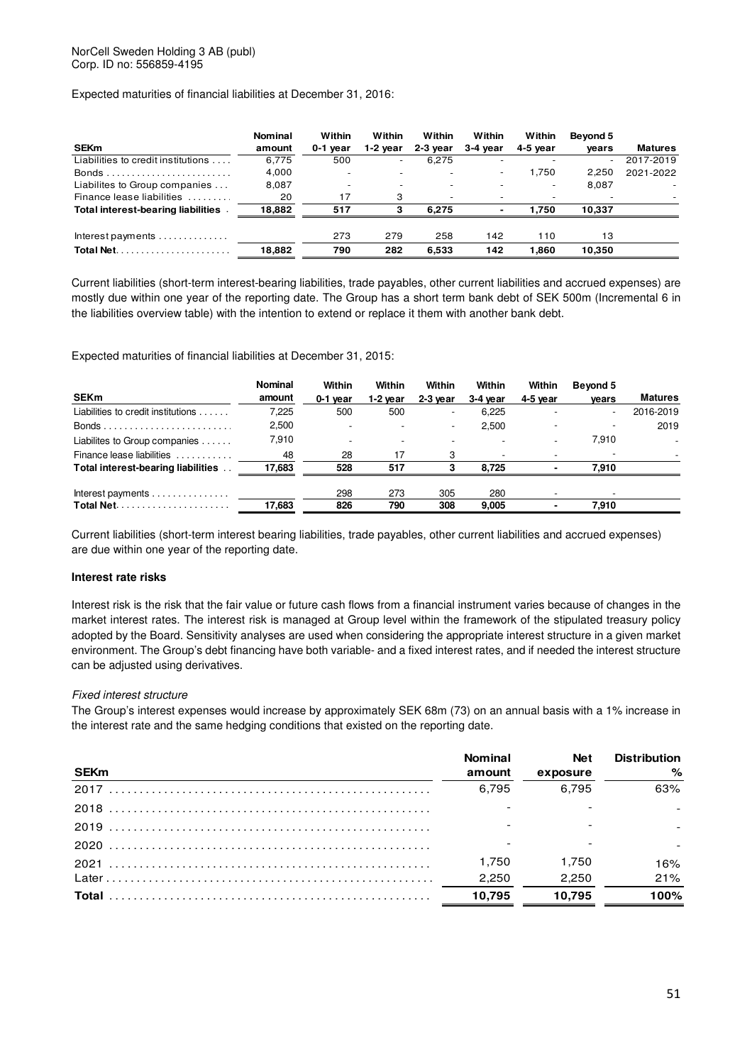NorCell Sweden Holding 3 AB (publ)
Corp. ID no: 556859-4195

Expected maturities of financial liabilities at December 31, 2016:

| SEKm | Nominal amount | Within 0-1 year | Within 1-2 year | Within 2-3 year | Within 3-4 year | Within 4-5 year | Beyond 5 years | Matures |
|---|---|---|---|---|---|---|---|---|
| Liabilities to credit institutions | 6,775 | 500 | - | 6,275 | - | - | - | 2017-2019 |
| Bonds | 4,000 | - | - | - | - | 1,750 | 2,250 | 2021-2022 |
| Liabilites to Group companies | 8,087 | - | - | - | - | - | 8,087 | - |
| Finance lease liabilities | 20 | 17 | 3 | - | - | - | - | - |
| **Total interest-bearing liabilities** | **18,882** | **517** | **3** | **6,275** | **-** | **1,750** | **10,337** | |
| Interest payments | | 273 | 279 | 258 | 142 | 110 | 13 | |
| **Total Net** | **18,882** | **790** | **282** | **6,533** | **142** | **1,860** | **10,350** | |

Current liabilities (short-term interest-bearing liabilities, trade payables, other current liabilities and accrued expenses) are mostly due within one year of the reporting date. The Group has a short term bank debt of SEK 500m (Incremental 6 in the liabilities overview table) with the intention to extend or replace it them with another bank debt.

Expected maturities of financial liabilities at December 31, 2015:

| SEKm | Nominal amount | Within 0-1 year | Within 1-2 year | Within 2-3 year | Within 3-4 year | Within 4-5 year | Beyond 5 years | Matures |
|---|---|---|---|---|---|---|---|---|
| Liabilities to credit institutions | 7,225 | 500 | 500 | - | 6,225 | - | - | 2016-2019 |
| Bonds | 2,500 | - | - | - | 2,500 | - | - | 2019 |
| Liabilites to Group companies | 7,910 | - | - | - | - | - | 7,910 | - |
| Finance lease liabilities | 48 | 28 | 17 | 3 | - | - | - | - |
| **Total interest-bearing liabilities** | **17,683** | **528** | **517** | **3** | **8,725** | **-** | **7,910** | |
| Interest payments | | 298 | 273 | 305 | 280 | - | - | |
| **Total Net** | **17,683** | **826** | **790** | **308** | **9,005** | **-** | **7,910** | |

Current liabilities (short-term interest bearing liabilities, trade payables, other current liabilities and accrued expenses) are due within one year of the reporting date.

**Interest rate risks**

Interest risk is the risk that the fair value or future cash flows from a financial instrument varies because of changes in the market interest rates. The interest risk is managed at Group level within the framework of the stipulated treasury policy adopted by the Board. Sensitivity analyses are used when considering the appropriate interest structure in a given market environment. The Group's debt financing have both variable- and a fixed interest rates, and if needed the interest structure can be adjusted using derivatives.

*Fixed interest structure*

The Group's interest expenses would increase by approximately SEK 68m (73) on an annual basis with a 1% increase in the interest rate and the same hedging conditions that existed on the reporting date.

| SEKm | Nominal amount | Net exposure | Distribution % |
|---|---|---|---|
| 2017 | 6,795 | 6,795 | 63% |
| 2018 | - | - | - |
| 2019 | - | - | - |
| 2020 | - | - | - |
| 2021 | 1,750 | 1,750 | 16% |
| Later | 2,250 | 2,250 | 21% |
| **Total** | **10,795** | **10,795** | **100%** |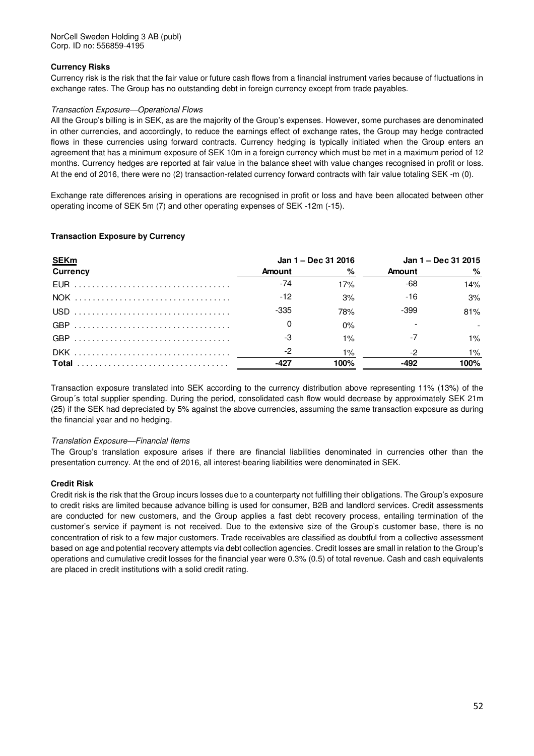NorCell Sweden Holding 3 AB (publ)
Corp. ID no: 556859-4195

**Currency Risks**

Currency risk is the risk that the fair value or future cash flows from a financial instrument varies because of fluctuations in exchange rates. The Group has no outstanding debt in foreign currency except from trade payables.

*Transaction Exposure—Operational Flows*

All the Group's billing is in SEK, as are the majority of the Group's expenses. However, some purchases are denominated in other currencies, and accordingly, to reduce the earnings effect of exchange rates, the Group may hedge contracted flows in these currencies using forward contracts. Currency hedging is typically initiated when the Group enters an agreement that has a minimum exposure of SEK 10m in a foreign currency which must be met in a maximum period of 12 months. Currency hedges are reported at fair value in the balance sheet with value changes recognised in profit or loss. At the end of 2016, there were no (2) transaction-related currency forward contracts with fair value totaling SEK -m (0).

Exchange rate differences arising in operations are recognised in profit or loss and have been allocated between other operating income of SEK 5m (7) and other operating expenses of SEK -12m (-15).

**Transaction Exposure by Currency**

| SEKm | Jan 1 – Dec 31 2016 | | Jan 1 – Dec 31 2015 | |
|---|---|---|---|---|
| **Currency** | **Amount** | **%** | **Amount** | **%** |
| EUR | -74 | 17% | -68 | 14% |
| NOK | -12 | 3% | -16 | 3% |
| USD | -335 | 78% | -399 | 81% |
| GBP | 0 | 0% | - | - |
| GBP | -3 | 1% | -7 | 1% |
| DKK | -2 | 1% | -2 | 1% |
| **Total** | **-427** | **100%** | **-492** | **100%** |

Transaction exposure translated into SEK according to the currency distribution above representing 11% (13%) of the Group´s total supplier spending. During the period, consolidated cash flow would decrease by approximately SEK 21m (25) if the SEK had depreciated by 5% against the above currencies, assuming the same transaction exposure as during the financial year and no hedging.

*Translation Exposure—Financial Items*

The Group's translation exposure arises if there are financial liabilities denominated in currencies other than the presentation currency. At the end of 2016, all interest-bearing liabilities were denominated in SEK.

**Credit Risk**

Credit risk is the risk that the Group incurs losses due to a counterparty not fulfilling their obligations. The Group's exposure to credit risks are limited because advance billing is used for consumer, B2B and landlord services. Credit assessments are conducted for new customers, and the Group applies a fast debt recovery process, entailing termination of the customer's service if payment is not received. Due to the extensive size of the Group's customer base, there is no concentration of risk to a few major customers. Trade receivables are classified as doubtful from a collective assessment based on age and potential recovery attempts via debt collection agencies. Credit losses are small in relation to the Group's operations and cumulative credit losses for the financial year were 0.3% (0.5) of total revenue. Cash and cash equivalents are placed in credit institutions with a solid credit rating.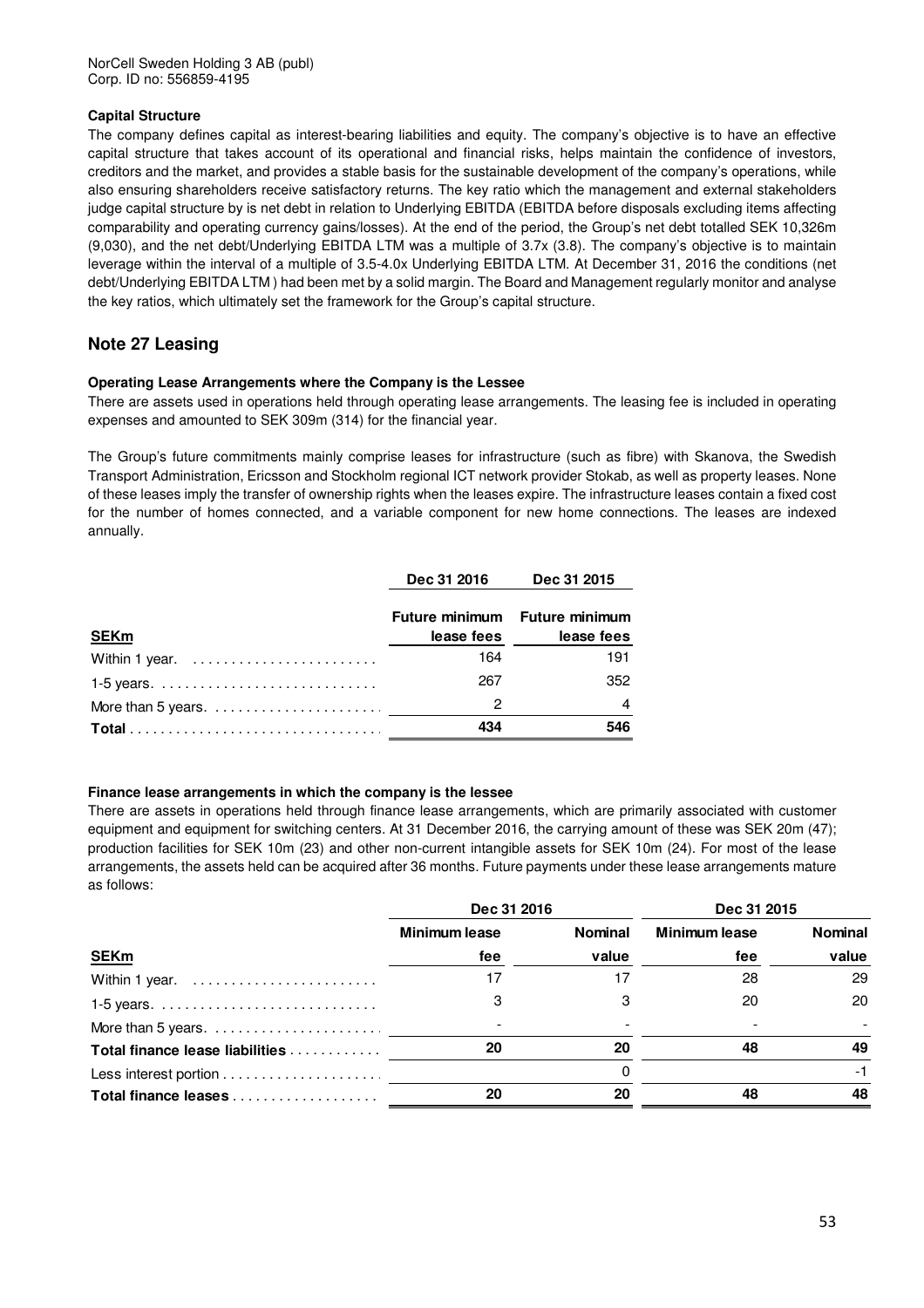**Capital Structure**

The company defines capital as interest-bearing liabilities and equity. The company's objective is to have an effective capital structure that takes account of its operational and financial risks, helps maintain the confidence of investors, creditors and the market, and provides a stable basis for the sustainable development of the company's operations, while also ensuring shareholders receive satisfactory returns. The key ratio which the management and external stakeholders judge capital structure by is net debt in relation to Underlying EBITDA (EBITDA before disposals excluding items affecting comparability and operating currency gains/losses). At the end of the period, the Group's net debt totalled SEK 10,326m (9,030), and the net debt/Underlying EBITDA LTM was a multiple of 3.7x (3.8). The company's objective is to maintain leverage within the interval of a multiple of 3.5-4.0x Underlying EBITDA LTM. At December 31, 2016 the conditions (net debt/Underlying EBITDA LTM ) had been met by a solid margin. The Board and Management regularly monitor and analyse the key ratios, which ultimately set the framework for the Group's capital structure.

## Note 27 Leasing

**Operating Lease Arrangements where the Company is the Lessee**

There are assets used in operations held through operating lease arrangements. The leasing fee is included in operating expenses and amounted to SEK 309m (314) for the financial year.

The Group's future commitments mainly comprise leases for infrastructure (such as fibre) with Skanova, the Swedish Transport Administration, Ericsson and Stockholm regional ICT network provider Stokab, as well as property leases. None of these leases imply the transfer of ownership rights when the leases expire. The infrastructure leases contain a fixed cost for the number of homes connected, and a variable component for new home connections. The leases are indexed annually.

| | Dec 31 2016 | Dec 31 2015 |
|---|---|---|
| **SEKm** | **Future minimum lease fees** | **Future minimum lease fees** |
| Within 1 year. | 164 | 191 |
| 1-5 years. | 267 | 352 |
| More than 5 years. | 2 | 4 |
| **Total** | **434** | **546** |

**Finance lease arrangements in which the company is the lessee**

There are assets in operations held through finance lease arrangements, which are primarily associated with customer equipment and equipment for switching centers. At 31 December 2016, the carrying amount of these was SEK 20m (47); production facilities for SEK 10m (23) and other non-current intangible assets for SEK 10m (24). For most of the lease arrangements, the assets held can be acquired after 36 months. Future payments under these lease arrangements mature as follows:

| | Dec 31 2016 | | Dec 31 2015 | |
|---|---|---|---|---|
| **SEKm** | **Minimum lease fee** | **Nominal value** | **Minimum lease fee** | **Nominal value** |
| Within 1 year. | 17 | 17 | 28 | 29 |
| 1-5 years. | 3 | 3 | 20 | 20 |
| More than 5 years. | - | - | - | - |
| **Total finance lease liabilities** | **20** | **20** | **48** | **49** |
| Less interest portion | | 0 | | -1 |
| **Total finance leases** | **20** | **20** | **48** | **48** |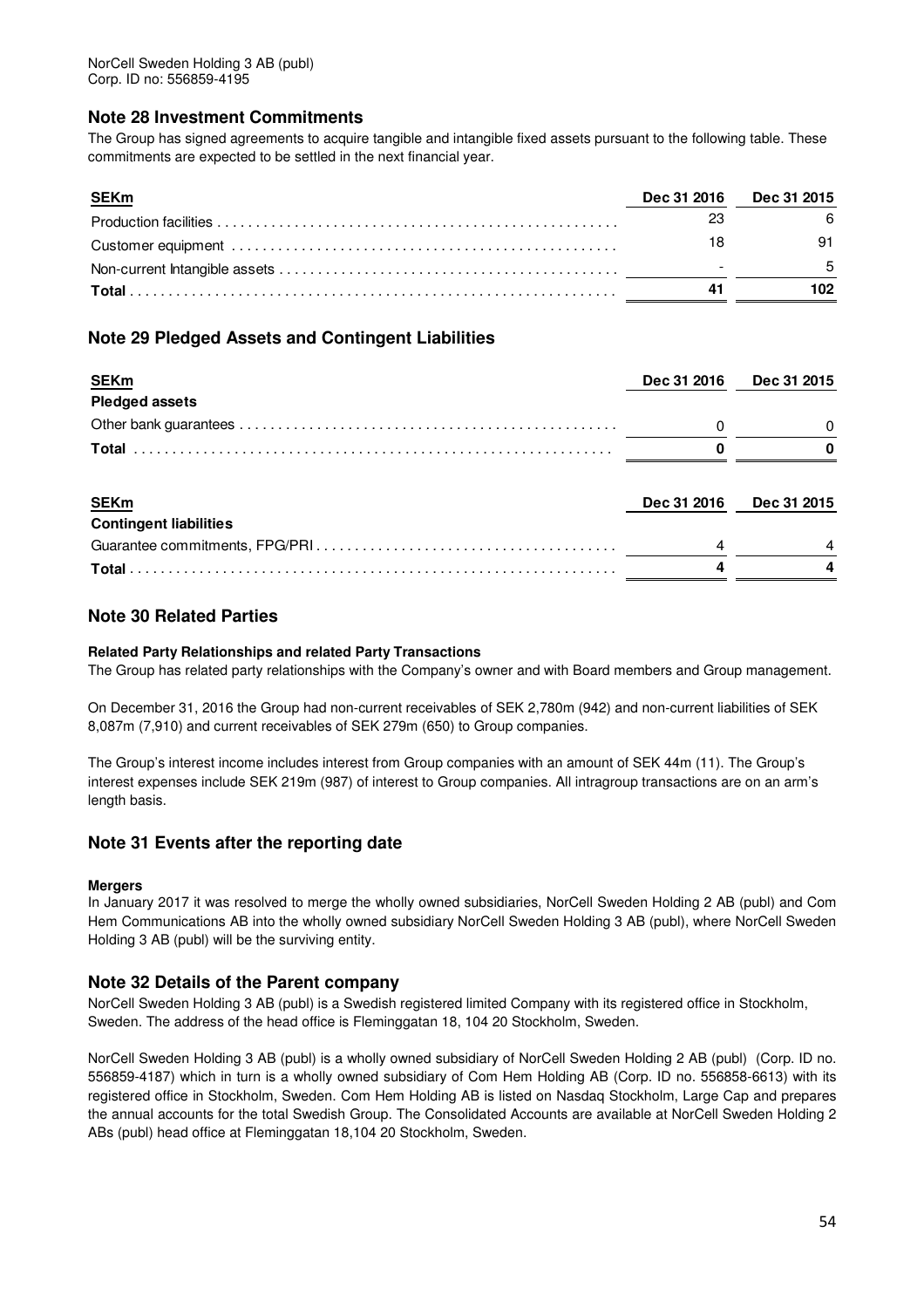NorCell Sweden Holding 3 AB (publ)
Corp. ID no: 556859-4195

## Note 28 Investment Commitments

The Group has signed agreements to acquire tangible and intangible fixed assets pursuant to the following table. These commitments are expected to be settled in the next financial year.

| SEKm | Dec 31 2016 | Dec 31 2015 |
|---|---|---|
| Production facilities | 23 | 6 |
| Customer equipment | 18 | 91 |
| Non-current Intangible assets | - | 5 |
| **Total** | **41** | **102** |

## Note 29 Pledged Assets and Contingent Liabilities

| SEKm | Dec 31 2016 | Dec 31 2015 |
|---|---|---|
| **Pledged assets** | | |
| Other bank guarantees | 0 | 0 |
| **Total** | **0** | **0** |

| SEKm | Dec 31 2016 | Dec 31 2015 |
|---|---|---|
| **Contingent liabilities** | | |
| Guarantee commitments, FPG/PRI | 4 | 4 |
| **Total** | **4** | **4** |

## Note 30 Related Parties

**Related Party Relationships and related Party Transactions**

The Group has related party relationships with the Company's owner and with Board members and Group management.

On December 31, 2016 the Group had non-current receivables of SEK 2,780m (942) and non-current liabilities of SEK 8,087m (7,910) and current receivables of SEK 279m (650) to Group companies.

The Group's interest income includes interest from Group companies with an amount of SEK 44m (11). The Group's interest expenses include SEK 219m (987) of interest to Group companies. All intragroup transactions are on an arm's length basis.

## Note 31 Events after the reporting date

**Mergers**

In January 2017 it was resolved to merge the wholly owned subsidiaries, NorCell Sweden Holding 2 AB (publ) and Com Hem Communications AB into the wholly owned subsidiary NorCell Sweden Holding 3 AB (publ), where NorCell Sweden Holding 3 AB (publ) will be the surviving entity.

## Note 32 Details of the Parent company

NorCell Sweden Holding 3 AB (publ) is a Swedish registered limited Company with its registered office in Stockholm, Sweden. The address of the head office is Fleminggatan 18, 104 20 Stockholm, Sweden.

NorCell Sweden Holding 3 AB (publ) is a wholly owned subsidiary of NorCell Sweden Holding 2 AB (publ) (Corp. ID no. 556859-4187) which in turn is a wholly owned subsidiary of Com Hem Holding AB (Corp. ID no. 556858-6613) with its registered office in Stockholm, Sweden. Com Hem Holding AB is listed on Nasdaq Stockholm, Large Cap and prepares the annual accounts for the total Swedish Group. The Consolidated Accounts are available at NorCell Sweden Holding 2 ABs (publ) head office at Fleminggatan 18,104 20 Stockholm, Sweden.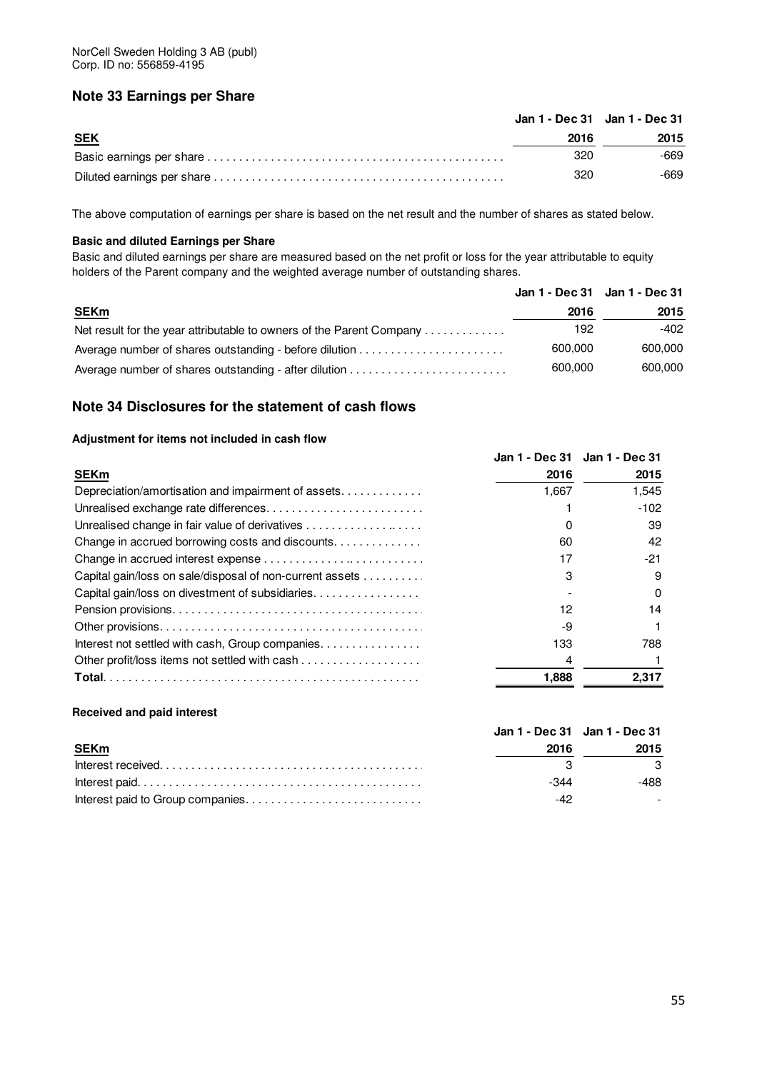NorCell Sweden Holding 3 AB (publ)
Corp. ID no: 556859-4195

## Note 33 Earnings per Share

| SEK | Jan 1 - Dec 31 2016 | Jan 1 - Dec 31 2015 |
|---|---|---|
| Basic earnings per share | 320 | -669 |
| Diluted earnings per share | 320 | -669 |

The above computation of earnings per share is based on the net result and the number of shares as stated below.

**Basic and diluted Earnings per Share**

Basic and diluted earnings per share are measured based on the net profit or loss for the year attributable to equity holders of the Parent company and the weighted average number of outstanding shares.

| SEKm | Jan 1 - Dec 31 2016 | Jan 1 - Dec 31 2015 |
|---|---|---|
| Net result for the year attributable to owners of the Parent Company | 192 | -402 |
| Average number of shares outstanding - before dilution | 600,000 | 600,000 |
| Average number of shares outstanding - after dilution | 600,000 | 600,000 |

## Note 34 Disclosures for the statement of cash flows

**Adjustment for items not included in cash flow**

| SEKm | Jan 1 - Dec 31 2016 | Jan 1 - Dec 31 2015 |
|---|---|---|
| Depreciation/amortisation and impairment of assets | 1,667 | 1,545 |
| Unrealised exchange rate differences | 1 | -102 |
| Unrealised change in fair value of derivatives | 0 | 39 |
| Change in accrued borrowing costs and discounts | 60 | 42 |
| Change in accrued interest expense | 17 | -21 |
| Capital gain/loss on sale/disposal of non-current assets | 3 | 9 |
| Capital gain/loss on divestment of subsidiaries | - | 0 |
| Pension provisions | 12 | 14 |
| Other provisions | -9 | 1 |
| Interest not settled with cash, Group companies | 133 | 788 |
| Other profit/loss items not settled with cash | 4 | 1 |
| **Total** | **1,888** | **2,317** |

**Received and paid interest**

| SEKm | Jan 1 - Dec 31 2016 | Jan 1 - Dec 31 2015 |
|---|---|---|
| Interest received | 3 | 3 |
| Interest paid | -344 | -488 |
| Interest paid to Group companies | -42 | - |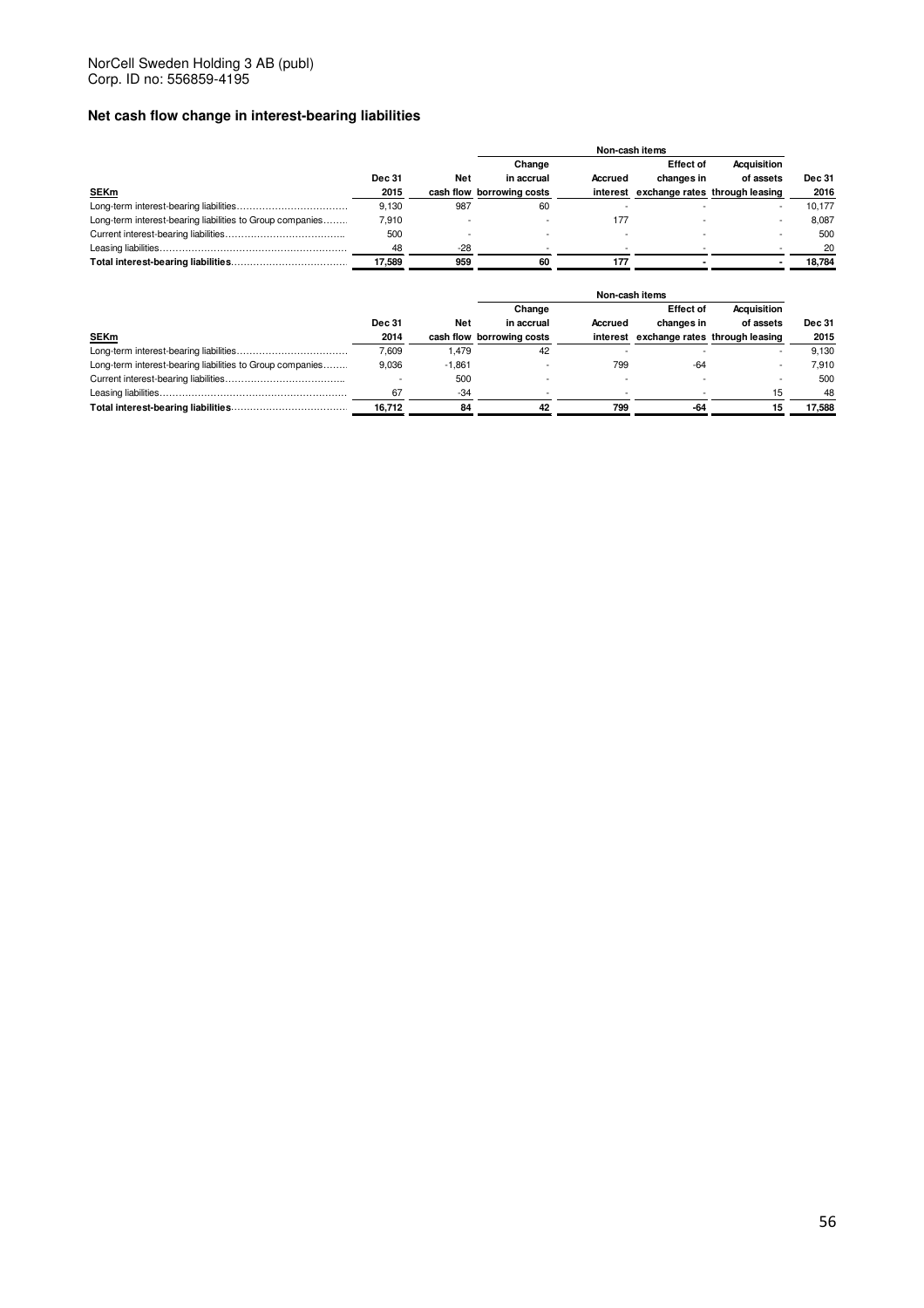NorCell Sweden Holding 3 AB (publ)
Corp. ID no: 556859-4195

## Net cash flow change in interest-bearing liabilities

| | | | Non-cash items | | | | |
|---|---|---|---|---|---|---|---|
| SEKm | Dec 31 2015 | Net cash flow | Change in accrual borrowing costs | Accrued interest | Effect of changes in exchange rates | Acquisition of assets through leasing | Dec 31 2016 |
| Long-term interest-bearing liabilities | 9,130 | 987 | 60 | - | - | - | 10,177 |
| Long-term interest-bearing liabilities to Group companies | 7,910 | - | - | 177 | - | - | 8,087 |
| Current interest-bearing liabilities | 500 | - | - | - | - | - | 500 |
| Leasing liabilities | 48 | -28 | - | - | - | - | 20 |
| **Total interest-bearing liabilities** | **17,589** | **959** | **60** | **177** | **-** | **-** | **18,784** |

| | | | Non-cash items | | | | |
|---|---|---|---|---|---|---|---|
| SEKm | Dec 31 2014 | Net cash flow | Change in accrual borrowing costs | Accrued interest | Effect of changes in exchange rates | Acquisition of assets through leasing | Dec 31 2015 |
| Long-term interest-bearing liabilities | 7,609 | 1,479 | 42 | - | - | - | 9,130 |
| Long-term interest-bearing liabilities to Group companies | 9,036 | -1,861 | - | 799 | -64 | - | 7,910 |
| Current interest-bearing liabilities | - | 500 | - | - | - | - | 500 |
| Leasing liabilities | 67 | -34 | - | - | - | 15 | 48 |
| **Total interest-bearing liabilities** | **16,712** | **84** | **42** | **799** | **-64** | **15** | **17,588** |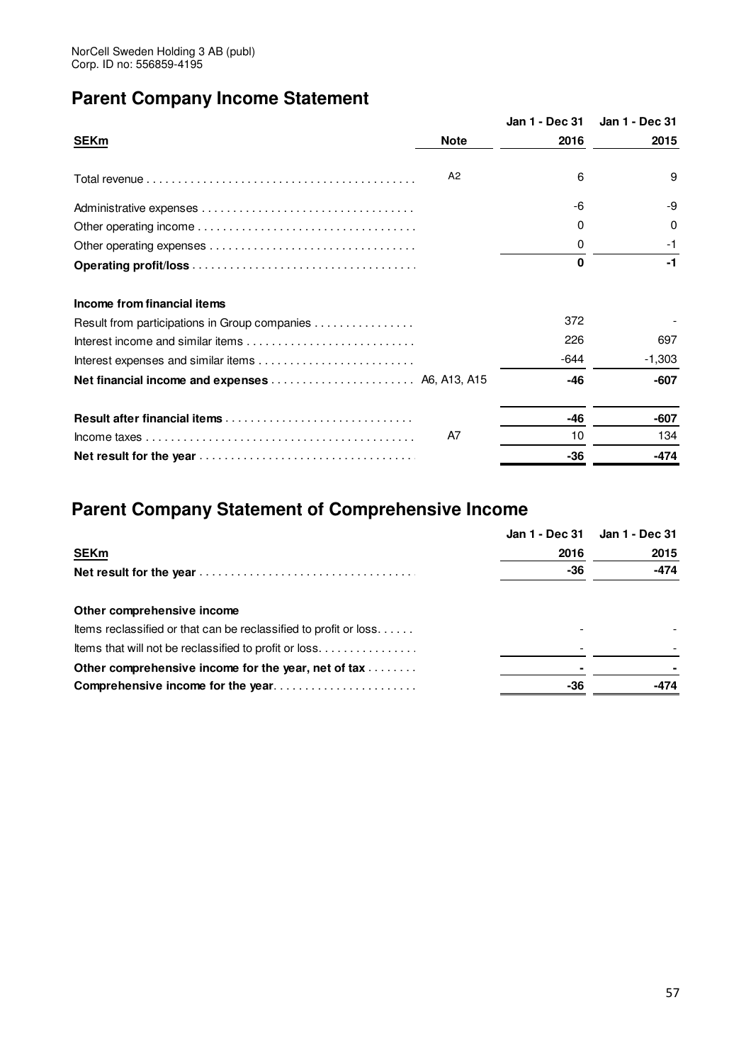NorCell Sweden Holding 3 AB (publ)
Corp. ID no: 556859-4195

## Parent Company Income Statement

| SEKm | Note | Jan 1 - Dec 31 2016 | Jan 1 - Dec 31 2015 |
|---|---|---|---|
| Total revenue | A2 | 6 | 9 |
| Administrative expenses | | -6 | -9 |
| Other operating income | | 0 | 0 |
| Other operating expenses | | 0 | -1 |
| **Operating profit/loss** | | **0** | **-1** |
| **Income from financial items** | | | |
| Result from participations in Group companies | | 372 | - |
| Interest income and similar items | | 226 | 697 |
| Interest expenses and similar items | | -644 | -1,303 |
| **Net financial income and expenses** | A6, A13, A15 | **-46** | **-607** |
| **Result after financial items** | | **-46** | **-607** |
| Income taxes | A7 | 10 | 134 |
| **Net result for the year** | | **-36** | **-474** |

## Parent Company Statement of Comprehensive Income

| SEKm | Jan 1 - Dec 31 2016 | Jan 1 - Dec 31 2015 |
|---|---|---|
| **Net result for the year** | **-36** | **-474** |
| **Other comprehensive income** | | |
| Items reclassified or that can be reclassified to profit or loss. | - | - |
| Items that will not be reclassified to profit or loss. | - | - |
| **Other comprehensive income for the year, net of tax** | **-** | **-** |
| **Comprehensive income for the year.** | **-36** | **-474** |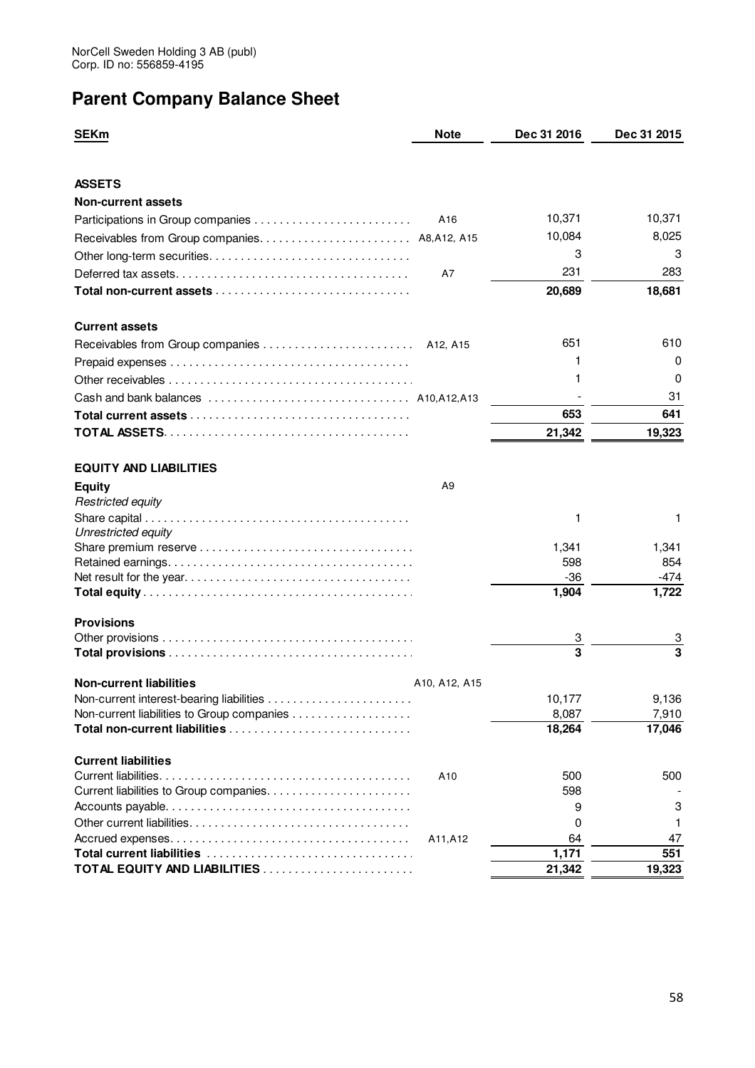NorCell Sweden Holding 3 AB (publ)
Corp. ID no: 556859-4195

# Parent Company Balance Sheet

| SEKm | Note | Dec 31 2016 | Dec 31 2015 |
|---|---|---|---|
| **ASSETS** | | | |
| **Non-current assets** | | | |
| Participations in Group companies | A16 | 10,371 | 10,371 |
| Receivables from Group companies | A8,A12, A15 | 10,084 | 8,025 |
| Other long-term securities | | 3 | 3 |
| Deferred tax assets | A7 | 231 | 283 |
| **Total non-current assets** | | **20,689** | **18,681** |
| **Current assets** | | | |
| Receivables from Group companies | A12, A15 | 651 | 610 |
| Prepaid expenses | | 1 | 0 |
| Other receivables | | 1 | 0 |
| Cash and bank balances | A10,A12,A13 | - | 31 |
| **Total current assets** | | **653** | **641** |
| **TOTAL ASSETS** | | **21,342** | **19,323** |
| **EQUITY AND LIABILITIES** | | | |
| **Equity** | A9 | | |
| *Restricted equity* | | | |
| Share capital | | 1 | 1 |
| *Unrestricted equity* | | | |
| Share premium reserve | | 1,341 | 1,341 |
| Retained earnings | | 598 | 854 |
| Net result for the year | | -36 | -474 |
| **Total equity** | | **1,904** | **1,722** |
| **Provisions** | | | |
| Other provisions | | 3 | 3 |
| **Total provisions** | | **3** | **3** |
| **Non-current liabilities** | A10, A12, A15 | | |
| Non-current interest-bearing liabilities | | 10,177 | 9,136 |
| Non-current liabilities to Group companies | | 8,087 | 7,910 |
| **Total non-current liabilities** | | **18,264** | **17,046** |
| **Current liabilities** | | | |
| Current liabilities | A10 | 500 | 500 |
| Current liabilities to Group companies | | 598 | - |
| Accounts payable | | 9 | 3 |
| Other current liabilities | | 0 | 1 |
| Accrued expenses | A11,A12 | 64 | 47 |
| **Total current liabilities** | | **1,171** | **551** |
| **TOTAL EQUITY AND LIABILITIES** | | **21,342** | **19,323** |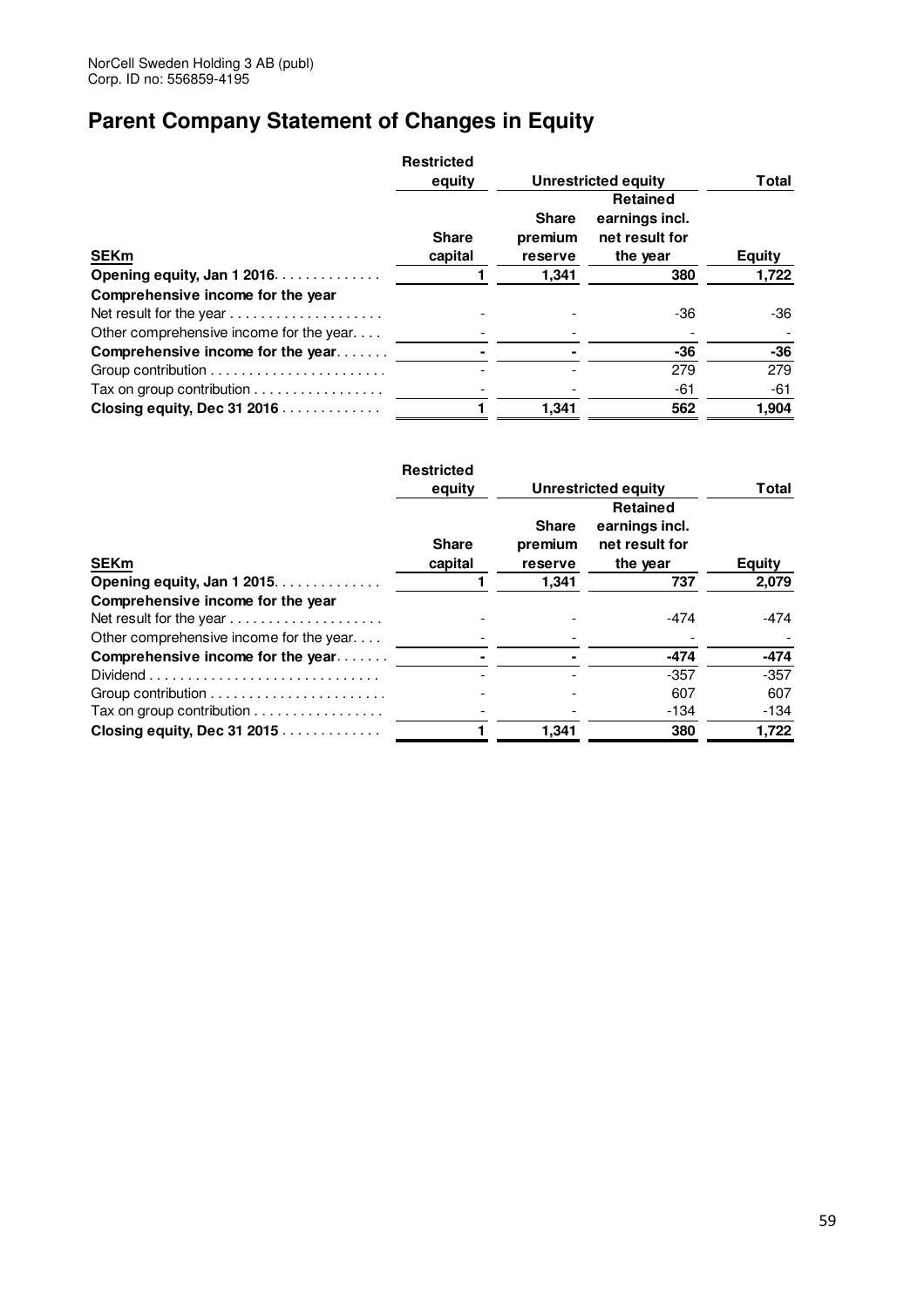NorCell Sweden Holding 3 AB (publ)
Corp. ID no: 556859-4195

# Parent Company Statement of Changes in Equity

| | Restricted equity | Unrestricted equity | | Total |
|---|---|---|---|---|
| **SEKm** | **Share capital** | **Share premium reserve** | **Retained earnings incl. net result for the year** | **Equity** |
| **Opening equity, Jan 1 2016** | **1** | **1,341** | **380** | **1,722** |
| **Comprehensive income for the year** | | | | |
| Net result for the year | - | - | -36 | -36 |
| Other comprehensive income for the year | - | - | - | - |
| **Comprehensive income for the year** | **-** | **-** | **-36** | **-36** |
| Group contribution | - | - | 279 | 279 |
| Tax on group contribution | - | - | -61 | -61 |
| **Closing equity, Dec 31 2016** | **1** | **1,341** | **562** | **1,904** |

| | Restricted equity | Unrestricted equity | | Total |
|---|---|---|---|---|
| **SEKm** | **Share capital** | **Share premium reserve** | **Retained earnings incl. net result for the year** | **Equity** |
| **Opening equity, Jan 1 2015** | **1** | **1,341** | **737** | **2,079** |
| **Comprehensive income for the year** | | | | |
| Net result for the year | - | - | -474 | -474 |
| Other comprehensive income for the year | - | - | - | - |
| **Comprehensive income for the year** | **-** | **-** | **-474** | **-474** |
| Dividend | - | - | -357 | -357 |
| Group contribution | - | - | 607 | 607 |
| Tax on group contribution | - | - | -134 | -134 |
| **Closing equity, Dec 31 2015** | **1** | **1,341** | **380** | **1,722** |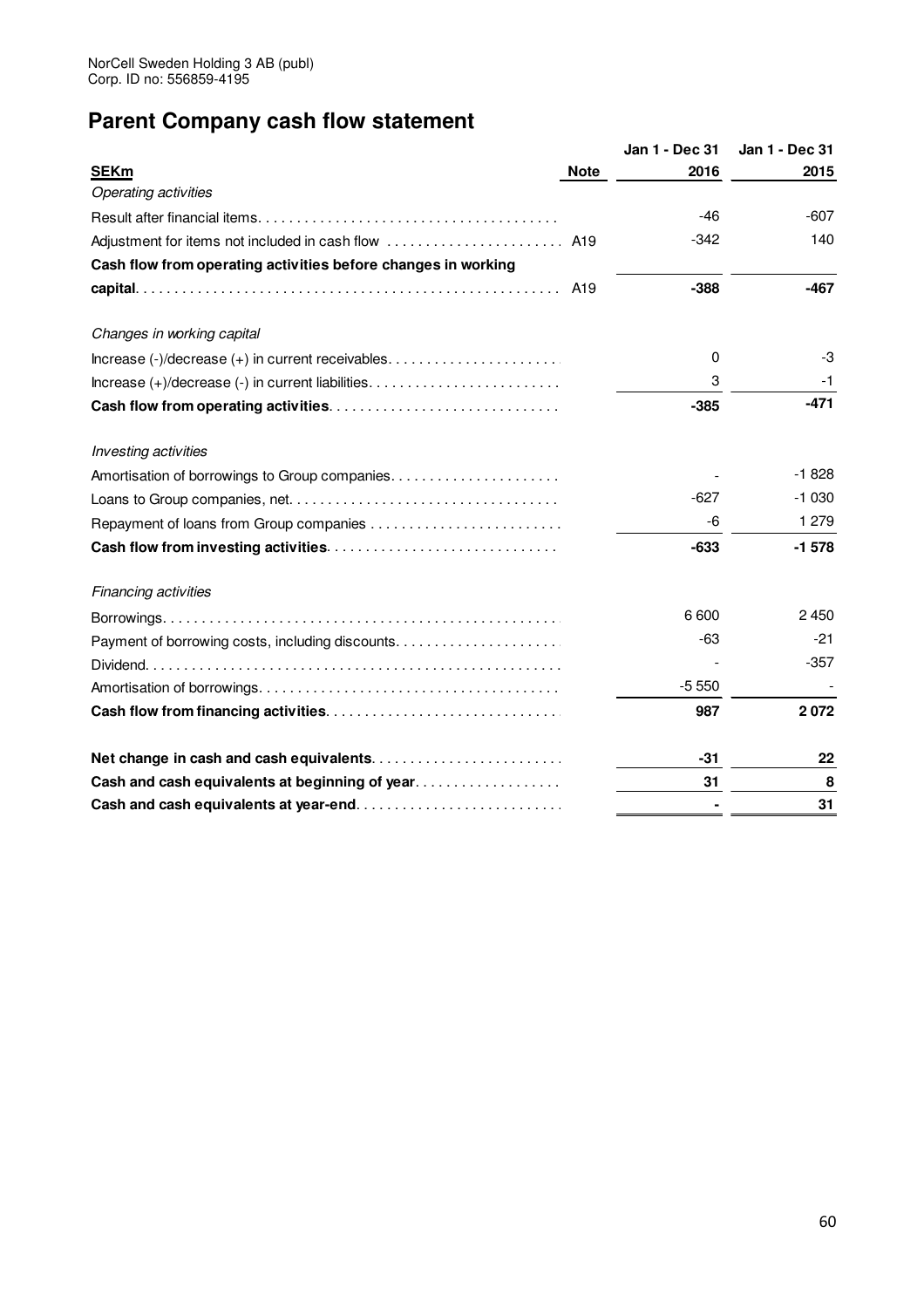NorCell Sweden Holding 3 AB (publ)
Corp. ID no: 556859-4195

# Parent Company cash flow statement

| SEKm | Note | Jan 1 - Dec 31 2016 | Jan 1 - Dec 31 2015 |
|---|---|---|---|
| *Operating activities* | | | |
| Result after financial items | | -46 | -607 |
| Adjustment for items not included in cash flow | A19 | -342 | 140 |
| **Cash flow from operating activities before changes in working capital** | A19 | **-388** | **-467** |
| | | | |
| *Changes in working capital* | | | |
| Increase (-)/decrease (+) in current receivables | | 0 | -3 |
| Increase (+)/decrease (-) in current liabilities | | 3 | -1 |
| **Cash flow from operating activities** | | **-385** | **-471** |
| | | | |
| *Investing activities* | | | |
| Amortisation of borrowings to Group companies | | - | -1 828 |
| Loans to Group companies, net | | -627 | -1 030 |
| Repayment of loans from Group companies | | -6 | 1 279 |
| **Cash flow from investing activities** | | **-633** | **-1 578** |
| | | | |
| *Financing activities* | | | |
| Borrowings | | 6 600 | 2 450 |
| Payment of borrowing costs, including discounts | | -63 | -21 |
| Dividend | | - | -357 |
| Amortisation of borrowings | | -5 550 | - |
| **Cash flow from financing activities** | | **987** | **2 072** |
| | | | |
| **Net change in cash and cash equivalents** | | **-31** | **22** |
| **Cash and cash equivalents at beginning of year** | | **31** | **8** |
| **Cash and cash equivalents at year-end** | | **-** | **31** |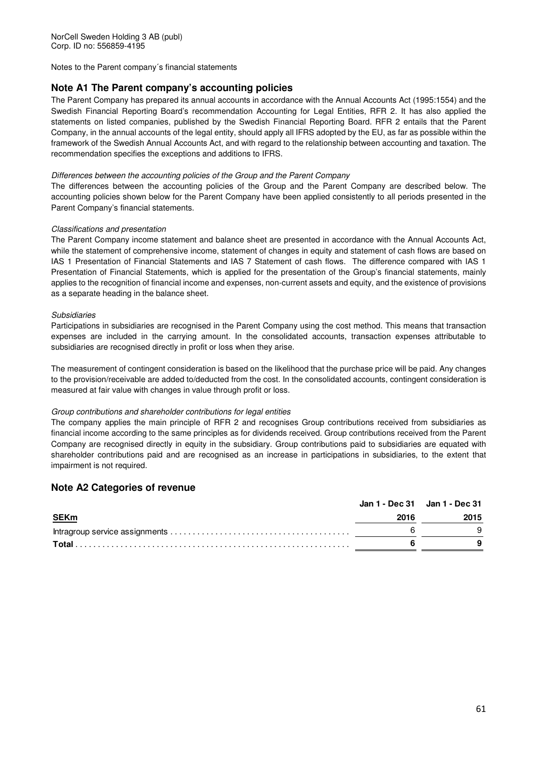NorCell Sweden Holding 3 AB (publ)
Corp. ID no: 556859-4195

Notes to the Parent company´s financial statements

## Note A1 The Parent company's accounting policies

The Parent Company has prepared its annual accounts in accordance with the Annual Accounts Act (1995:1554) and the Swedish Financial Reporting Board's recommendation Accounting for Legal Entities, RFR 2. It has also applied the statements on listed companies, published by the Swedish Financial Reporting Board. RFR 2 entails that the Parent Company, in the annual accounts of the legal entity, should apply all IFRS adopted by the EU, as far as possible within the framework of the Swedish Annual Accounts Act, and with regard to the relationship between accounting and taxation. The recommendation specifies the exceptions and additions to IFRS.

*Differences between the accounting policies of the Group and the Parent Company*

The differences between the accounting policies of the Group and the Parent Company are described below. The accounting policies shown below for the Parent Company have been applied consistently to all periods presented in the Parent Company's financial statements.

*Classifications and presentation*

The Parent Company income statement and balance sheet are presented in accordance with the Annual Accounts Act, while the statement of comprehensive income, statement of changes in equity and statement of cash flows are based on IAS 1 Presentation of Financial Statements and IAS 7 Statement of cash flows. The difference compared with IAS 1 Presentation of Financial Statements, which is applied for the presentation of the Group's financial statements, mainly applies to the recognition of financial income and expenses, non-current assets and equity, and the existence of provisions as a separate heading in the balance sheet.

*Subsidiaries*

Participations in subsidiaries are recognised in the Parent Company using the cost method. This means that transaction expenses are included in the carrying amount. In the consolidated accounts, transaction expenses attributable to subsidiaries are recognised directly in profit or loss when they arise.

The measurement of contingent consideration is based on the likelihood that the purchase price will be paid. Any changes to the provision/receivable are added to/deducted from the cost. In the consolidated accounts, contingent consideration is measured at fair value with changes in value through profit or loss.

*Group contributions and shareholder contributions for legal entities*

The company applies the main principle of RFR 2 and recognises Group contributions received from subsidiaries as financial income according to the same principles as for dividends received. Group contributions received from the Parent Company are recognised directly in equity in the subsidiary. Group contributions paid to subsidiaries are equated with shareholder contributions paid and are recognised as an increase in participations in subsidiaries, to the extent that impairment is not required.

## Note A2 Categories of revenue

| SEKm | Jan 1 - Dec 31 2016 | Jan 1 - Dec 31 2015 |
|---|---|---|
| Intragroup service assignments | 6 | 9 |
| **Total** | **6** | **9** |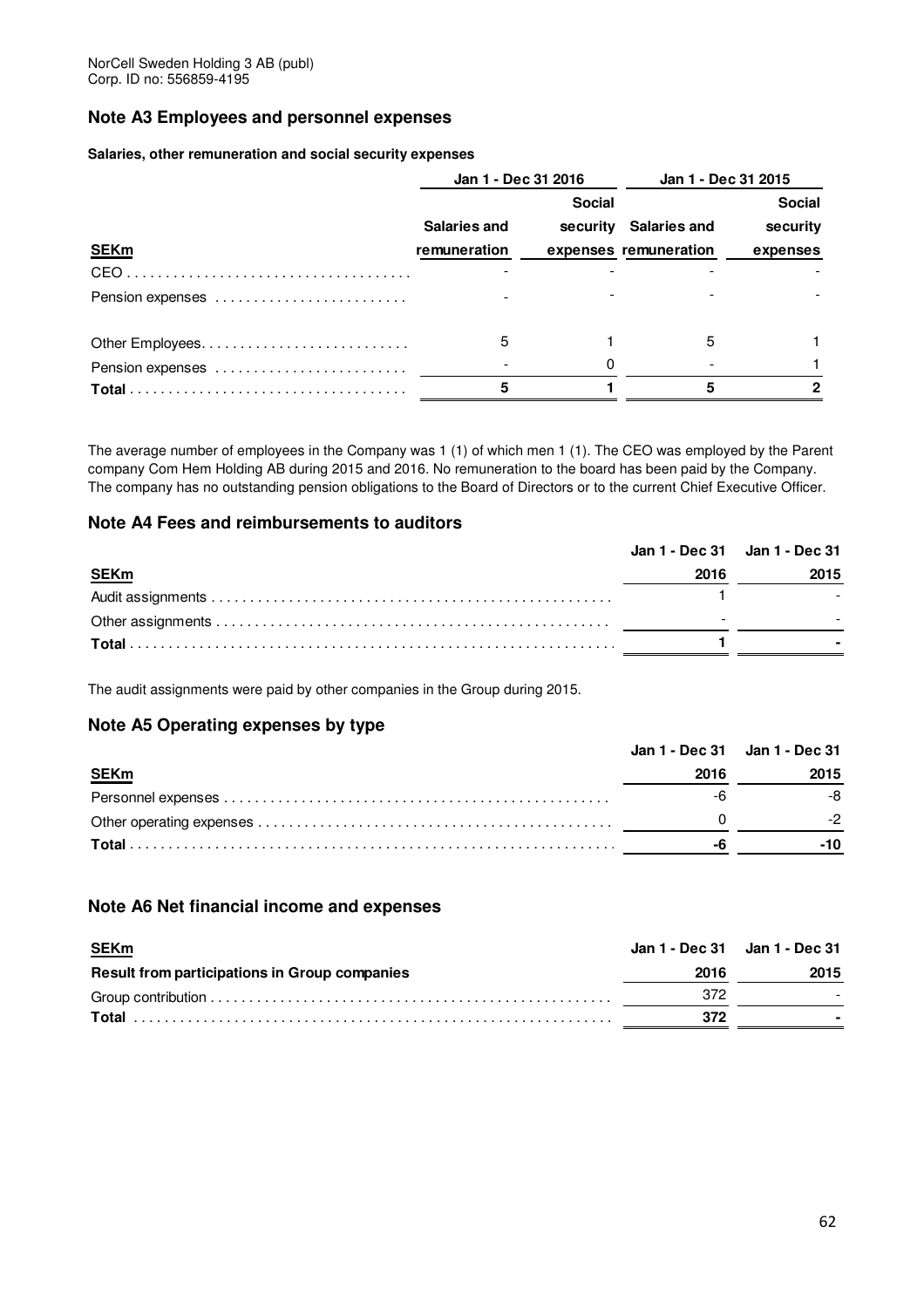NorCell Sweden Holding 3 AB (publ)
Corp. ID no: 556859-4195

## Note A3 Employees and personnel expenses

**Salaries, other remuneration and social security expenses**

| | Jan 1 - Dec 31 2016 | | Jan 1 - Dec 31 2015 | |
|---|---|---|---|---|
| **SEKm** | **Salaries and remuneration** | **Social security expenses** | **Salaries and remuneration** | **Social security expenses** |
| CEO | - | - | - | - |
| Pension expenses | - | - | - | - |
| Other Employees | 5 | 1 | 5 | 1 |
| Pension expenses | - | 0 | - | 1 |
| **Total** | **5** | **1** | **5** | **2** |

The average number of employees in the Company was 1 (1) of which men 1 (1). The CEO was employed by the Parent company Com Hem Holding AB during 2015 and 2016. No remuneration to the board has been paid by the Company. The company has no outstanding pension obligations to the Board of Directors or to the current Chief Executive Officer.

## Note A4 Fees and reimbursements to auditors

| **SEKm** | **Jan 1 - Dec 31 2016** | **Jan 1 - Dec 31 2015** |
|---|---|---|
| Audit assignments | 1 | - |
| Other assignments | - | - |
| **Total** | **1** | **-** |

The audit assignments were paid by other companies in the Group during 2015.

## Note A5 Operating expenses by type

| **SEKm** | **Jan 1 - Dec 31 2016** | **Jan 1 - Dec 31 2015** |
|---|---|---|
| Personnel expenses | -6 | -8 |
| Other operating expenses | 0 | -2 |
| **Total** | **-6** | **-10** |

## Note A6 Net financial income and expenses

| **SEKm** | **Jan 1 - Dec 31** | **Jan 1 - Dec 31** |
|---|---|---|
| **Result from participations in Group companies** | **2016** | **2015** |
| Group contribution | 372 | - |
| **Total** | **372** | **-** |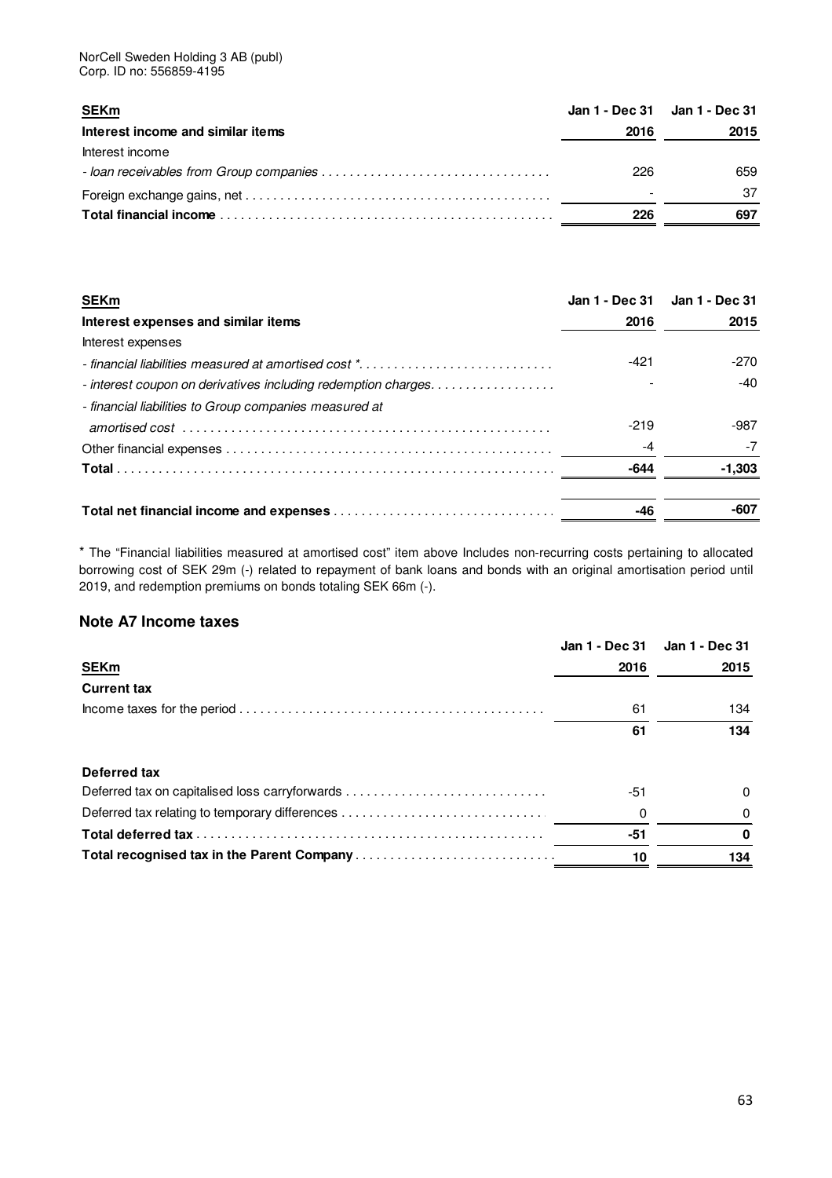NorCell Sweden Holding 3 AB (publ)
Corp. ID no: 556859-4195

| SEKm | Jan 1 - Dec 31 | Jan 1 - Dec 31 |
|---|---|---|
| **Interest income and similar items** | **2016** | **2015** |
| Interest income | | |
| *- loan receivables from Group companies* | 226 | 659 |
| Foreign exchange gains, net | - | 37 |
| **Total financial income** | **226** | **697** |

| SEKm | Jan 1 - Dec 31 | Jan 1 - Dec 31 |
|---|---|---|
| **Interest expenses and similar items** | **2016** | **2015** |
| Interest expenses | | |
| *- financial liabilities measured at amortised cost ** | -421 | -270 |
| *- interest coupon on derivatives including redemption charges.* | - | -40 |
| *- financial liabilities to Group companies measured at amortised cost* | -219 | -987 |
| Other financial expenses | -4 | -7 |
| **Total** | **-644** | **-1,303** |
| | | |
| **Total net financial income and expenses** | **-46** | **-607** |

* The "Financial liabilities measured at amortised cost" item above Includes non-recurring costs pertaining to allocated borrowing cost of SEK 29m (-) related to repayment of bank loans and bonds with an original amortisation period until 2019, and redemption premiums on bonds totaling SEK 66m (-).

## Note A7 Income taxes

| SEKm | Jan 1 - Dec 31 2016 | Jan 1 - Dec 31 2015 |
|---|---|---|
| **Current tax** | | |
| Income taxes for the period | 61 | 134 |
| | **61** | **134** |
| | | |
| **Deferred tax** | | |
| Deferred tax on capitalised loss carryforwards | -51 | 0 |
| Deferred tax relating to temporary differences | 0 | 0 |
| **Total deferred tax** | **-51** | **0** |
| **Total recognised tax in the Parent Company** | **10** | **134** |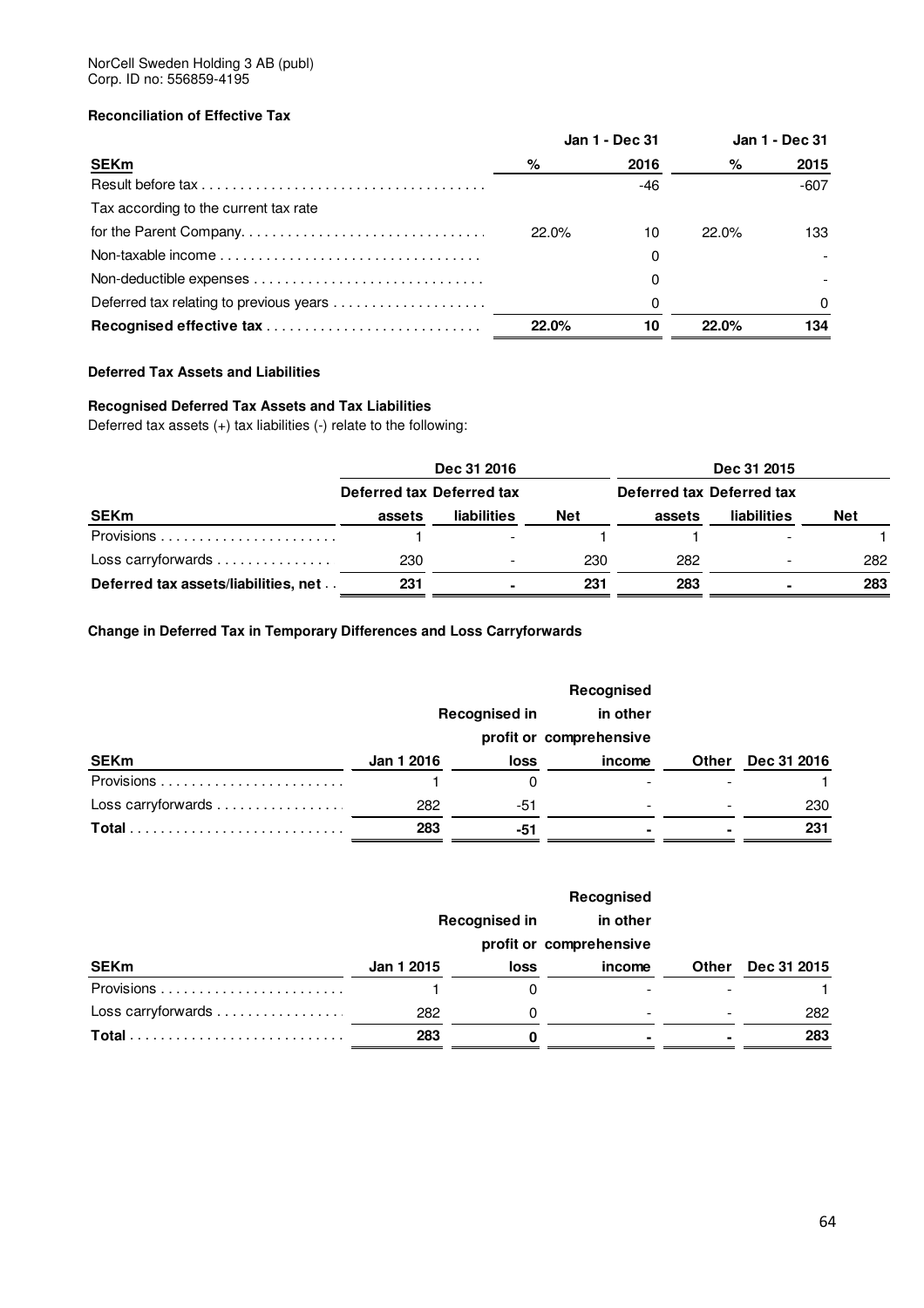NorCell Sweden Holding 3 AB (publ)
Corp. ID no: 556859-4195

**Reconciliation of Effective Tax**

| SEKm | Jan 1 - Dec 31 % | 2016 | Jan 1 - Dec 31 % | 2015 |
|---|---|---|---|---|
| Result before tax | | -46 | | -607 |
| Tax according to the current tax rate for the Parent Company | 22.0% | 10 | 22.0% | 133 |
| Non-taxable income | | 0 | | - |
| Non-deductible expenses | | 0 | | - |
| Deferred tax relating to previous years | | 0 | | 0 |
| **Recognised effective tax** | **22.0%** | **10** | **22.0%** | **134** |

**Deferred Tax Assets and Liabilities**

**Recognised Deferred Tax Assets and Tax Liabilities**

Deferred tax assets (+) tax liabilities (-) relate to the following:

| | Dec 31 2016 | | | Dec 31 2015 | | |
|---|---|---|---|---|---|---|
| SEKm | Deferred tax assets | Deferred tax liabilities | Net | Deferred tax assets | Deferred tax liabilities | Net |
| Provisions | 1 | - | 1 | 1 | - | 1 |
| Loss carryforwards | 230 | - | 230 | 282 | - | 282 |
| **Deferred tax assets/liabilities, net** | **231** | **-** | **231** | **283** | **-** | **283** |

**Change in Deferred Tax in Temporary Differences and Loss Carryforwards**

| SEKm | Jan 1 2016 | Recognised in profit or loss | Recognised in other comprehensive income | Other | Dec 31 2016 |
|---|---|---|---|---|---|
| Provisions | 1 | 0 | - | - | 1 |
| Loss carryforwards | 282 | -51 | - | - | 230 |
| **Total** | **283** | **-51** | **-** | **-** | **231** |

| SEKm | Jan 1 2015 | Recognised in profit or loss | Recognised in other comprehensive income | Other | Dec 31 2015 |
|---|---|---|---|---|---|
| Provisions | 1 | 0 | - | - | 1 |
| Loss carryforwards | 282 | 0 | - | - | 282 |
| **Total** | **283** | **0** | **-** | **-** | **283** |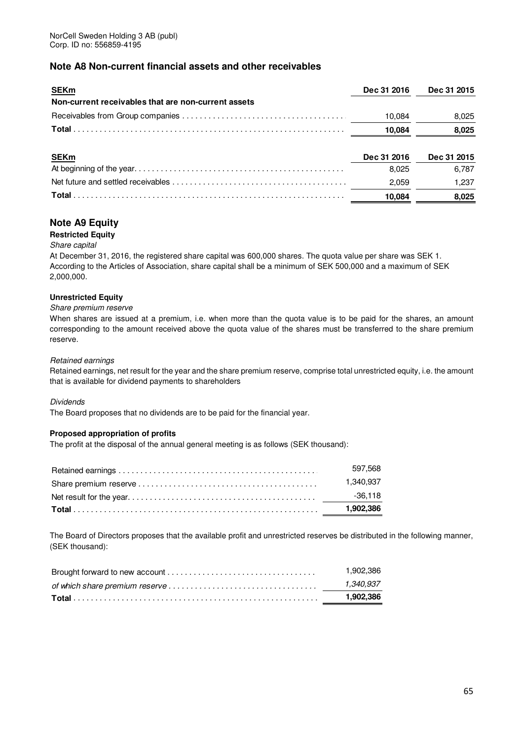NorCell Sweden Holding 3 AB (publ)
Corp. ID no: 556859-4195

## Note A8 Non-current financial assets and other receivables

| SEKm | Dec 31 2016 | Dec 31 2015 |
|---|---|---|
| **Non-current receivables that are non-current assets** | | |
| Receivables from Group companies | 10,084 | 8,025 |
| **Total** | **10,084** | **8,025** |

| SEKm | Dec 31 2016 | Dec 31 2015 |
|---|---|---|
| At beginning of the year | 8,025 | 6,787 |
| Net future and settled receivables | 2,059 | 1,237 |
| **Total** | **10,084** | **8,025** |

## Note A9 Equity

**Restricted Equity**

*Share capital*

At December 31, 2016, the registered share capital was 600,000 shares. The quota value per share was SEK 1. According to the Articles of Association, share capital shall be a minimum of SEK 500,000 and a maximum of SEK 2,000,000.

**Unrestricted Equity**

*Share premium reserve*

When shares are issued at a premium, i.e. when more than the quota value is to be paid for the shares, an amount corresponding to the amount received above the quota value of the shares must be transferred to the share premium reserve.

*Retained earnings*

Retained earnings, net result for the year and the share premium reserve, comprise total unrestricted equity, i.e. the amount that is available for dividend payments to shareholders

*Dividends*

The Board proposes that no dividends are to be paid for the financial year.

**Proposed appropriation of profits**

The profit at the disposal of the annual general meeting is as follows (SEK thousand):

| | |
|---|---|
| Retained earnings | 597,568 |
| Share premium reserve | 1,340,937 |
| Net result for the year | -36,118 |
| **Total** | **1,902,386** |

The Board of Directors proposes that the available profit and unrestricted reserves be distributed in the following manner, (SEK thousand):

| | |
|---|---|
| Brought forward to new account | 1,902,386 |
| *of which share premium reserve* | *1,340,937* |
| **Total** | **1,902,386** |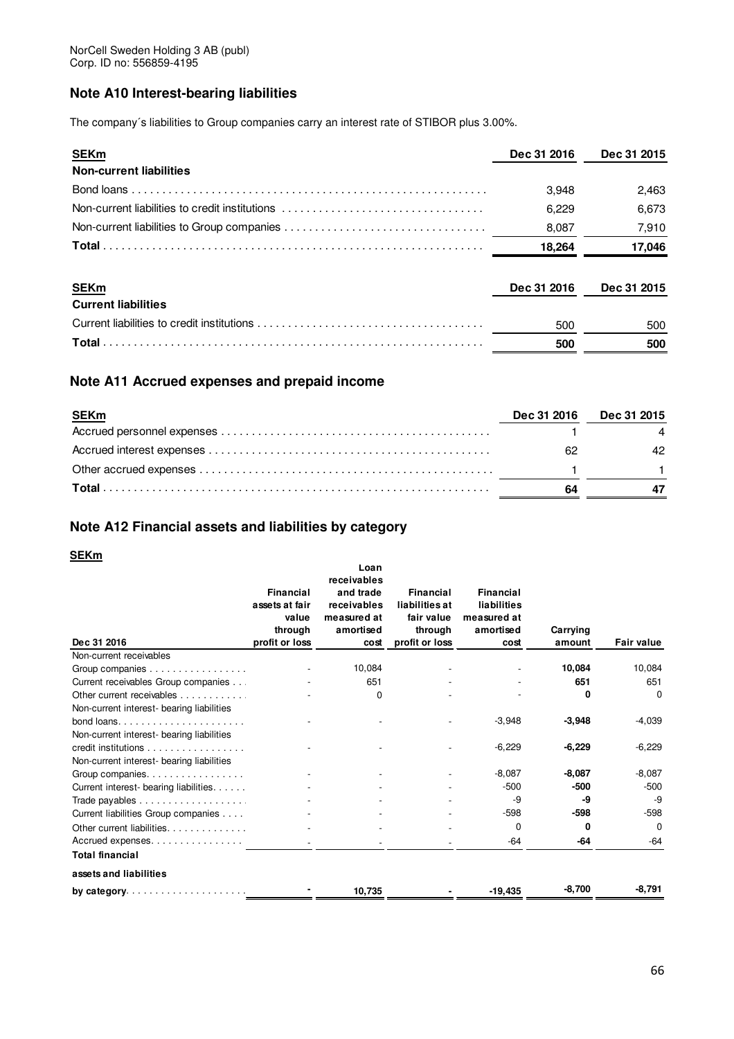NorCell Sweden Holding 3 AB (publ)
Corp. ID no: 556859-4195

## Note A10 Interest-bearing liabilities

The company´s liabilities to Group companies carry an interest rate of STIBOR plus 3.00%.

| SEKm | Dec 31 2016 | Dec 31 2015 |
|---|---|---|
| **Non-current liabilities** | | |
| Bond loans | 3,948 | 2,463 |
| Non-current liabilities to credit institutions | 6,229 | 6,673 |
| Non-current liabilities to Group companies | 8,087 | 7,910 |
| **Total** | **18,264** | **17,046** |

| SEKm | Dec 31 2016 | Dec 31 2015 |
|---|---|---|
| **Current liabilities** | | |
| Current liabilities to credit institutions | 500 | 500 |
| **Total** | **500** | **500** |

## Note A11 Accrued expenses and prepaid income

| SEKm | Dec 31 2016 | Dec 31 2015 |
|---|---|---|
| Accrued personnel expenses | 1 | 4 |
| Accrued interest expenses | 62 | 42 |
| Other accrued expenses | 1 | 1 |
| **Total** | **64** | **47** |

## Note A12 Financial assets and liabilities by category

**SEKm**

| Dec 31 2016 | Financial assets at fair value through profit or loss | Loan receivables and trade receivables measured at amortised cost | Financial liabilities at fair value through profit or loss | Financial liabilities measured at amortised cost | Carrying amount | Fair value |
|---|---|---|---|---|---|---|
| Non-current receivables | | | | | | |
| Group companies | - | 10,084 | - | - | **10,084** | 10,084 |
| Current receivables Group companies | - | 651 | - | - | **651** | 651 |
| Other current receivables | - | 0 | - | - | **0** | 0 |
| Non-current interest- bearing liabilities bond loans | - | - | - | -3,948 | **-3,948** | -4,039 |
| Non-current interest- bearing liabilities credit institutions | - | - | - | -6,229 | **-6,229** | -6,229 |
| Non-current interest- bearing liabilities Group companies | - | - | - | -8,087 | **-8,087** | -8,087 |
| Current interest- bearing liabilities | - | - | - | -500 | **-500** | -500 |
| Trade payables | - | - | - | -9 | **-9** | -9 |
| Current liabilities Group companies | - | - | - | -598 | **-598** | -598 |
| Other current liabilities | - | - | - | 0 | **0** | 0 |
| Accrued expenses | - | - | - | -64 | **-64** | -64 |
| **Total financial assets and liabilities by category** | **-** | **10,735** | **-** | **-19,435** | **-8,700** | **-8,791** |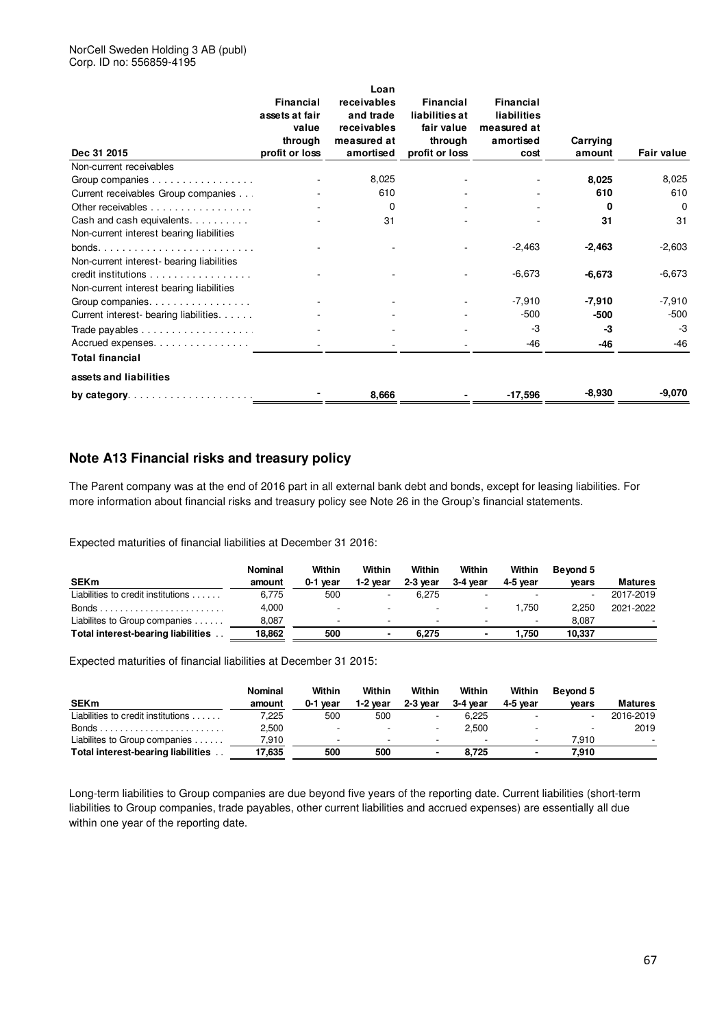NorCell Sweden Holding 3 AB (publ)
Corp. ID no: 556859-4195

| Dec 31 2015 | Financial assets at fair value through profit or loss | Loan receivables and trade receivables measured at amortised | Financial liabilities at fair value through profit or loss | Financial liabilities measured at amortised cost | Carrying amount | Fair value |
|---|---|---|---|---|---|---|
| Non-current receivables | | | | | | |
| Group companies | - | 8,025 | - | - | **8,025** | 8,025 |
| Current receivables Group companies | - | 610 | - | - | **610** | 610 |
| Other receivables | - | 0 | - | - | **0** | 0 |
| Cash and cash equivalents | - | 31 | - | - | **31** | 31 |
| Non-current interest bearing liabilities bonds | - | - | - | -2,463 | **-2,463** | -2,603 |
| Non-current interest- bearing liabilities credit institutions | - | - | - | -6,673 | **-6,673** | -6,673 |
| Non-current interest bearing liabilities Group companies | - | - | - | -7,910 | **-7,910** | -7,910 |
| Current interest- bearing liabilities | - | - | - | -500 | **-500** | -500 |
| Trade payables | - | - | - | -3 | **-3** | -3 |
| Accrued expenses | - | - | - | -46 | **-46** | -46 |
| **Total financial assets and liabilities by category** | **-** | **8,666** | **-** | **-17,596** | **-8,930** | **-9,070** |

## Note A13 Financial risks and treasury policy

The Parent company was at the end of 2016 part in all external bank debt and bonds, except for leasing liabilities. For more information about financial risks and treasury policy see Note 26 in the Group's financial statements.

Expected maturities of financial liabilities at December 31 2016:

| SEKm | Nominal amount | Within 0-1 year | Within 1-2 year | Within 2-3 year | Within 3-4 year | Within 4-5 year | Beyond 5 years | Matures |
|---|---|---|---|---|---|---|---|---|
| Liabilities to credit institutions | 6,775 | 500 | - | 6,275 | - | - | - | 2017-2019 |
| Bonds | 4,000 | - | - | - | - | 1,750 | 2,250 | 2021-2022 |
| Liabilites to Group companies | 8,087 | - | - | - | - | - | 8,087 | - |
| **Total interest-bearing liabilities** | **18,862** | **500** | **-** | **6,275** | **-** | **1,750** | **10,337** | |

Expected maturities of financial liabilities at December 31 2015:

| SEKm | Nominal amount | Within 0-1 year | Within 1-2 year | Within 2-3 year | Within 3-4 year | Within 4-5 year | Beyond 5 years | Matures |
|---|---|---|---|---|---|---|---|---|
| Liabilities to credit institutions | 7,225 | 500 | 500 | - | 6,225 | - | - | 2016-2019 |
| Bonds | 2,500 | - | - | - | 2,500 | - | - | 2019 |
| Liabilites to Group companies | 7,910 | - | - | - | - | - | 7,910 | - |
| **Total interest-bearing liabilities** | **17,635** | **500** | **500** | **-** | **8,725** | **-** | **7,910** | |

Long-term liabilities to Group companies are due beyond five years of the reporting date. Current liabilities (short-term liabilities to Group companies, trade payables, other current liabilities and accrued expenses) are essentially all due within one year of the reporting date.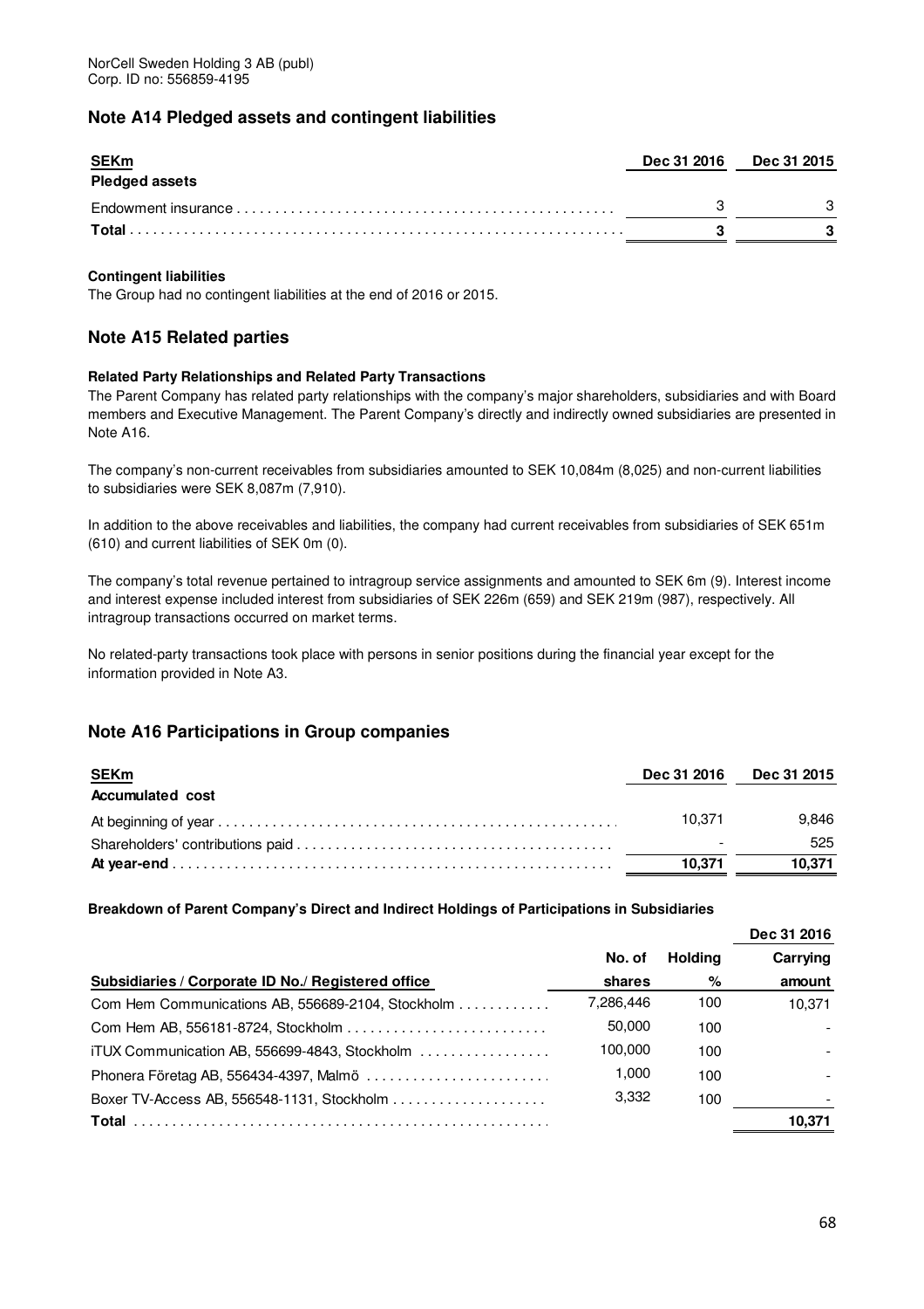NorCell Sweden Holding 3 AB (publ)
Corp. ID no: 556859-4195

## Note A14 Pledged assets and contingent liabilities

| SEKm | Dec 31 2016 | Dec 31 2015 |
|---|---|---|
| **Pledged assets** | | |
| Endowment insurance | 3 | 3 |
| **Total** | **3** | **3** |

**Contingent liabilities**

The Group had no contingent liabilities at the end of 2016 or 2015.

## Note A15 Related parties

**Related Party Relationships and Related Party Transactions**

The Parent Company has related party relationships with the company's major shareholders, subsidiaries and with Board members and Executive Management. The Parent Company's directly and indirectly owned subsidiaries are presented in Note A16.

The company's non-current receivables from subsidiaries amounted to SEK 10,084m (8,025) and non-current liabilities to subsidiaries were SEK 8,087m (7,910).

In addition to the above receivables and liabilities, the company had current receivables from subsidiaries of SEK 651m (610) and current liabilities of SEK 0m (0).

The company's total revenue pertained to intragroup service assignments and amounted to SEK 6m (9). Interest income and interest expense included interest from subsidiaries of SEK 226m (659) and SEK 219m (987), respectively. All intragroup transactions occurred on market terms.

No related-party transactions took place with persons in senior positions during the financial year except for the information provided in Note A3.

## Note A16 Participations in Group companies

| SEKm | Dec 31 2016 | Dec 31 2015 |
|---|---|---|
| **Accumulated cost** | | |
| At beginning of year | 10,371 | 9,846 |
| Shareholders' contributions paid | - | 525 |
| **At year-end** | **10,371** | **10,371** |

**Breakdown of Parent Company's Direct and Indirect Holdings of Participations in Subsidiaries**

| | | | Dec 31 2016 |
|---|---|---|---|
| Subsidiaries / Corporate ID No./ Registered office | No. of shares | Holding % | Carrying amount |
| Com Hem Communications AB, 556689-2104, Stockholm | 7,286,446 | 100 | 10,371 |
| Com Hem AB, 556181-8724, Stockholm | 50,000 | 100 | - |
| iTUX Communication AB, 556699-4843, Stockholm | 100,000 | 100 | - |
| Phonera Företag AB, 556434-4397, Malmö | 1,000 | 100 | - |
| Boxer TV-Access AB, 556548-1131, Stockholm | 3,332 | 100 | - |
| **Total** | | | **10,371** |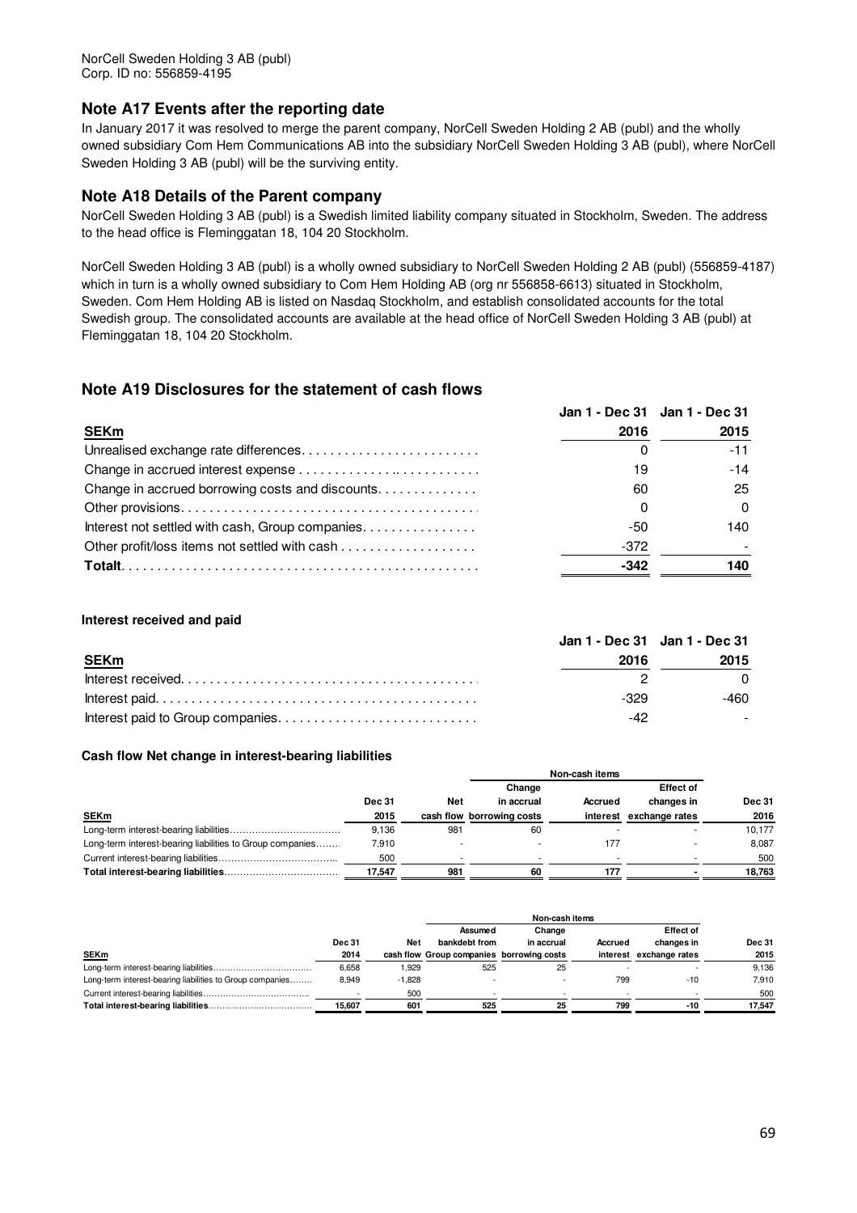NorCell Sweden Holding 3 AB (publ)
Corp. ID no: 556859-4195

## Note A17 Events after the reporting date

In January 2017 it was resolved to merge the parent company, NorCell Sweden Holding 2 AB (publ) and the wholly owned subsidiary Com Hem Communications AB into the subsidiary NorCell Sweden Holding 3 AB (publ), where NorCell Sweden Holding 3 AB (publ) will be the surviving entity.

## Note A18 Details of the Parent company

NorCell Sweden Holding 3 AB (publ) is a Swedish limited liability company situated in Stockholm, Sweden. The address to the head office is Fleminggatan 18, 104 20 Stockholm.

NorCell Sweden Holding 3 AB (publ) is a wholly owned subsidiary to NorCell Sweden Holding 2 AB (publ) (556859-4187) which in turn is a wholly owned subsidiary to Com Hem Holding AB (org nr 556858-6613) situated in Stockholm, Sweden. Com Hem Holding AB is listed on Nasdaq Stockholm, and establish consolidated accounts for the total Swedish group. The consolidated accounts are available at the head office of NorCell Sweden Holding 3 AB (publ) at Fleminggatan 18, 104 20 Stockholm.

## Note A19 Disclosures for the statement of cash flows

| SEKm | Jan 1 - Dec 31 2016 | Jan 1 - Dec 31 2015 |
|---|---|---|
| Unrealised exchange rate differences | 0 | -11 |
| Change in accrued interest expense | 19 | -14 |
| Change in accrued borrowing costs and discounts | 60 | 25 |
| Other provisions | 0 | 0 |
| Interest not settled with cash, Group companies | -50 | 140 |
| Other profit/loss items not settled with cash | -372 | - |
| **Totalt** | **-342** | **140** |

**Interest received and paid**

| SEKm | Jan 1 - Dec 31 2016 | Jan 1 - Dec 31 2015 |
|---|---|---|
| Interest received | 2 | 0 |
| Interest paid | -329 | -460 |
| Interest paid to Group companies | -42 | - |

**Cash flow Net change in interest-bearing liabilities**

| | | | Non-cash items | | | |
|---|---|---|---|---|---|---|
| SEKm | Dec 31 2015 | Net cash flow | Change in accrual borrowing costs | Accrued interest | Effect of changes in exchange rates | Dec 31 2016 |
| Long-term interest-bearing liabilities | 9,136 | 981 | 60 | - | - | 10,177 |
| Long-term interest-bearing liabilities to Group companies | 7,910 | - | - | 177 | - | 8,087 |
| Current interest-bearing liabilities | 500 | - | - | - | - | 500 |
| **Total interest-bearing liabilities** | **17,547** | **981** | **60** | **177** | **-** | **18,763** |

| | | | Non-cash items | | | | |
|---|---|---|---|---|---|---|---|
| SEKm | Dec 31 2014 | Net cash flow | Assumed bankdebt from Group companies | Change in accrual borrowing costs | Accrued interest | Effect of changes in exchange rates | Dec 31 2015 |
| Long-term interest-bearing liabilities | 6,658 | 1,929 | 525 | 25 | - | - | 9,136 |
| Long-term interest-bearing liabilities to Group companies | 8,949 | -1,828 | - | - | 799 | -10 | 7,910 |
| Current interest-bearing liabilities | - | 500 | - | - | - | - | 500 |
| **Total interest-bearing liabilities** | **15,607** | **601** | **525** | **25** | **799** | **-10** | **17,547** |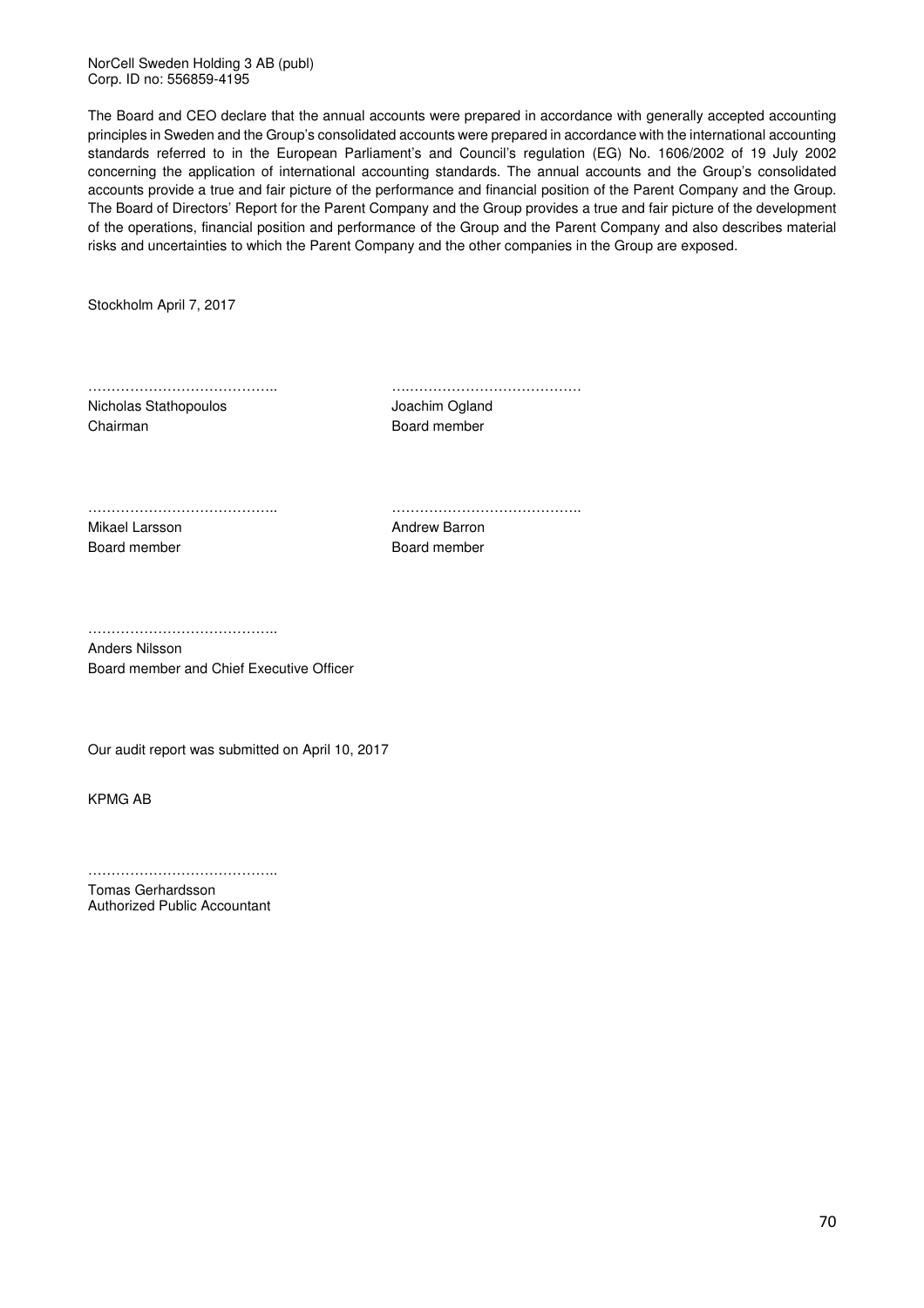NorCell Sweden Holding 3 AB (publ)
Corp. ID no: 556859-4195

The Board and CEO declare that the annual accounts were prepared in accordance with generally accepted accounting principles in Sweden and the Group's consolidated accounts were prepared in accordance with the international accounting standards referred to in the European Parliament's and Council's regulation (EG) No. 1606/2002 of 19 July 2002 concerning the application of international accounting standards. The annual accounts and the Group's consolidated accounts provide a true and fair picture of the performance and financial position of the Parent Company and the Group. The Board of Directors' Report for the Parent Company and the Group provides a true and fair picture of the development of the operations, financial position and performance of the Group and the Parent Company and also describes material risks and uncertainties to which the Parent Company and the other companies in the Group are exposed.

Stockholm April 7, 2017

………………………………..
Nicholas Stathopoulos
Chairman

………………………………..
Joachim Ogland
Board member

………………………………..
Mikael Larsson
Board member

………………………………..
Andrew Barron
Board member

………………………………..
Anders Nilsson
Board member and Chief Executive Officer

Our audit report was submitted on April 10, 2017

KPMG AB

………………………………..
Tomas Gerhardsson
Authorized Public Accountant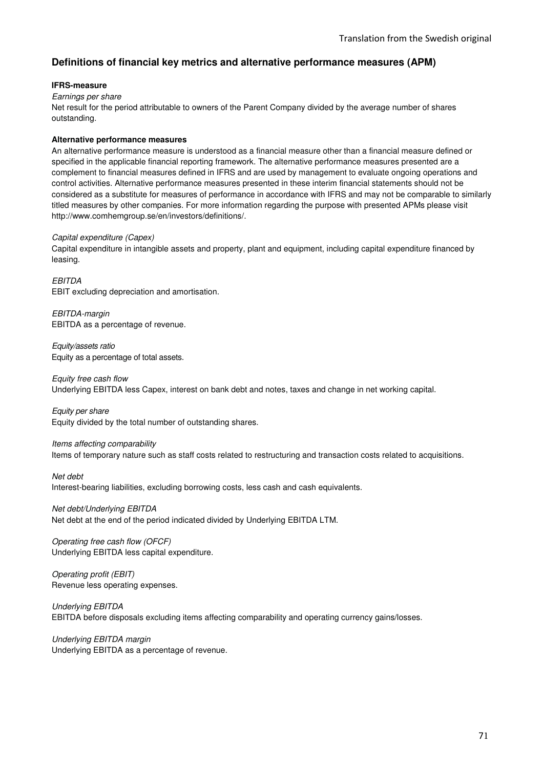## Definitions of financial key metrics and alternative performance measures (APM)

**IFRS-measure**

*Earnings per share*
Net result for the period attributable to owners of the Parent Company divided by the average number of shares outstanding.

**Alternative performance measures**

An alternative performance measure is understood as a financial measure other than a financial measure defined or specified in the applicable financial reporting framework. The alternative performance measures presented are a complement to financial measures defined in IFRS and are used by management to evaluate ongoing operations and control activities. Alternative performance measures presented in these interim financial statements should not be considered as a substitute for measures of performance in accordance with IFRS and may not be comparable to similarly titled measures by other companies. For more information regarding the purpose with presented APMs please visit http://www.comhemgroup.se/en/investors/definitions/.

*Capital expenditure (Capex)*
Capital expenditure in intangible assets and property, plant and equipment, including capital expenditure financed by leasing.

*EBITDA*
EBIT excluding depreciation and amortisation.

*EBITDA-margin*
EBITDA as a percentage of revenue.

*Equity/assets ratio*
Equity as a percentage of total assets.

*Equity free cash flow*
Underlying EBITDA less Capex, interest on bank debt and notes, taxes and change in net working capital.

*Equity per share*
Equity divided by the total number of outstanding shares.

*Items affecting comparability*
Items of temporary nature such as staff costs related to restructuring and transaction costs related to acquisitions.

*Net debt*
Interest-bearing liabilities, excluding borrowing costs, less cash and cash equivalents.

*Net debt/Underlying EBITDA*
Net debt at the end of the period indicated divided by Underlying EBITDA LTM.

*Operating free cash flow (OFCF)*
Underlying EBITDA less capital expenditure.

*Operating profit (EBIT)*
Revenue less operating expenses.

*Underlying EBITDA*
EBITDA before disposals excluding items affecting comparability and operating currency gains/losses.

*Underlying EBITDA margin*
Underlying EBITDA as a percentage of revenue.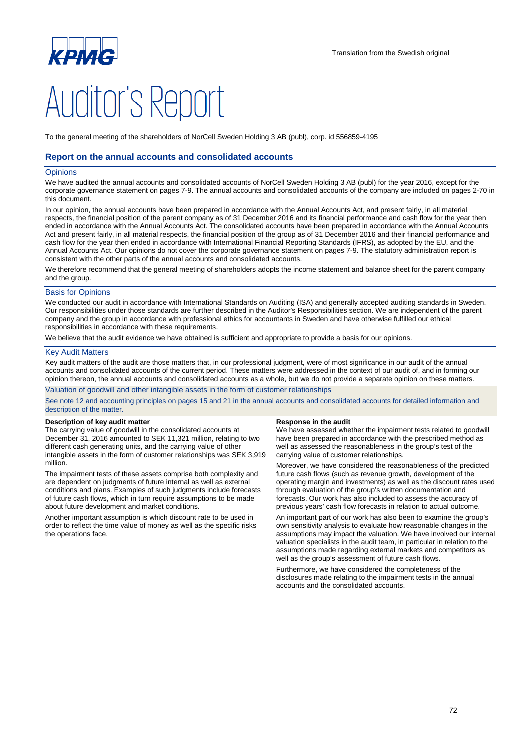Translation from the Swedish original

# Auditor's Report

To the general meeting of the shareholders of NorCell Sweden Holding 3 AB (publ), corp. id 556859-4195

## Report on the annual accounts and consolidated accounts

### Opinions

We have audited the annual accounts and consolidated accounts of NorCell Sweden Holding 3 AB (publ) for the year 2016, except for the corporate governance statement on pages 7-9. The annual accounts and consolidated accounts of the company are included on pages 2-70 in this document.

In our opinion, the annual accounts have been prepared in accordance with the Annual Accounts Act, and present fairly, in all material respects, the financial position of the parent company as of 31 December 2016 and its financial performance and cash flow for the year then ended in accordance with the Annual Accounts Act. The consolidated accounts have been prepared in accordance with the Annual Accounts Act and present fairly, in all material respects, the financial position of the group as of 31 December 2016 and their financial performance and cash flow for the year then ended in accordance with International Financial Reporting Standards (IFRS), as adopted by the EU, and the Annual Accounts Act. Our opinions do not cover the corporate governance statement on pages 7-9. The statutory administration report is consistent with the other parts of the annual accounts and consolidated accounts.

We therefore recommend that the general meeting of shareholders adopts the income statement and balance sheet for the parent company and the group.

### Basis for Opinions

We conducted our audit in accordance with International Standards on Auditing (ISA) and generally accepted auditing standards in Sweden. Our responsibilities under those standards are further described in the Auditor's Responsibilities section. We are independent of the parent company and the group in accordance with professional ethics for accountants in Sweden and have otherwise fulfilled our ethical responsibilities in accordance with these requirements.

We believe that the audit evidence we have obtained is sufficient and appropriate to provide a basis for our opinions.

### Key Audit Matters

Key audit matters of the audit are those matters that, in our professional judgment, were of most significance in our audit of the annual accounts and consolidated accounts of the current period. These matters were addressed in the context of our audit of, and in forming our opinion thereon, the annual accounts and consolidated accounts as a whole, but we do not provide a separate opinion on these matters.

#### Valuation of goodwill and other intangible assets in the form of customer relationships

See note 12 and accounting principles on pages 15 and 21 in the annual accounts and consolidated accounts for detailed information and description of the matter.

**Description of key audit matter**

The carrying value of goodwill in the consolidated accounts at December 31, 2016 amounted to SEK 11,321 million, relating to two different cash generating units, and the carrying value of other intangible assets in the form of customer relationships was SEK 3,919 million.

The impairment tests of these assets comprise both complexity and are dependent on judgments of future internal as well as external conditions and plans. Examples of such judgments include forecasts of future cash flows, which in turn require assumptions to be made about future development and market conditions.

Another important assumption is which discount rate to be used in order to reflect the time value of money as well as the specific risks the operations face.

**Response in the audit**

We have assessed whether the impairment tests related to goodwill have been prepared in accordance with the prescribed method as well as assessed the reasonableness in the group's test of the carrying value of customer relationships.

Moreover, we have considered the reasonableness of the predicted future cash flows (such as revenue growth, development of the operating margin and investments) as well as the discount rates used through evaluation of the group's written documentation and forecasts. Our work has also included to assess the accuracy of previous years' cash flow forecasts in relation to actual outcome.

An important part of our work has also been to examine the group's own sensitivity analysis to evaluate how reasonable changes in the assumptions may impact the valuation. We have involved our internal valuation specialists in the audit team, in particular in relation to the assumptions made regarding external markets and competitors as well as the group's assessment of future cash flows.

Furthermore, we have considered the completeness of the disclosures made relating to the impairment tests in the annual accounts and the consolidated accounts.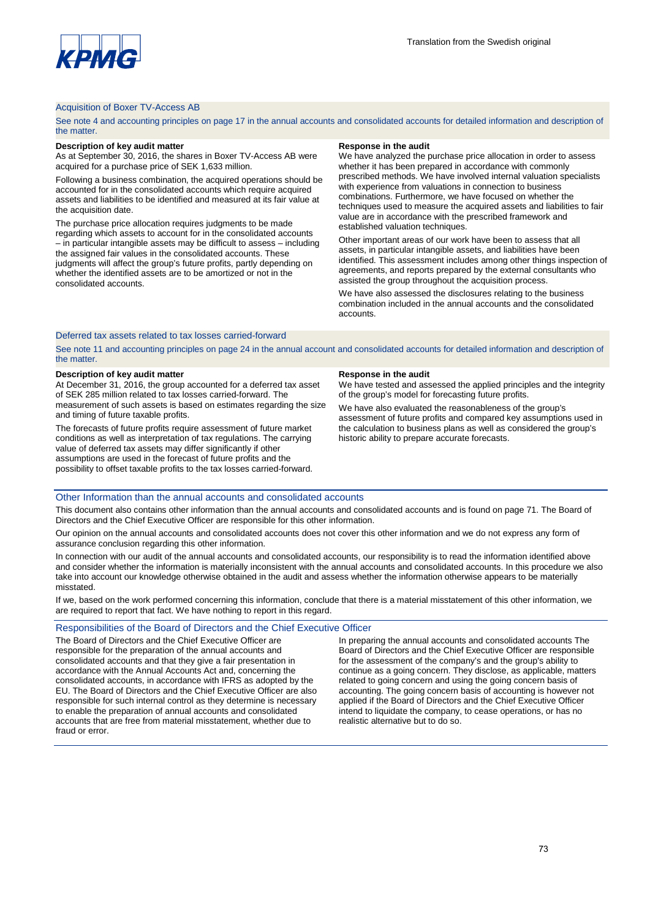### Acquisition of Boxer TV-Access AB

See note 4 and accounting principles on page 17 in the annual accounts and consolidated accounts for detailed information and description of the matter.

**Description of key audit matter**

As at September 30, 2016, the shares in Boxer TV-Access AB were acquired for a purchase price of SEK 1,633 million.

Following a business combination, the acquired operations should be accounted for in the consolidated accounts which require acquired assets and liabilities to be identified and measured at its fair value at the acquisition date.

The purchase price allocation requires judgments to be made regarding which assets to account for in the consolidated accounts – in particular intangible assets may be difficult to assess – including the assigned fair values in the consolidated accounts. These judgments will affect the group's future profits, partly depending on whether the identified assets are to be amortized or not in the consolidated accounts.

**Response in the audit**

We have analyzed the purchase price allocation in order to assess whether it has been prepared in accordance with commonly prescribed methods. We have involved internal valuation specialists with experience from valuations in connection to business combinations. Furthermore, we have focused on whether the techniques used to measure the acquired assets and liabilities to fair value are in accordance with the prescribed framework and established valuation techniques.

Other important areas of our work have been to assess that all assets, in particular intangible assets, and liabilities have been identified. This assessment includes among other things inspection of agreements, and reports prepared by the external consultants who assisted the group throughout the acquisition process.

We have also assessed the disclosures relating to the business combination included in the annual accounts and the consolidated accounts.

### Deferred tax assets related to tax losses carried-forward

See note 11 and accounting principles on page 24 in the annual account and consolidated accounts for detailed information and description of the matter.

**Description of key audit matter**

At December 31, 2016, the group accounted for a deferred tax asset of SEK 285 million related to tax losses carried-forward. The measurement of such assets is based on estimates regarding the size and timing of future taxable profits.

The forecasts of future profits require assessment of future market conditions as well as interpretation of tax regulations. The carrying value of deferred tax assets may differ significantly if other assumptions are used in the forecast of future profits and the possibility to offset taxable profits to the tax losses carried-forward.

**Response in the audit**

We have tested and assessed the applied principles and the integrity of the group's model for forecasting future profits.

We have also evaluated the reasonableness of the group's assessment of future profits and compared key assumptions used in the calculation to business plans as well as considered the group's historic ability to prepare accurate forecasts.

## Other Information than the annual accounts and consolidated accounts

This document also contains other information than the annual accounts and consolidated accounts and is found on page 71. The Board of Directors and the Chief Executive Officer are responsible for this other information.

Our opinion on the annual accounts and consolidated accounts does not cover this other information and we do not express any form of assurance conclusion regarding this other information.

In connection with our audit of the annual accounts and consolidated accounts, our responsibility is to read the information identified above and consider whether the information is materially inconsistent with the annual accounts and consolidated accounts. In this procedure we also take into account our knowledge otherwise obtained in the audit and assess whether the information otherwise appears to be materially misstated.

If we, based on the work performed concerning this information, conclude that there is a material misstatement of this other information, we are required to report that fact. We have nothing to report in this regard.

## Responsibilities of the Board of Directors and the Chief Executive Officer

The Board of Directors and the Chief Executive Officer are responsible for the preparation of the annual accounts and consolidated accounts and that they give a fair presentation in accordance with the Annual Accounts Act and, concerning the consolidated accounts, in accordance with IFRS as adopted by the EU. The Board of Directors and the Chief Executive Officer are also responsible for such internal control as they determine is necessary to enable the preparation of annual accounts and consolidated accounts that are free from material misstatement, whether due to fraud or error.

In preparing the annual accounts and consolidated accounts The Board of Directors and the Chief Executive Officer are responsible for the assessment of the company's and the group's ability to continue as a going concern. They disclose, as applicable, matters related to going concern and using the going concern basis of accounting. The going concern basis of accounting is however not applied if the Board of Directors and the Chief Executive Officer intend to liquidate the company, to cease operations, or has no realistic alternative but to do so.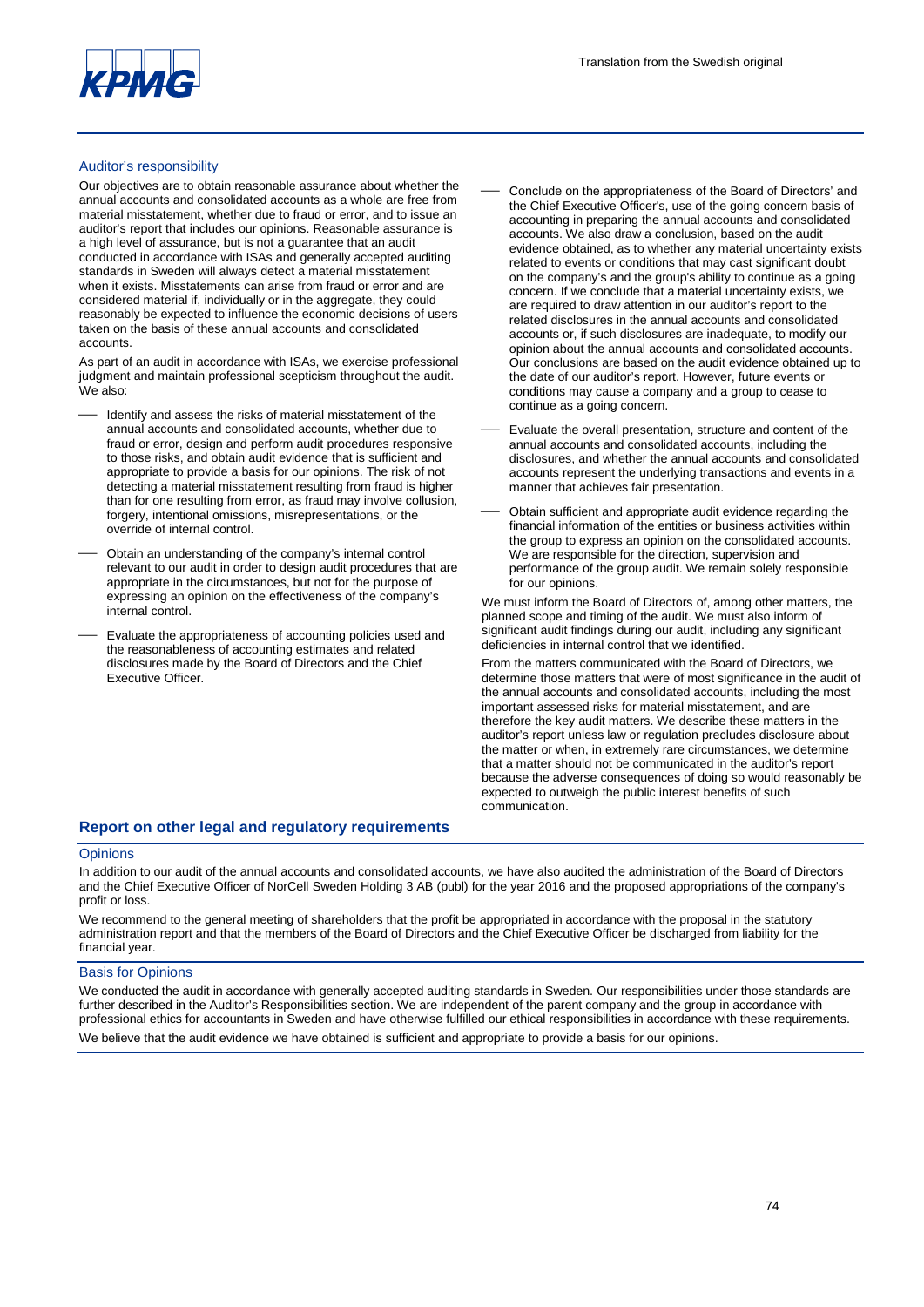### Auditor's responsibility

Our objectives are to obtain reasonable assurance about whether the annual accounts and consolidated accounts as a whole are free from material misstatement, whether due to fraud or error, and to issue an auditor's report that includes our opinions. Reasonable assurance is a high level of assurance, but is not a guarantee that an audit conducted in accordance with ISAs and generally accepted auditing standards in Sweden will always detect a material misstatement when it exists. Misstatements can arise from fraud or error and are considered material if, individually or in the aggregate, they could reasonably be expected to influence the economic decisions of users taken on the basis of these annual accounts and consolidated accounts.

As part of an audit in accordance with ISAs, we exercise professional judgment and maintain professional scepticism throughout the audit. We also:

- Identify and assess the risks of material misstatement of the annual accounts and consolidated accounts, whether due to fraud or error, design and perform audit procedures responsive to those risks, and obtain audit evidence that is sufficient and appropriate to provide a basis for our opinions. The risk of not detecting a material misstatement resulting from fraud is higher than for one resulting from error, as fraud may involve collusion, forgery, intentional omissions, misrepresentations, or the override of internal control.
- Obtain an understanding of the company's internal control relevant to our audit in order to design audit procedures that are appropriate in the circumstances, but not for the purpose of expressing an opinion on the effectiveness of the company's internal control.
- Evaluate the appropriateness of accounting policies used and the reasonableness of accounting estimates and related disclosures made by the Board of Directors and the Chief Executive Officer.
- Conclude on the appropriateness of the Board of Directors' and the Chief Executive Officer's, use of the going concern basis of accounting in preparing the annual accounts and consolidated accounts. We also draw a conclusion, based on the audit evidence obtained, as to whether any material uncertainty exists related to events or conditions that may cast significant doubt on the company's and the group's ability to continue as a going concern. If we conclude that a material uncertainty exists, we are required to draw attention in our auditor's report to the related disclosures in the annual accounts and consolidated accounts or, if such disclosures are inadequate, to modify our opinion about the annual accounts and consolidated accounts. Our conclusions are based on the audit evidence obtained up to the date of our auditor's report. However, future events or conditions may cause a company and a group to cease to continue as a going concern.
- Evaluate the overall presentation, structure and content of the annual accounts and consolidated accounts, including the disclosures, and whether the annual accounts and consolidated accounts represent the underlying transactions and events in a manner that achieves fair presentation.
- Obtain sufficient and appropriate audit evidence regarding the financial information of the entities or business activities within the group to express an opinion on the consolidated accounts. We are responsible for the direction, supervision and performance of the group audit. We remain solely responsible for our opinions.

We must inform the Board of Directors of, among other matters, the planned scope and timing of the audit. We must also inform of significant audit findings during our audit, including any significant deficiencies in internal control that we identified.

From the matters communicated with the Board of Directors, we determine those matters that were of most significance in the audit of the annual accounts and consolidated accounts, including the most important assessed risks for material misstatement, and are therefore the key audit matters. We describe these matters in the auditor's report unless law or regulation precludes disclosure about the matter or when, in extremely rare circumstances, we determine that a matter should not be communicated in the auditor's report because the adverse consequences of doing so would reasonably be expected to outweigh the public interest benefits of such communication.

## Report on other legal and regulatory requirements

### Opinions

In addition to our audit of the annual accounts and consolidated accounts, we have also audited the administration of the Board of Directors and the Chief Executive Officer of NorCell Sweden Holding 3 AB (publ) for the year 2016 and the proposed appropriations of the company's profit or loss.

We recommend to the general meeting of shareholders that the profit be appropriated in accordance with the proposal in the statutory administration report and that the members of the Board of Directors and the Chief Executive Officer be discharged from liability for the financial year.

### Basis for Opinions

We conducted the audit in accordance with generally accepted auditing standards in Sweden. Our responsibilities under those standards are further described in the Auditor's Responsibilities section. We are independent of the parent company and the group in accordance with professional ethics for accountants in Sweden and have otherwise fulfilled our ethical responsibilities in accordance with these requirements.

We believe that the audit evidence we have obtained is sufficient and appropriate to provide a basis for our opinions.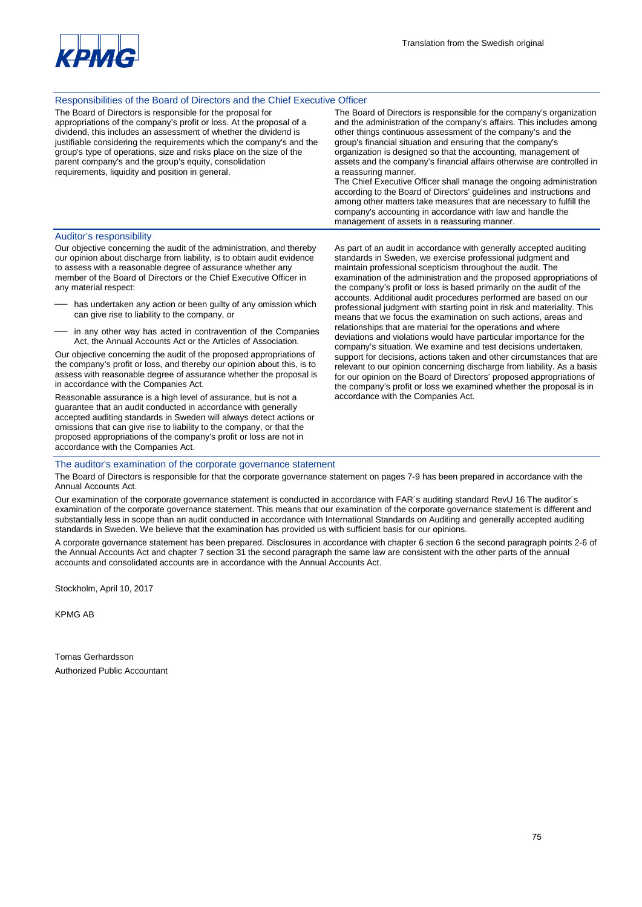Translation from the Swedish original

## Responsibilities of the Board of Directors and the Chief Executive Officer

The Board of Directors is responsible for the proposal for appropriations of the company's profit or loss. At the proposal of a dividend, this includes an assessment of whether the dividend is justifiable considering the requirements which the company's and the group's type of operations, size and risks place on the size of the parent company's and the group's equity, consolidation requirements, liquidity and position in general.

The Board of Directors is responsible for the company's organization and the administration of the company's affairs. This includes among other things continuous assessment of the company's and the group's financial situation and ensuring that the company's organization is designed so that the accounting, management of assets and the company's financial affairs otherwise are controlled in a reassuring manner.

The Chief Executive Officer shall manage the ongoing administration according to the Board of Directors' guidelines and instructions and among other matters take measures that are necessary to fulfill the company's accounting in accordance with law and handle the management of assets in a reassuring manner.

## Auditor's responsibility

Our objective concerning the audit of the administration, and thereby our opinion about discharge from liability, is to obtain audit evidence to assess with a reasonable degree of assurance whether any member of the Board of Directors or the Chief Executive Officer in any material respect:

- has undertaken any action or been guilty of any omission which can give rise to liability to the company, or
- in any other way has acted in contravention of the Companies Act, the Annual Accounts Act or the Articles of Association.

Our objective concerning the audit of the proposed appropriations of the company's profit or loss, and thereby our opinion about this, is to assess with reasonable degree of assurance whether the proposal is in accordance with the Companies Act.

Reasonable assurance is a high level of assurance, but is not a guarantee that an audit conducted in accordance with generally accepted auditing standards in Sweden will always detect actions or omissions that can give rise to liability to the company, or that the proposed appropriations of the company's profit or loss are not in accordance with the Companies Act.

As part of an audit in accordance with generally accepted auditing standards in Sweden, we exercise professional judgment and maintain professional scepticism throughout the audit. The examination of the administration and the proposed appropriations of the company's profit or loss is based primarily on the audit of the accounts. Additional audit procedures performed are based on our professional judgment with starting point in risk and materiality. This means that we focus the examination on such actions, areas and relationships that are material for the operations and where deviations and violations would have particular importance for the company's situation. We examine and test decisions undertaken, support for decisions, actions taken and other circumstances that are relevant to our opinion concerning discharge from liability. As a basis for our opinion on the Board of Directors' proposed appropriations of the company's profit or loss we examined whether the proposal is in accordance with the Companies Act.

## The auditor's examination of the corporate governance statement

The Board of Directors is responsible for that the corporate governance statement on pages 7-9 has been prepared in accordance with the Annual Accounts Act.

Our examination of the corporate governance statement is conducted in accordance with FAR´s auditing standard RevU 16 The auditor´s examination of the corporate governance statement. This means that our examination of the corporate governance statement is different and substantially less in scope than an audit conducted in accordance with International Standards on Auditing and generally accepted auditing standards in Sweden. We believe that the examination has provided us with sufficient basis for our opinions.

A corporate governance statement has been prepared. Disclosures in accordance with chapter 6 section 6 the second paragraph points 2-6 of the Annual Accounts Act and chapter 7 section 31 the second paragraph the same law are consistent with the other parts of the annual accounts and consolidated accounts are in accordance with the Annual Accounts Act.

Stockholm, April 10, 2017

KPMG AB

Tomas Gerhardsson
Authorized Public Accountant